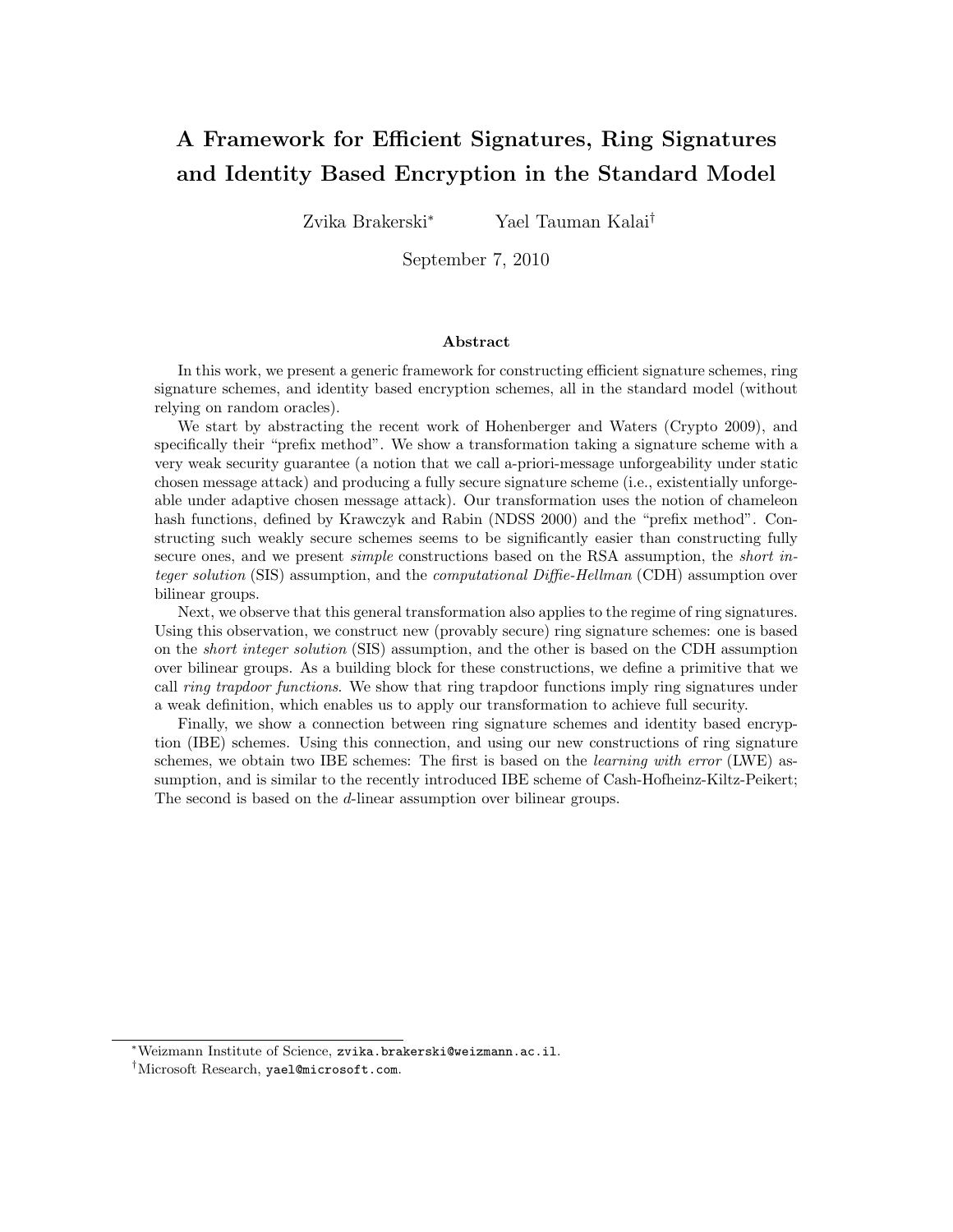# A Framework for Efficient Signatures, Ring Signatures and Identity Based Encryption in the Standard Model

Zvika Brakerski[*] Yael Tauman Kalai[†]

September 7, 2010

## Abstract

In this work, we present a generic framework for constructing efficient signature schemes, ring signature schemes, and identity based encryption schemes, all in the standard model (without relying on random oracles).

We start by abstracting the recent work of Hohenberger and Waters (Crypto 2009), and specifically their "prefix method". We show a transformation taking a signature scheme with a very weak security guarantee (a notion that we call a-priori-message unforgeability under static chosen message attack) and producing a fully secure signature scheme (i.e., existentially unforgeable under adaptive chosen message attack). Our transformation uses the notion of chameleon hash functions, defined by Krawczyk and Rabin (NDSS 2000) and the "prefix method". Constructing such weakly secure schemes seems to be significantly easier than constructing fully secure ones, and we present *simple* constructions based on the RSA assumption, the *short integer solution* (SIS) assumption, and the *computational Diffie-Hellman* (CDH) assumption over bilinear groups.

Next, we observe that this general transformation also applies to the regime of ring signatures. Using this observation, we construct new (provably secure) ring signature schemes: one is based on the *short integer solution* (SIS) assumption, and the other is based on the CDH assumption over bilinear groups. As a building block for these constructions, we define a primitive that we call *ring trapdoor functions*. We show that ring trapdoor functions imply ring signatures under a weak definition, which enables us to apply our transformation to achieve full security.

Finally, we show a connection between ring signature schemes and identity based encryption (IBE) schemes. Using this connection, and using our new constructions of ring signature schemes, we obtain two IBE schemes: The first is based on the *learning with error* (LWE) assumption, and is similar to the recently introduced IBE scheme of Cash-Hofheinz-Kiltz-Peikert; The second is based on the $d$-linear assumption over bilinear groups.

---

[*] Weizmann Institute of Science, zvika.brakerski@weizmann.ac.il.

[†] Microsoft Research, yael@microsoft.com.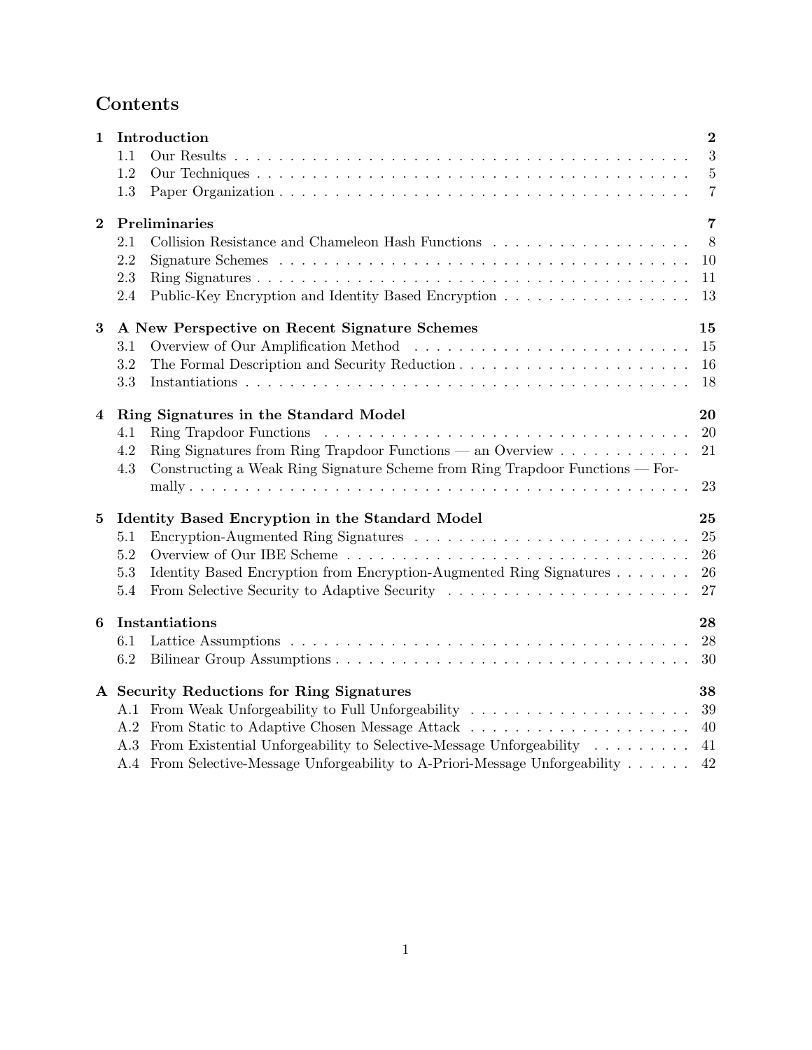# Contents

**1 Introduction** — **2**
- 1.1 Our Results — 3
- 1.2 Our Techniques — 5
- 1.3 Paper Organization — 7

**2 Preliminaries** — **7**
- 2.1 Collision Resistance and Chameleon Hash Functions — 8
- 2.2 Signature Schemes — 10
- 2.3 Ring Signatures — 11
- 2.4 Public-Key Encryption and Identity Based Encryption — 13

**3 A New Perspective on Recent Signature Schemes** — **15**
- 3.1 Overview of Our Amplification Method — 15
- 3.2 The Formal Description and Security Reduction — 16
- 3.3 Instantiations — 18

**4 Ring Signatures in the Standard Model** — **20**
- 4.1 Ring Trapdoor Functions — 20
- 4.2 Ring Signatures from Ring Trapdoor Functions — an Overview — 21
- 4.3 Constructing a Weak Ring Signature Scheme from Ring Trapdoor Functions — Formally — 23

**5 Identity Based Encryption in the Standard Model** — **25**
- 5.1 Encryption-Augmented Ring Signatures — 25
- 5.2 Overview of Our IBE Scheme — 26
- 5.3 Identity Based Encryption from Encryption-Augmented Ring Signatures — 26
- 5.4 From Selective Security to Adaptive Security — 27

**6 Instantiations** — **28**
- 6.1 Lattice Assumptions — 28
- 6.2 Bilinear Group Assumptions — 30

**A Security Reductions for Ring Signatures** — **38**
- A.1 From Weak Unforgeability to Full Unforgeability — 39
- A.2 From Static to Adaptive Chosen Message Attack — 40
- A.3 From Existential Unforgeability to Selective-Message Unforgeability — 41
- A.4 From Selective-Message Unforgeability to A-Priori-Message Unforgeability — 42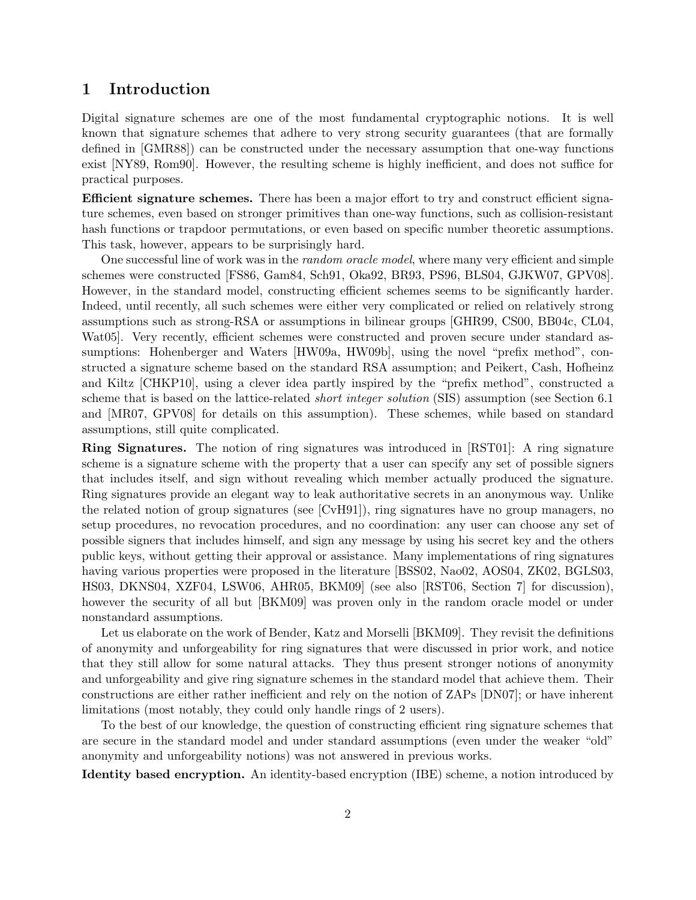# 1 Introduction

Digital signature schemes are one of the most fundamental cryptographic notions. It is well known that signature schemes that adhere to very strong security guarantees (that are formally defined in [GMR88]) can be constructed under the necessary assumption that one-way functions exist [NY89, Rom90]. However, the resulting scheme is highly inefficient, and does not suffice for practical purposes.

**Efficient signature schemes.** There has been a major effort to try and construct efficient signature schemes, even based on stronger primitives than one-way functions, such as collision-resistant hash functions or trapdoor permutations, or even based on specific number theoretic assumptions. This task, however, appears to be surprisingly hard.

One successful line of work was in the *random oracle model*, where many very efficient and simple schemes were constructed [FS86, Gam84, Sch91, Oka92, BR93, PS96, BLS04, GJKW07, GPV08]. However, in the standard model, constructing efficient schemes seems to be significantly harder. Indeed, until recently, all such schemes were either very complicated or relied on relatively strong assumptions such as strong-RSA or assumptions in bilinear groups [GHR99, CS00, BB04c, CL04, Wat05]. Very recently, efficient schemes were constructed and proven secure under standard assumptions: Hohenberger and Waters [HW09a, HW09b], using the novel "prefix method", constructed a signature scheme based on the standard RSA assumption; and Peikert, Cash, Hofheinz and Kiltz [CHKP10], using a clever idea partly inspired by the "prefix method", constructed a scheme that is based on the lattice-related *short integer solution* (SIS) assumption (see Section 6.1 and [MR07, GPV08] for details on this assumption). These schemes, while based on standard assumptions, still quite complicated.

**Ring Signatures.** The notion of ring signatures was introduced in [RST01]: A ring signature scheme is a signature scheme with the property that a user can specify any set of possible signers that includes itself, and sign without revealing which member actually produced the signature. Ring signatures provide an elegant way to leak authoritative secrets in an anonymous way. Unlike the related notion of group signatures (see [CvH91]), ring signatures have no group managers, no setup procedures, no revocation procedures, and no coordination: any user can choose any set of possible signers that includes himself, and sign any message by using his secret key and the others public keys, without getting their approval or assistance. Many implementations of ring signatures having various properties were proposed in the literature [BSS02, Nao02, AOS04, ZK02, BGLS03, HS03, DKNS04, XZF04, LSW06, AHR05, BKM09] (see also [RST06, Section 7] for discussion), however the security of all but [BKM09] was proven only in the random oracle model or under nonstandard assumptions.

Let us elaborate on the work of Bender, Katz and Morselli [BKM09]. They revisit the definitions of anonymity and unforgeability for ring signatures that were discussed in prior work, and notice that they still allow for some natural attacks. They thus present stronger notions of anonymity and unforgeability and give ring signature schemes in the standard model that achieve them. Their constructions are either rather inefficient and rely on the notion of ZAPs [DN07]; or have inherent limitations (most notably, they could only handle rings of 2 users).

To the best of our knowledge, the question of constructing efficient ring signature schemes that are secure in the standard model and under standard assumptions (even under the weaker "old" anonymity and unforgeability notions) was not answered in previous works.

**Identity based encryption.** An identity-based encryption (IBE) scheme, a notion introduced by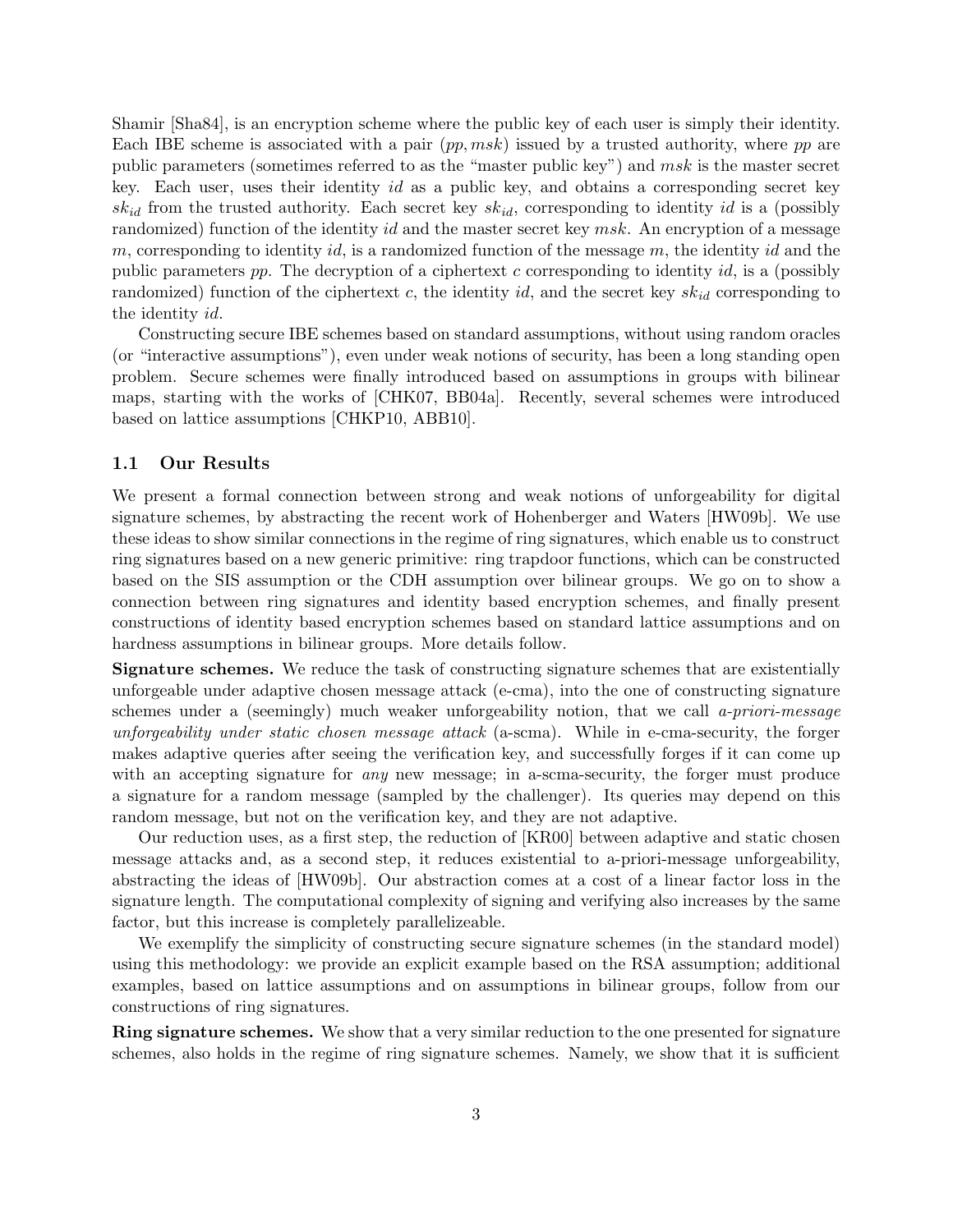Shamir [Sha84], is an encryption scheme where the public key of each user is simply their identity. Each IBE scheme is associated with a pair $(pp, msk)$ issued by a trusted authority, where $pp$ are public parameters (sometimes referred to as the "master public key") and $msk$ is the master secret key. Each user, uses their identity $id$ as a public key, and obtains a corresponding secret key $sk_{id}$ from the trusted authority. Each secret key $sk_{id}$, corresponding to identity $id$ is a (possibly randomized) function of the identity $id$ and the master secret key $msk$. An encryption of a message $m$, corresponding to identity $id$, is a randomized function of the message $m$, the identity $id$ and the public parameters $pp$. The decryption of a ciphertext $c$ corresponding to identity $id$, is a (possibly randomized) function of the ciphertext $c$, the identity $id$, and the secret key $sk_{id}$ corresponding to the identity $id$.

Constructing secure IBE schemes based on standard assumptions, without using random oracles (or "interactive assumptions"), even under weak notions of security, has been a long standing open problem. Secure schemes were finally introduced based on assumptions in groups with bilinear maps, starting with the works of [CHK07, BB04a]. Recently, several schemes were introduced based on lattice assumptions [CHKP10, ABB10].

## 1.1 Our Results

We present a formal connection between strong and weak notions of unforgeability for digital signature schemes, by abstracting the recent work of Hohenberger and Waters [HW09b]. We use these ideas to show similar connections in the regime of ring signatures, which enable us to construct ring signatures based on a new generic primitive: ring trapdoor functions, which can be constructed based on the SIS assumption or the CDH assumption over bilinear groups. We go on to show a connection between ring signatures and identity based encryption schemes, and finally present constructions of identity based encryption schemes based on standard lattice assumptions and on hardness assumptions in bilinear groups. More details follow.

**Signature schemes.** We reduce the task of constructing signature schemes that are existentially unforgeable under adaptive chosen message attack (e-cma), into the one of constructing signature schemes under a (seemingly) much weaker unforgeability notion, that we call *a-priori-message unforgeability under static chosen message attack* (a-scma). While in e-cma-security, the forger makes adaptive queries after seeing the verification key, and successfully forges if it can come up with an accepting signature for *any* new message; in a-scma-security, the forger must produce a signature for a random message (sampled by the challenger). Its queries may depend on this random message, but not on the verification key, and they are not adaptive.

Our reduction uses, as a first step, the reduction of [KR00] between adaptive and static chosen message attacks and, as a second step, it reduces existential to a-priori-message unforgeability, abstracting the ideas of [HW09b]. Our abstraction comes at a cost of a linear factor loss in the signature length. The computational complexity of signing and verifying also increases by the same factor, but this increase is completely parallelizeable.

We exemplify the simplicity of constructing secure signature schemes (in the standard model) using this methodology: we provide an explicit example based on the RSA assumption; additional examples, based on lattice assumptions and on assumptions in bilinear groups, follow from our constructions of ring signatures.

**Ring signature schemes.** We show that a very similar reduction to the one presented for signature schemes, also holds in the regime of ring signature schemes. Namely, we show that it is sufficient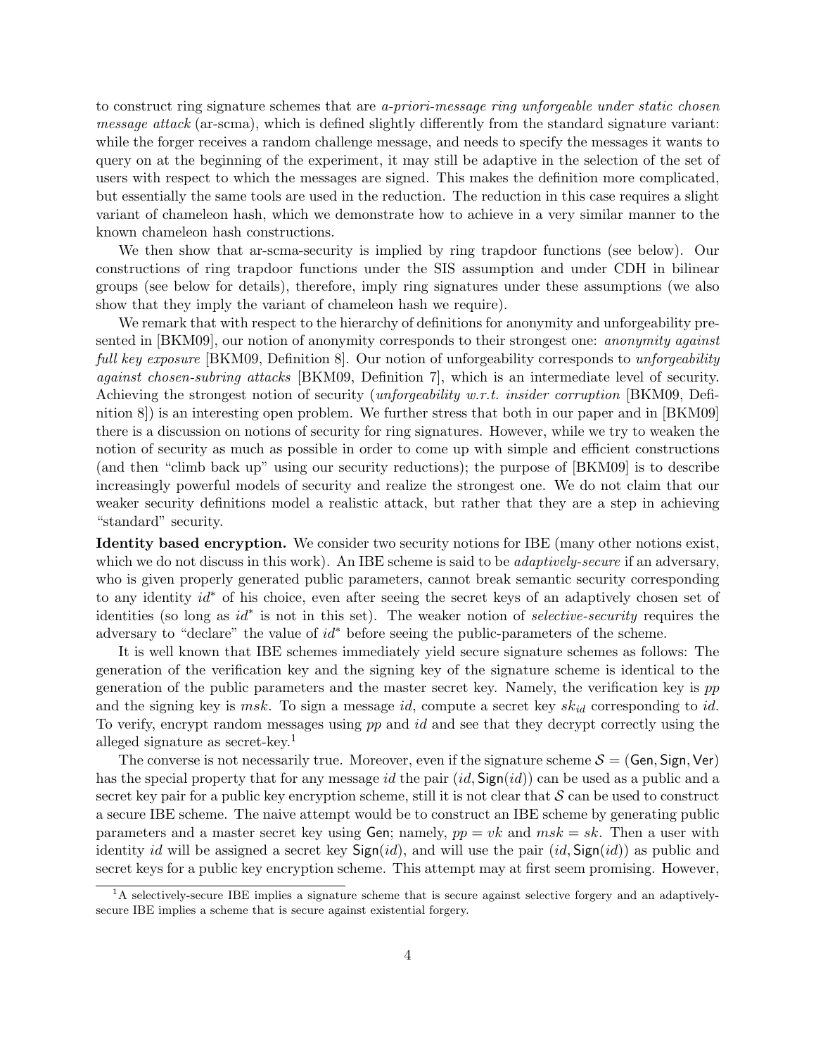to construct ring signature schemes that are *a-priori-message ring unforgeable under static chosen message attack* (ar-scma), which is defined slightly differently from the standard signature variant: while the forger receives a random challenge message, and needs to specify the messages it wants to query on at the beginning of the experiment, it may still be adaptive in the selection of the set of users with respect to which the messages are signed. This makes the definition more complicated, but essentially the same tools are used in the reduction. The reduction in this case requires a slight variant of chameleon hash, which we demonstrate how to achieve in a very similar manner to the known chameleon hash constructions.

We then show that ar-scma-security is implied by ring trapdoor functions (see below). Our constructions of ring trapdoor functions under the SIS assumption and under CDH in bilinear groups (see below for details), therefore, imply ring signatures under these assumptions (we also show that they imply the variant of chameleon hash we require).

We remark that with respect to the hierarchy of definitions for anonymity and unforgeability presented in [BKM09], our notion of anonymity corresponds to their strongest one: *anonymity against full key exposure* [BKM09, Definition 8]. Our notion of unforgeability corresponds to *unforgeability against chosen-subring attacks* [BKM09, Definition 7], which is an intermediate level of security. Achieving the strongest notion of security (*unforgeability w.r.t. insider corruption* [BKM09, Definition 8]) is an interesting open problem. We further stress that both in our paper and in [BKM09] there is a discussion on notions of security for ring signatures. However, while we try to weaken the notion of security as much as possible in order to come up with simple and efficient constructions (and then "climb back up" using our security reductions); the purpose of [BKM09] is to describe increasingly powerful models of security and realize the strongest one. We do not claim that our weaker security definitions model a realistic attack, but rather that they are a step in achieving "standard" security.

**Identity based encryption.** We consider two security notions for IBE (many other notions exist, which we do not discuss in this work). An IBE scheme is said to be *adaptively-secure* if an adversary, who is given properly generated public parameters, cannot break semantic security corresponding to any identity $id^*$ of his choice, even after seeing the secret keys of an adaptively chosen set of identities (so long as $id^*$ is not in this set). The weaker notion of *selective-security* requires the adversary to "declare" the value of $id^*$ before seeing the public-parameters of the scheme.

It is well known that IBE schemes immediately yield secure signature schemes as follows: The generation of the verification key and the signing key of the signature scheme is identical to the generation of the public parameters and the master secret key. Namely, the verification key is $pp$ and the signing key is $msk$. To sign a message $id$, compute a secret key $sk_{id}$ corresponding to $id$. To verify, encrypt random messages using $pp$ and $id$ and see that they decrypt correctly using the alleged signature as secret-key.[1]

The converse is not necessarily true. Moreover, even if the signature scheme $\mathcal{S} = (\mathsf{Gen}, \mathsf{Sign}, \mathsf{Ver})$ has the special property that for any message $id$ the pair $(id, \mathsf{Sign}(id))$ can be used as a public and a secret key pair for a public key encryption scheme, still it is not clear that $\mathcal{S}$ can be used to construct a secure IBE scheme. The naive attempt would be to construct an IBE scheme by generating public parameters and a master secret key using $\mathsf{Gen}$; namely, $pp = vk$ and $msk = sk$. Then a user with identity $id$ will be assigned a secret key $\mathsf{Sign}(id)$, and will use the pair $(id, \mathsf{Sign}(id))$ as public and secret keys for a public key encryption scheme. This attempt may at first seem promising. However,

[1] A selectively-secure IBE implies a signature scheme that is secure against selective forgery and an adaptively-secure IBE implies a scheme that is secure against existential forgery.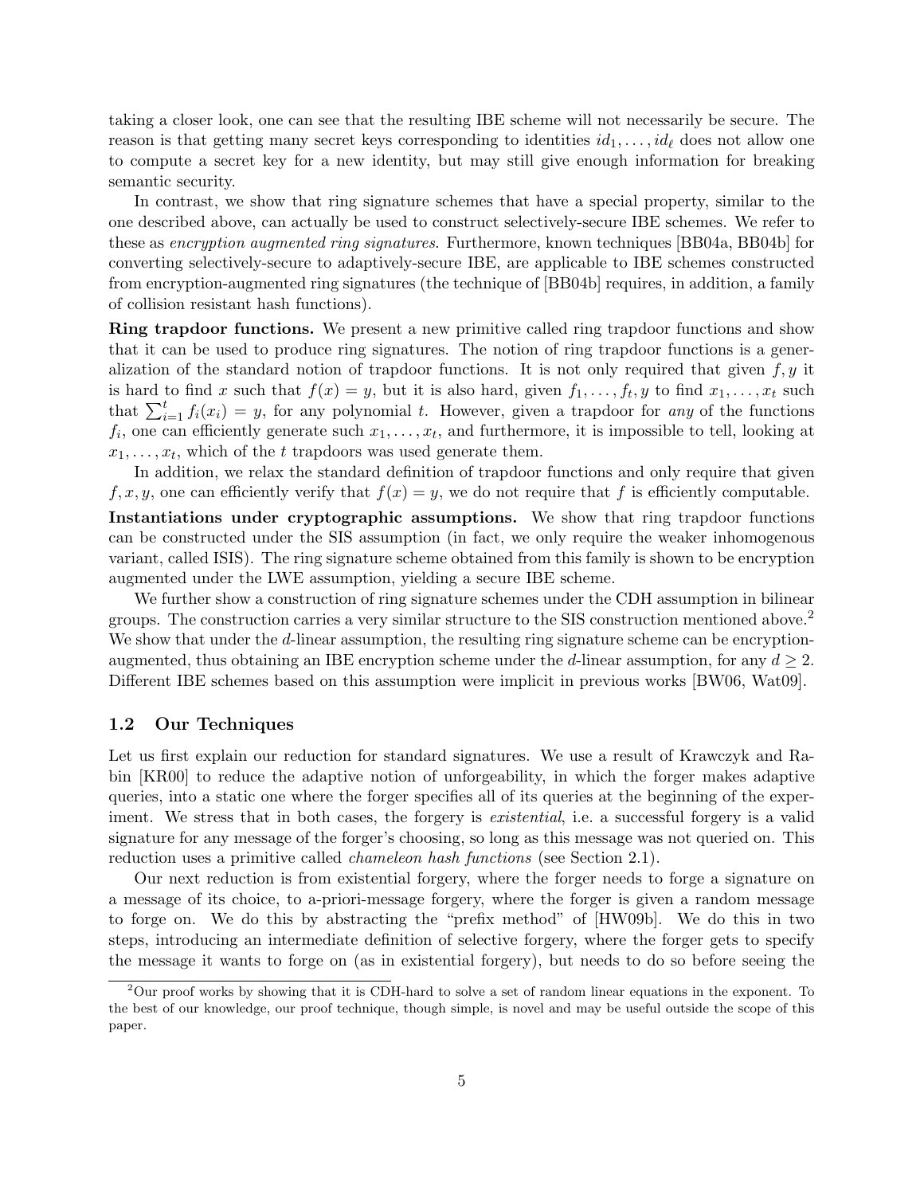taking a closer look, one can see that the resulting IBE scheme will not necessarily be secure. The reason is that getting many secret keys corresponding to identities $id_1, \ldots, id_\ell$ does not allow one to compute a secret key for a new identity, but may still give enough information for breaking semantic security.

In contrast, we show that ring signature schemes that have a special property, similar to the one described above, can actually be used to construct selectively-secure IBE schemes. We refer to these as *encryption augmented ring signatures*. Furthermore, known techniques [BB04a, BB04b] for converting selectively-secure to adaptively-secure IBE, are applicable to IBE schemes constructed from encryption-augmented ring signatures (the technique of [BB04b] requires, in addition, a family of collision resistant hash functions).

**Ring trapdoor functions.** We present a new primitive called ring trapdoor functions and show that it can be used to produce ring signatures. The notion of ring trapdoor functions is a generalization of the standard notion of trapdoor functions. It is not only required that given $f, y$ it is hard to find $x$ such that $f(x) = y$, but it is also hard, given $f_1, \ldots, f_t, y$ to find $x_1, \ldots, x_t$ such that $\sum_{i=1}^{t} f_i(x_i) = y$, for any polynomial $t$. However, given a trapdoor for *any* of the functions $f_i$, one can efficiently generate such $x_1, \ldots, x_t$, and furthermore, it is impossible to tell, looking at $x_1, \ldots, x_t$, which of the $t$ trapdoors was used generate them.

In addition, we relax the standard definition of trapdoor functions and only require that given $f, x, y$, one can efficiently verify that $f(x) = y$, we do not require that $f$ is efficiently computable.

**Instantiations under cryptographic assumptions.** We show that ring trapdoor functions can be constructed under the SIS assumption (in fact, we only require the weaker inhomogenous variant, called ISIS). The ring signature scheme obtained from this family is shown to be encryption augmented under the LWE assumption, yielding a secure IBE scheme.

We further show a construction of ring signature schemes under the CDH assumption in bilinear groups. The construction carries a very similar structure to the SIS construction mentioned above.[2] We show that under the $d$-linear assumption, the resulting ring signature scheme can be encryption-augmented, thus obtaining an IBE encryption scheme under the $d$-linear assumption, for any $d \geq 2$. Different IBE schemes based on this assumption were implicit in previous works [BW06, Wat09].

## 1.2 Our Techniques

Let us first explain our reduction for standard signatures. We use a result of Krawczyk and Rabin [KR00] to reduce the adaptive notion of unforgeability, in which the forger makes adaptive queries, into a static one where the forger specifies all of its queries at the beginning of the experiment. We stress that in both cases, the forgery is *existential*, i.e. a successful forgery is a valid signature for any message of the forger's choosing, so long as this message was not queried on. This reduction uses a primitive called *chameleon hash functions* (see Section 2.1).

Our next reduction is from existential forgery, where the forger needs to forge a signature on a message of its choice, to a-priori-message forgery, where the forger is given a random message to forge on. We do this by abstracting the "prefix method" of [HW09b]. We do this in two steps, introducing an intermediate definition of selective forgery, where the forger gets to specify the message it wants to forge on (as in existential forgery), but needs to do so before seeing the

[2] Our proof works by showing that it is CDH-hard to solve a set of random linear equations in the exponent. To the best of our knowledge, our proof technique, though simple, is novel and may be useful outside the scope of this paper.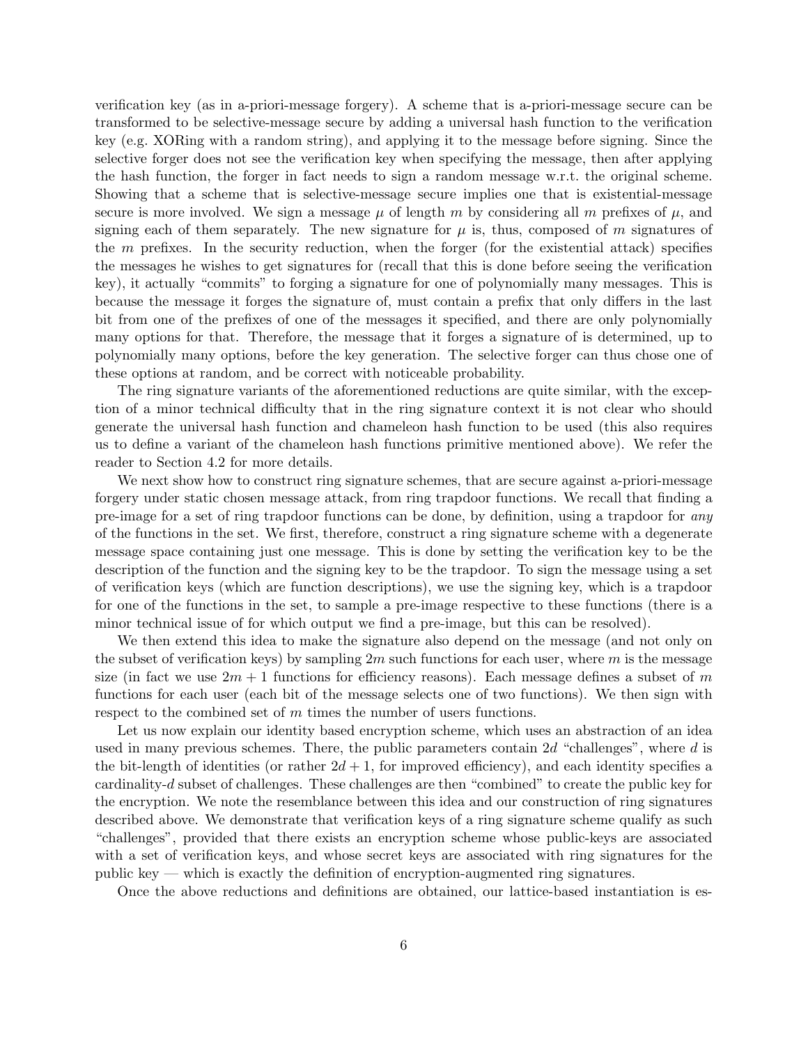verification key (as in a-priori-message forgery). A scheme that is a-priori-message secure can be transformed to be selective-message secure by adding a universal hash function to the verification key (e.g. XORing with a random string), and applying it to the message before signing. Since the selective forger does not see the verification key when specifying the message, then after applying the hash function, the forger in fact needs to sign a random message w.r.t. the original scheme. Showing that a scheme that is selective-message secure implies one that is existential-message secure is more involved. We sign a message $\mu$ of length $m$ by considering all $m$ prefixes of $\mu$, and signing each of them separately. The new signature for $\mu$ is, thus, composed of $m$ signatures of the $m$ prefixes. In the security reduction, when the forger (for the existential attack) specifies the messages he wishes to get signatures for (recall that this is done before seeing the verification key), it actually "commits" to forging a signature for one of polynomially many messages. This is because the message it forges the signature of, must contain a prefix that only differs in the last bit from one of the prefixes of one of the messages it specified, and there are only polynomially many options for that. Therefore, the message that it forges a signature of is determined, up to polynomially many options, before the key generation. The selective forger can thus chose one of these options at random, and be correct with noticeable probability.

The ring signature variants of the aforementioned reductions are quite similar, with the exception of a minor technical difficulty that in the ring signature context it is not clear who should generate the universal hash function and chameleon hash function to be used (this also requires us to define a variant of the chameleon hash functions primitive mentioned above). We refer the reader to Section 4.2 for more details.

We next show how to construct ring signature schemes, that are secure against a-priori-message forgery under static chosen message attack, from ring trapdoor functions. We recall that finding a pre-image for a set of ring trapdoor functions can be done, by definition, using a trapdoor for *any* of the functions in the set. We first, therefore, construct a ring signature scheme with a degenerate message space containing just one message. This is done by setting the verification key to be the description of the function and the signing key to be the trapdoor. To sign the message using a set of verification keys (which are function descriptions), we use the signing key, which is a trapdoor for one of the functions in the set, to sample a pre-image respective to these functions (there is a minor technical issue of for which output we find a pre-image, but this can be resolved).

We then extend this idea to make the signature also depend on the message (and not only on the subset of verification keys) by sampling $2m$ such functions for each user, where $m$ is the message size (in fact we use $2m+1$ functions for efficiency reasons). Each message defines a subset of $m$ functions for each user (each bit of the message selects one of two functions). We then sign with respect to the combined set of $m$ times the number of users functions.

Let us now explain our identity based encryption scheme, which uses an abstraction of an idea used in many previous schemes. There, the public parameters contain $2d$ "challenges", where $d$ is the bit-length of identities (or rather $2d+1$, for improved efficiency), and each identity specifies a cardinality-$d$ subset of challenges. These challenges are then "combined" to create the public key for the encryption. We note the resemblance between this idea and our construction of ring signatures described above. We demonstrate that verification keys of a ring signature scheme qualify as such "challenges", provided that there exists an encryption scheme whose public-keys are associated with a set of verification keys, and whose secret keys are associated with ring signatures for the public key — which is exactly the definition of encryption-augmented ring signatures.

Once the above reductions and definitions are obtained, our lattice-based instantiation is es-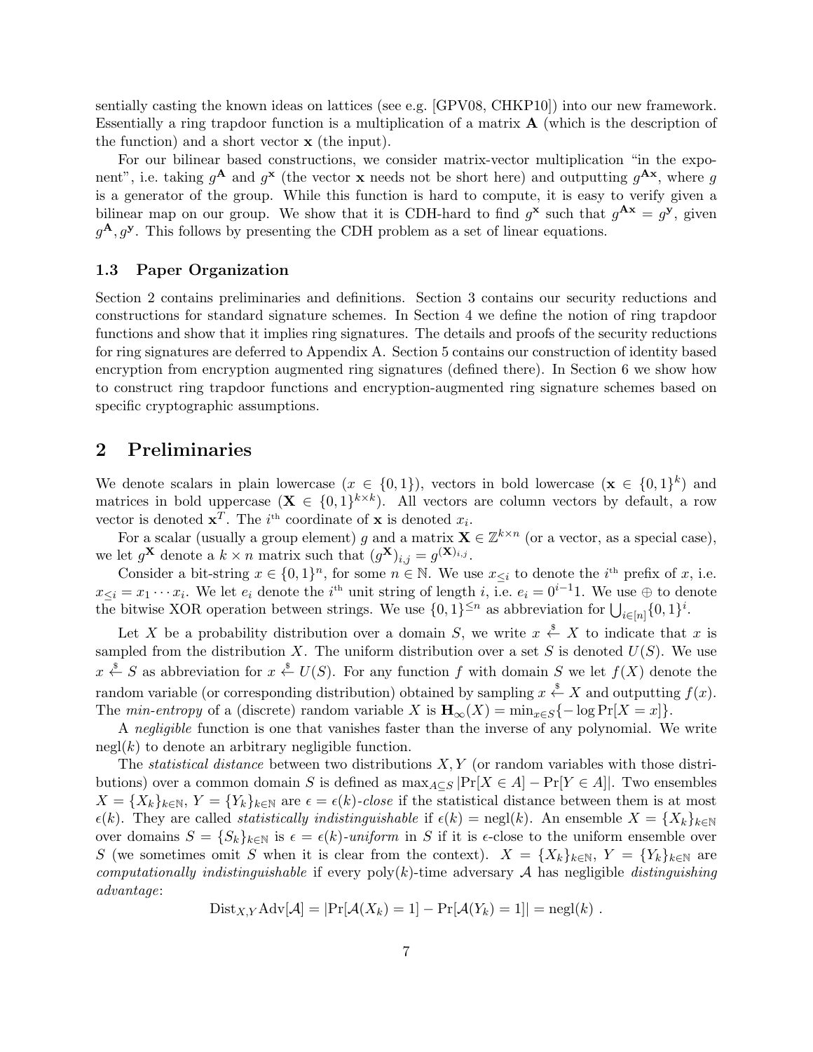sentially casting the known ideas on lattices (see e.g. [GPV08, CHKP10]) into our new framework. Essentially a ring trapdoor function is a multiplication of a matrix $\mathbf{A}$ (which is the description of the function) and a short vector $\mathbf{x}$ (the input).

For our bilinear based constructions, we consider matrix-vector multiplication "in the exponent", i.e. taking $g^{\mathbf{A}}$ and $g^{\mathbf{x}}$ (the vector $\mathbf{x}$ needs not be short here) and outputting $g^{\mathbf{A}\mathbf{x}}$, where $g$ is a generator of the group. While this function is hard to compute, it is easy to verify given a bilinear map on our group. We show that it is CDH-hard to find $g^{\mathbf{x}}$ such that $g^{\mathbf{A}\mathbf{x}} = g^{\mathbf{y}}$, given $g^{\mathbf{A}}, g^{\mathbf{y}}$. This follows by presenting the CDH problem as a set of linear equations.

### 1.3 Paper Organization

Section 2 contains preliminaries and definitions. Section 3 contains our security reductions and constructions for standard signature schemes. In Section 4 we define the notion of ring trapdoor functions and show that it implies ring signatures. The details and proofs of the security reductions for ring signatures are deferred to Appendix A. Section 5 contains our construction of identity based encryption from encryption augmented ring signatures (defined there). In Section 6 we show how to construct ring trapdoor functions and encryption-augmented ring signature schemes based on specific cryptographic assumptions.

## 2 Preliminaries

We denote scalars in plain lowercase ($x \in \{0,1\}$), vectors in bold lowercase ($\mathbf{x} \in \{0,1\}^k$) and matrices in bold uppercase ($\mathbf{X} \in \{0,1\}^{k \times k}$). All vectors are column vectors by default, a row vector is denoted $\mathbf{x}^T$. The $i^{\text{th}}$ coordinate of $\mathbf{x}$ is denoted $x_i$.

For a scalar (usually a group element) $g$ and a matrix $\mathbf{X} \in \mathbb{Z}^{k \times n}$ (or a vector, as a special case), we let $g^{\mathbf{X}}$ denote a $k \times n$ matrix such that $(g^{\mathbf{X}})_{i,j} = g^{(\mathbf{X})_{i,j}}$.

Consider a bit-string $x \in \{0,1\}^n$, for some $n \in \mathbb{N}$. We use $x_{\leq i}$ to denote the $i^{\text{th}}$ prefix of $x$, i.e. $x_{\leq i} = x_1 \cdots x_i$. We let $e_i$ denote the $i^{\text{th}}$ unit string of length $i$, i.e. $e_i = 0^{i-1}1$. We use $\oplus$ to denote the bitwise XOR operation between strings. We use $\{0,1\}^{\leq n}$ as abbreviation for $\bigcup_{i \in [n]} \{0,1\}^i$.

Let $X$ be a probability distribution over a domain $S$, we write $x \stackrel{\$}{\leftarrow} X$ to indicate that $x$ is sampled from the distribution $X$. The uniform distribution over a set $S$ is denoted $U(S)$. We use $x \stackrel{\$}{\leftarrow} S$ as abbreviation for $x \stackrel{\$}{\leftarrow} U(S)$. For any function $f$ with domain $S$ we let $f(X)$ denote the random variable (or corresponding distribution) obtained by sampling $x \stackrel{\$}{\leftarrow} X$ and outputting $f(x)$. The *min-entropy* of a (discrete) random variable $X$ is $\mathbf{H}_\infty(X) = \min_{x \in S}\{-\log \Pr[X = x]\}$.

A *negligible* function is one that vanishes faster than the inverse of any polynomial. We write $\text{negl}(k)$ to denote an arbitrary negligible function.

The *statistical distance* between two distributions $X, Y$ (or random variables with those distributions) over a common domain $S$ is defined as $\max_{A \subseteq S} |\Pr[X \in A] - \Pr[Y \in A]|$. Two ensembles $X = \{X_k\}_{k \in \mathbb{N}}$, $Y = \{Y_k\}_{k \in \mathbb{N}}$ are $\epsilon = \epsilon(k)$-*close* if the statistical distance between them is at most $\epsilon(k)$. They are called *statistically indistinguishable* if $\epsilon(k) = \text{negl}(k)$. An ensemble $X = \{X_k\}_{k \in \mathbb{N}}$ over domains $S = \{S_k\}_{k \in \mathbb{N}}$ is $\epsilon = \epsilon(k)$-*uniform* in $S$ if it is $\epsilon$-close to the uniform ensemble over $S$ (we sometimes omit $S$ when it is clear from the context). $X = \{X_k\}_{k \in \mathbb{N}}$, $Y = \{Y_k\}_{k \in \mathbb{N}}$ are *computationally indistinguishable* if every $\text{poly}(k)$-time adversary $\mathcal{A}$ has negligible *distinguishing advantage*:

$$\text{Dist}_{X,Y}\text{Adv}[\mathcal{A}] = |\Pr[\mathcal{A}(X_k) = 1] - \Pr[\mathcal{A}(Y_k) = 1]| = \text{negl}(k) \ .$$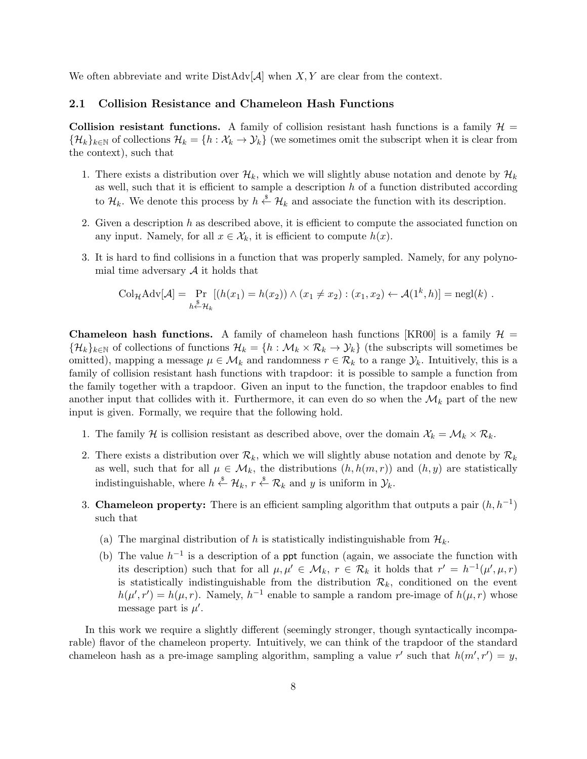We often abbreviate and write $\text{DistAdv}[\mathcal{A}]$ when $X, Y$ are clear from the context.

### 2.1 Collision Resistance and Chameleon Hash Functions

**Collision resistant functions.** A family of collision resistant hash functions is a family $\mathcal{H} = \{\mathcal{H}_k\}_{k\in\mathbb{N}}$ of collections $\mathcal{H}_k = \{h : \mathcal{X}_k \to \mathcal{Y}_k\}$ (we sometimes omit the subscript when it is clear from the context), such that

1. There exists a distribution over $\mathcal{H}_k$, which we will slightly abuse notation and denote by $\mathcal{H}_k$ as well, such that it is efficient to sample a description $h$ of a function distributed according to $\mathcal{H}_k$. We denote this process by $h \xleftarrow{\$} \mathcal{H}_k$ and associate the function with its description.
2. Given a description $h$ as described above, it is efficient to compute the associated function on any input. Namely, for all $x \in \mathcal{X}_k$, it is efficient to compute $h(x)$.
3. It is hard to find collisions in a function that was properly sampled. Namely, for any polynomial time adversary $\mathcal{A}$ it holds that

$$\text{Col}_{\mathcal{H}}\text{Adv}[\mathcal{A}] = \Pr_{h \xleftarrow{\$} \mathcal{H}_k}[(h(x_1) = h(x_2)) \wedge (x_1 \neq x_2) : (x_1, x_2) \leftarrow \mathcal{A}(1^k, h)] = \text{negl}(k) \ .$$

**Chameleon hash functions.** A family of chameleon hash functions [KR00] is a family $\mathcal{H} = \{\mathcal{H}_k\}_{k\in\mathbb{N}}$ of collections of functions $\mathcal{H}_k = \{h : \mathcal{M}_k \times \mathcal{R}_k \to \mathcal{Y}_k\}$ (the subscripts will sometimes be omitted), mapping a message $\mu \in \mathcal{M}_k$ and randomness $r \in \mathcal{R}_k$ to a range $\mathcal{Y}_k$. Intuitively, this is a family of collision resistant hash functions with trapdoor: it is possible to sample a function from the family together with a trapdoor. Given an input to the function, the trapdoor enables to find another input that collides with it. Furthermore, it can even do so when the $\mathcal{M}_k$ part of the new input is given. Formally, we require that the following hold.

1. The family $\mathcal{H}$ is collision resistant as described above, over the domain $\mathcal{X}_k = \mathcal{M}_k \times \mathcal{R}_k$.
2. There exists a distribution over $\mathcal{R}_k$, which we will slightly abuse notation and denote by $\mathcal{R}_k$ as well, such that for all $\mu \in \mathcal{M}_k$, the distributions $(h, h(m, r))$ and $(h, y)$ are statistically indistinguishable, where $h \xleftarrow{\$} \mathcal{H}_k$, $r \xleftarrow{\$} \mathcal{R}_k$ and $y$ is uniform in $\mathcal{Y}_k$.
3. **Chameleon property:** There is an efficient sampling algorithm that outputs a pair $(h, h^{-1})$ such that
   (a) The marginal distribution of $h$ is statistically indistinguishable from $\mathcal{H}_k$.
   (b) The value $h^{-1}$ is a description of a ppt function (again, we associate the function with its description) such that for all $\mu, \mu' \in \mathcal{M}_k$, $r \in \mathcal{R}_k$ it holds that $r' = h^{-1}(\mu', \mu, r)$ is statistically indistinguishable from the distribution $\mathcal{R}_k$, conditioned on the event $h(\mu', r') = h(\mu, r)$. Namely, $h^{-1}$ enable to sample a random pre-image of $h(\mu, r)$ whose message part is $\mu'$.

In this work we require a slightly different (seemingly stronger, though syntactically incomparable) flavor of the chameleon property. Intuitively, we can think of the trapdoor of the standard chameleon hash as a pre-image sampling algorithm, sampling a value $r'$ such that $h(m', r') = y$,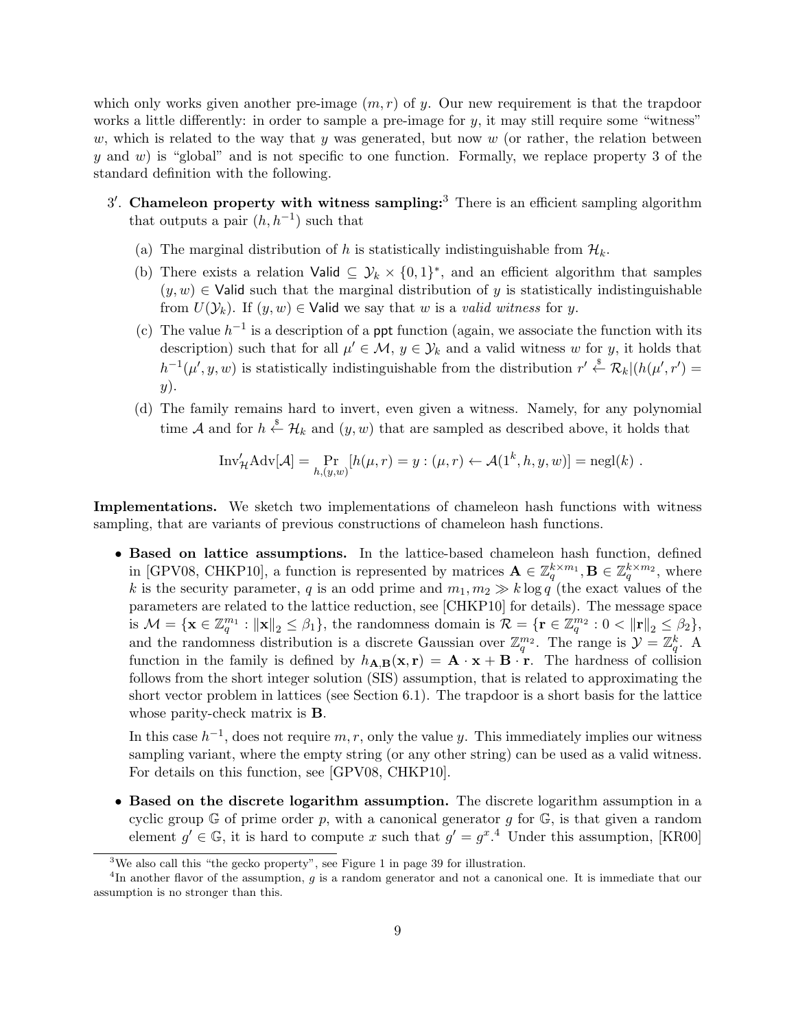which only works given another pre-image $(m, r)$ of $y$. Our new requirement is that the trapdoor works a little differently: in order to sample a pre-image for $y$, it may still require some "witness" $w$, which is related to the way that $y$ was generated, but now $w$ (or rather, the relation between $y$ and $w$) is "global" and is not specific to one function. Formally, we replace property 3 of the standard definition with the following.

3′. **Chameleon property with witness sampling:**[3] There is an efficient sampling algorithm that outputs a pair $(h, h^{-1})$ such that

  (a) The marginal distribution of $h$ is statistically indistinguishable from $\mathcal{H}_k$.

  (b) There exists a relation $\mathsf{Valid} \subseteq \mathcal{Y}_k \times \{0,1\}^*$, and an efficient algorithm that samples $(y, w) \in \mathsf{Valid}$ such that the marginal distribution of $y$ is statistically indistinguishable from $U(\mathcal{Y}_k)$. If $(y, w) \in \mathsf{Valid}$ we say that $w$ is a *valid witness* for $y$.

  (c) The value $h^{-1}$ is a description of a $\mathsf{ppt}$ function (again, we associate the function with its description) such that for all $\mu' \in \mathcal{M}$, $y \in \mathcal{Y}_k$ and a valid witness $w$ for $y$, it holds that $h^{-1}(\mu', y, w)$ is statistically indistinguishable from the distribution $r' \stackrel{\$}{\leftarrow} \mathcal{R}_k | (h(\mu', r') = y)$.

  (d) The family remains hard to invert, even given a witness. Namely, for any polynomial time $\mathcal{A}$ and for $h \stackrel{\$}{\leftarrow} \mathcal{H}_k$ and $(y, w)$ that are sampled as described above, it holds that

$$\mathrm{Inv}'_{\mathcal{H}}\mathrm{Adv}[\mathcal{A}] = \Pr_{h,(y,w)}[h(\mu, r) = y : (\mu, r) \leftarrow \mathcal{A}(1^k, h, y, w)] = \mathrm{negl}(k) \ .$$

**Implementations.** We sketch two implementations of chameleon hash functions with witness sampling, that are variants of previous constructions of chameleon hash functions.

- **Based on lattice assumptions.** In the lattice-based chameleon hash function, defined in [GPV08, CHKP10], a function is represented by matrices $\mathbf{A} \in \mathbb{Z}_q^{k \times m_1}, \mathbf{B} \in \mathbb{Z}_q^{k \times m_2}$, where $k$ is the security parameter, $q$ is an odd prime and $m_1, m_2 \gg k \log q$ (the exact values of the parameters are related to the lattice reduction, see [CHKP10] for details). The message space is $\mathcal{M} = \{\mathbf{x} \in \mathbb{Z}_q^{m_1} : \|\mathbf{x}\|_2 \leq \beta_1\}$, the randomness domain is $\mathcal{R} = \{\mathbf{r} \in \mathbb{Z}_q^{m_2} : 0 < \|\mathbf{r}\|_2 \leq \beta_2\}$, and the randomness distribution is a discrete Gaussian over $\mathbb{Z}_q^{m_2}$. The range is $\mathcal{Y} = \mathbb{Z}_q^k$. A function in the family is defined by $h_{\mathbf{A},\mathbf{B}}(\mathbf{x}, \mathbf{r}) = \mathbf{A} \cdot \mathbf{x} + \mathbf{B} \cdot \mathbf{r}$. The hardness of collision follows from the short integer solution (SIS) assumption, that is related to approximating the short vector problem in lattices (see Section 6.1). The trapdoor is a short basis for the lattice whose parity-check matrix is $\mathbf{B}$.

  In this case $h^{-1}$, does not require $m, r$, only the value $y$. This immediately implies our witness sampling variant, where the empty string (or any other string) can be used as a valid witness. For details on this function, see [GPV08, CHKP10].

- **Based on the discrete logarithm assumption.** The discrete logarithm assumption in a cyclic group $\mathbb{G}$ of prime order $p$, with a canonical generator $g$ for $\mathbb{G}$, is that given a random element $g' \in \mathbb{G}$, it is hard to compute $x$ such that $g' = g^x$.[4] Under this assumption, [KR00]

[3] We also call this "the gecko property", see Figure 1 in page 39 for illustration.

[4] In another flavor of the assumption, $g$ is a random generator and not a canonical one. It is immediate that our assumption is no stronger than this.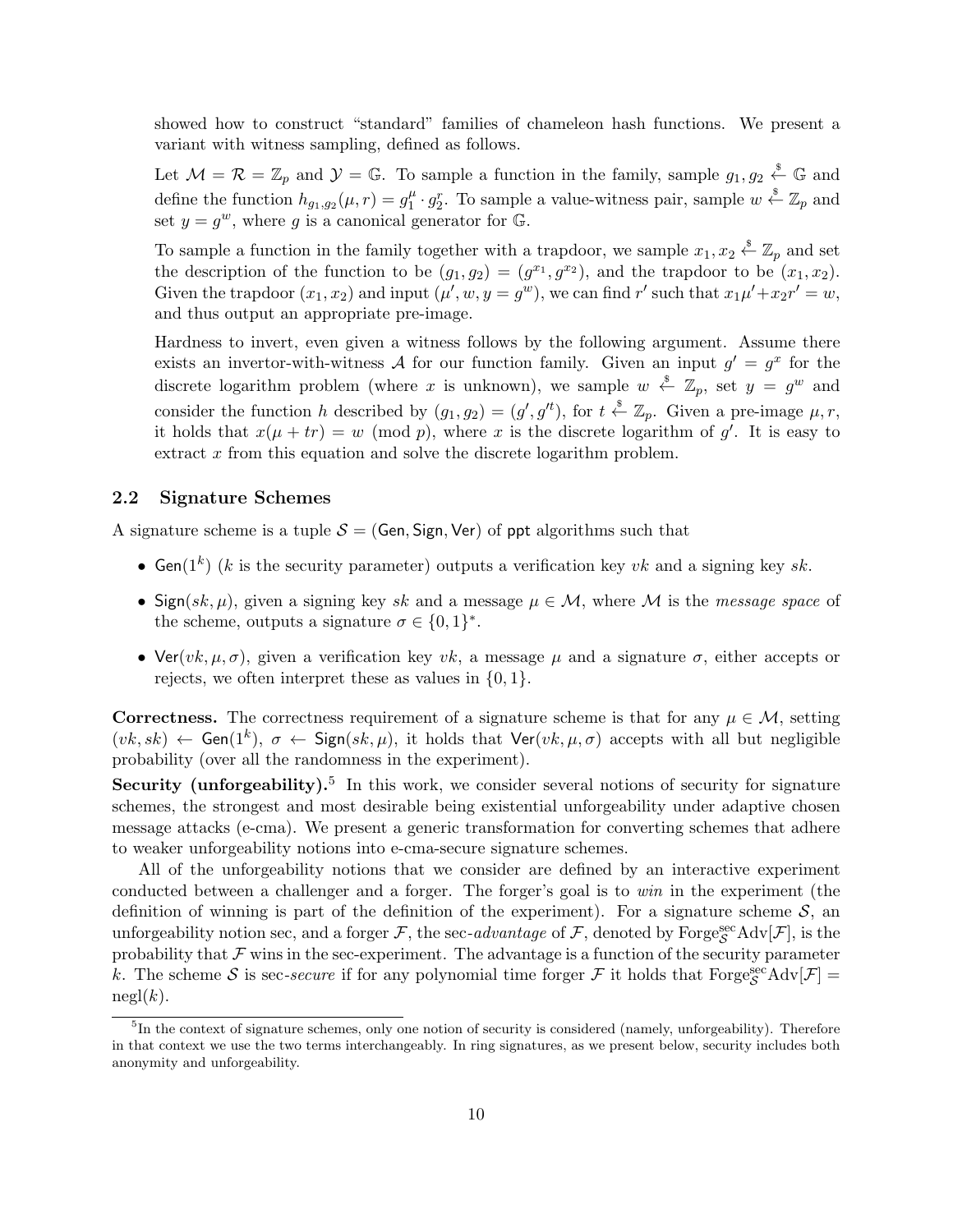showed how to construct "standard" families of chameleon hash functions. We present a variant with witness sampling, defined as follows.

Let $\mathcal{M} = \mathcal{R} = \mathbb{Z}_p$ and $\mathcal{Y} = \mathbb{G}$. To sample a function in the family, sample $g_1, g_2 \xleftarrow{\$} \mathbb{G}$ and define the function $h_{g_1,g_2}(\mu, r) = g_1^{\mu} \cdot g_2^{r}$. To sample a value-witness pair, sample $w \xleftarrow{\$} \mathbb{Z}_p$ and set $y = g^w$, where $g$ is a canonical generator for $\mathbb{G}$.

To sample a function in the family together with a trapdoor, we sample $x_1, x_2 \xleftarrow{\$} \mathbb{Z}_p$ and set the description of the function to be $(g_1, g_2) = (g^{x_1}, g^{x_2})$, and the trapdoor to be $(x_1, x_2)$. Given the trapdoor $(x_1, x_2)$ and input $(\mu', w, y = g^w)$, we can find $r'$ such that $x_1\mu' + x_2 r' = w$, and thus output an appropriate pre-image.

Hardness to invert, even given a witness follows by the following argument. Assume there exists an invertor-with-witness $\mathcal{A}$ for our function family. Given an input $g' = g^x$ for the discrete logarithm problem (where $x$ is unknown), we sample $w \xleftarrow{\$} \mathbb{Z}_p$, set $y = g^w$ and consider the function $h$ described by $(g_1, g_2) = (g', g'^t)$, for $t \xleftarrow{\$} \mathbb{Z}_p$. Given a pre-image $\mu, r$, it holds that $x(\mu + tr) = w \pmod p$, where $x$ is the discrete logarithm of $g'$. It is easy to extract $x$ from this equation and solve the discrete logarithm problem.

### 2.2 Signature Schemes

A signature scheme is a tuple $\mathcal{S} = (\mathsf{Gen}, \mathsf{Sign}, \mathsf{Ver})$ of ppt algorithms such that

- $\mathsf{Gen}(1^k)$ ($k$ is the security parameter) outputs a verification key $vk$ and a signing key $sk$.
- $\mathsf{Sign}(sk, \mu)$, given a signing key $sk$ and a message $\mu \in \mathcal{M}$, where $\mathcal{M}$ is the *message space* of the scheme, outputs a signature $\sigma \in \{0,1\}^*$.
- $\mathsf{Ver}(vk, \mu, \sigma)$, given a verification key $vk$, a message $\mu$ and a signature $\sigma$, either accepts or rejects, we often interpret these as values in $\{0, 1\}$.

**Correctness.** The correctness requirement of a signature scheme is that for any $\mu \in \mathcal{M}$, setting $(vk, sk) \leftarrow \mathsf{Gen}(1^k)$, $\sigma \leftarrow \mathsf{Sign}(sk, \mu)$, it holds that $\mathsf{Ver}(vk, \mu, \sigma)$ accepts with all but negligible probability (over all the randomness in the experiment).

**Security (unforgeability).**[5] In this work, we consider several notions of security for signature schemes, the strongest and most desirable being existential unforgeability under adaptive chosen message attacks (e-cma). We present a generic transformation for converting schemes that adhere to weaker unforgeability notions into e-cma-secure signature schemes.

All of the unforgeability notions that we consider are defined by an interactive experiment conducted between a challenger and a forger. The forger's goal is to *win* in the experiment (the definition of winning is part of the definition of the experiment). For a signature scheme $\mathcal{S}$, an unforgeability notion sec, and a forger $\mathcal{F}$, the sec-*advantage* of $\mathcal{F}$, denoted by $\mathrm{Forge}^{\mathrm{sec}}_{\mathcal{S}}\mathrm{Adv}[\mathcal{F}]$, is the probability that $\mathcal{F}$ wins in the sec-experiment. The advantage is a function of the security parameter $k$. The scheme $\mathcal{S}$ is sec-*secure* if for any polynomial time forger $\mathcal{F}$ it holds that $\mathrm{Forge}^{\mathrm{sec}}_{\mathcal{S}}\mathrm{Adv}[\mathcal{F}] = \mathrm{negl}(k)$.

[5] In the context of signature schemes, only one notion of security is considered (namely, unforgeability). Therefore in that context we use the two terms interchangeably. In ring signatures, as we present below, security includes both anonymity and unforgeability.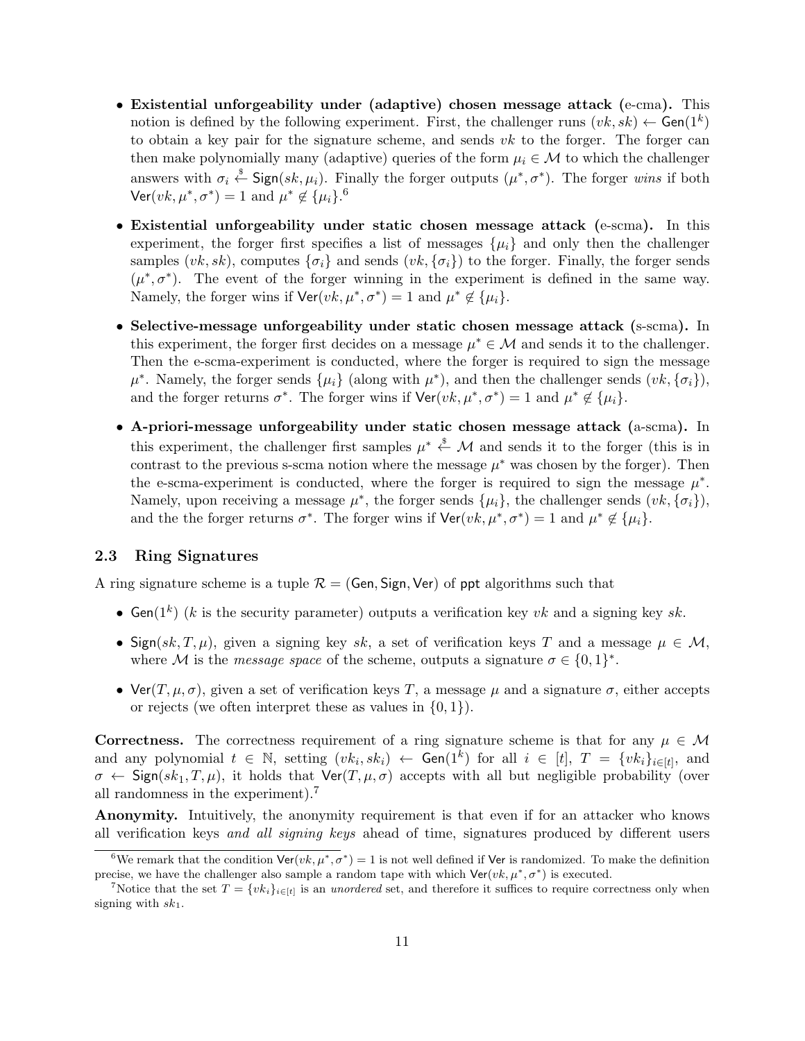- **Existential unforgeability under (adaptive) chosen message attack (e-cma).** This notion is defined by the following experiment. First, the challenger runs $(vk, sk) \leftarrow \mathsf{Gen}(1^k)$ to obtain a key pair for the signature scheme, and sends $vk$ to the forger. The forger can then make polynomially many (adaptive) queries of the form $\mu_i \in \mathcal{M}$ to which the challenger answers with $\sigma_i \xleftarrow{\$} \mathsf{Sign}(sk, \mu_i)$. Finally the forger outputs $(\mu^*, \sigma^*)$. The forger *wins* if both $\mathsf{Ver}(vk, \mu^*, \sigma^*) = 1$ and $\mu^* \notin \{\mu_i\}$.[6]

- **Existential unforgeability under static chosen message attack (e-scma).** In this experiment, the forger first specifies a list of messages $\{\mu_i\}$ and only then the challenger samples $(vk, sk)$, computes $\{\sigma_i\}$ and sends $(vk, \{\sigma_i\})$ to the forger. Finally, the forger sends $(\mu^*, \sigma^*)$. The event of the forger winning in the experiment is defined in the same way. Namely, the forger wins if $\mathsf{Ver}(vk, \mu^*, \sigma^*) = 1$ and $\mu^* \notin \{\mu_i\}$.

- **Selective-message unforgeability under static chosen message attack (s-scma).** In this experiment, the forger first decides on a message $\mu^* \in \mathcal{M}$ and sends it to the challenger. Then the e-scma-experiment is conducted, where the forger is required to sign the message $\mu^*$. Namely, the forger sends $\{\mu_i\}$ (along with $\mu^*$), and then the challenger sends $(vk, \{\sigma_i\})$, and the forger returns $\sigma^*$. The forger wins if $\mathsf{Ver}(vk, \mu^*, \sigma^*) = 1$ and $\mu^* \notin \{\mu_i\}$.

- **A-priori-message unforgeability under static chosen message attack (a-scma).** In this experiment, the challenger first samples $\mu^* \xleftarrow{\$} \mathcal{M}$ and sends it to the forger (this is in contrast to the previous s-scma notion where the message $\mu^*$ was chosen by the forger). Then the e-scma-experiment is conducted, where the forger is required to sign the message $\mu^*$. Namely, upon receiving a message $\mu^*$, the forger sends $\{\mu_i\}$, the challenger sends $(vk, \{\sigma_i\})$, and the the forger returns $\sigma^*$. The forger wins if $\mathsf{Ver}(vk, \mu^*, \sigma^*) = 1$ and $\mu^* \notin \{\mu_i\}$.

### 2.3 Ring Signatures

A ring signature scheme is a tuple $\mathcal{R} = (\mathsf{Gen}, \mathsf{Sign}, \mathsf{Ver})$ of $\mathsf{ppt}$ algorithms such that

- $\mathsf{Gen}(1^k)$ ($k$ is the security parameter) outputs a verification key $vk$ and a signing key $sk$.
- $\mathsf{Sign}(sk, T, \mu)$, given a signing key $sk$, a set of verification keys $T$ and a message $\mu \in \mathcal{M}$, where $\mathcal{M}$ is the *message space* of the scheme, outputs a signature $\sigma \in \{0,1\}^*$.
- $\mathsf{Ver}(T, \mu, \sigma)$, given a set of verification keys $T$, a message $\mu$ and a signature $\sigma$, either accepts or rejects (we often interpret these as values in $\{0, 1\}$).

**Correctness.** The correctness requirement of a ring signature scheme is that for any $\mu \in \mathcal{M}$ and any polynomial $t \in \mathbb{N}$, setting $(vk_i, sk_i) \leftarrow \mathsf{Gen}(1^k)$ for all $i \in [t]$, $T = \{vk_i\}_{i \in [t]}$, and $\sigma \leftarrow \mathsf{Sign}(sk_1, T, \mu)$, it holds that $\mathsf{Ver}(T, \mu, \sigma)$ accepts with all but negligible probability (over all randomness in the experiment).[7]

**Anonymity.** Intuitively, the anonymity requirement is that even if for an attacker who knows all verification keys *and all signing keys* ahead of time, signatures produced by different users

[6] We remark that the condition $\mathsf{Ver}(vk, \mu^*, \sigma^*) = 1$ is not well defined if $\mathsf{Ver}$ is randomized. To make the definition precise, we have the challenger also sample a random tape with which $\mathsf{Ver}(vk, \mu^*, \sigma^*)$ is executed.

[7] Notice that the set $T = \{vk_i\}_{i \in [t]}$ is an *unordered* set, and therefore it suffices to require correctness only when signing with $sk_1$.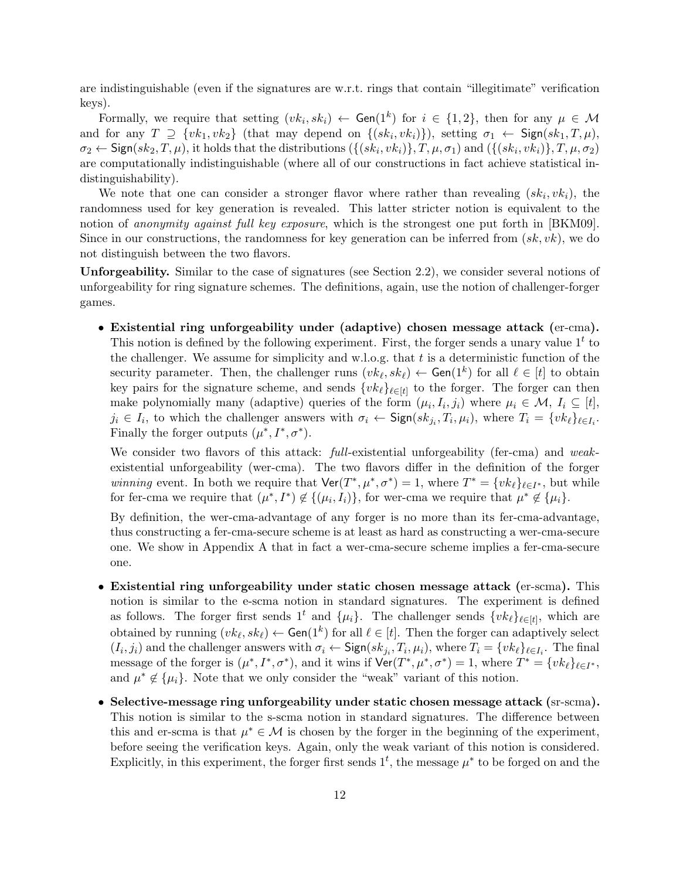are indistinguishable (even if the signatures are w.r.t. rings that contain "illegitimate" verification keys).

Formally, we require that setting $(vk_i, sk_i) \leftarrow \mathsf{Gen}(1^k)$ for $i \in \{1, 2\}$, then for any $\mu \in \mathcal{M}$ and for any $T \supseteq \{vk_1, vk_2\}$ (that may depend on $\{(sk_i, vk_i)\}$), setting $\sigma_1 \leftarrow \mathsf{Sign}(sk_1, T, \mu)$, $\sigma_2 \leftarrow \mathsf{Sign}(sk_2, T, \mu)$, it holds that the distributions $(\{(sk_i, vk_i)\}, T, \mu, \sigma_1)$ and $(\{(sk_i, vk_i)\}, T, \mu, \sigma_2)$ are computationally indistinguishable (where all of our constructions in fact achieve statistical indistinguishability).

We note that one can consider a stronger flavor where rather than revealing $(sk_i, vk_i)$, the randomness used for key generation is revealed. This latter stricter notion is equivalent to the notion of *anonymity against full key exposure*, which is the strongest one put forth in [BKM09]. Since in our constructions, the randomness for key generation can be inferred from $(sk, vk)$, we do not distinguish between the two flavors.

**Unforgeability.** Similar to the case of signatures (see Section 2.2), we consider several notions of unforgeability for ring signature schemes. The definitions, again, use the notion of challenger-forger games.

- **Existential ring unforgeability under (adaptive) chosen message attack (**er-cma**).** This notion is defined by the following experiment. First, the forger sends a unary value $1^t$ to the challenger. We assume for simplicity and w.l.o.g. that $t$ is a deterministic function of the security parameter. Then, the challenger runs $(vk_\ell, sk_\ell) \leftarrow \mathsf{Gen}(1^k)$ for all $\ell \in [t]$ to obtain key pairs for the signature scheme, and sends $\{vk_\ell\}_{\ell \in [t]}$ to the forger. The forger can then make polynomially many (adaptive) queries of the form $(\mu_i, I_i, j_i)$ where $\mu_i \in \mathcal{M}$, $I_i \subseteq [t]$, $j_i \in I_i$, to which the challenger answers with $\sigma_i \leftarrow \mathsf{Sign}(sk_{j_i}, T_i, \mu_i)$, where $T_i = \{vk_\ell\}_{\ell \in I_i}$. Finally the forger outputs $(\mu^*, I^*, \sigma^*)$.

  We consider two flavors of this attack: *full*-existential unforgeability (fer-cma) and *weak*-existential unforgeability (wer-cma). The two flavors differ in the definition of the forger *winning* event. In both we require that $\mathsf{Ver}(T^*, \mu^*, \sigma^*) = 1$, where $T^* = \{vk_\ell\}_{\ell \in I^*}$, but while for fer-cma we require that $(\mu^*, I^*) \notin \{(\mu_i, I_i)\}$, for wer-cma we require that $\mu^* \notin \{\mu_i\}$.

  By definition, the wer-cma-advantage of any forger is no more than its fer-cma-advantage, thus constructing a fer-cma-secure scheme is at least as hard as constructing a wer-cma-secure one. We show in Appendix A that in fact a wer-cma-secure scheme implies a fer-cma-secure one.

- **Existential ring unforgeability under static chosen message attack (**er-scma**).** This notion is similar to the e-scma notion in standard signatures. The experiment is defined as follows. The forger first sends $1^t$ and $\{\mu_i\}$. The challenger sends $\{vk_\ell\}_{\ell \in [t]}$, which are obtained by running $(vk_\ell, sk_\ell) \leftarrow \mathsf{Gen}(1^k)$ for all $\ell \in [t]$. Then the forger can adaptively select $(I_i, j_i)$ and the challenger answers with $\sigma_i \leftarrow \mathsf{Sign}(sk_{j_i}, T_i, \mu_i)$, where $T_i = \{vk_\ell\}_{\ell \in I_i}$. The final message of the forger is $(\mu^*, I^*, \sigma^*)$, and it wins if $\mathsf{Ver}(T^*, \mu^*, \sigma^*) = 1$, where $T^* = \{vk_\ell\}_{\ell \in I^*}$, and $\mu^* \notin \{\mu_i\}$. Note that we only consider the "weak" variant of this notion.

- **Selective-message ring unforgeability under static chosen message attack (**sr-scma**).** This notion is similar to the s-scma notion in standard signatures. The difference between this and er-scma is that $\mu^* \in \mathcal{M}$ is chosen by the forger in the beginning of the experiment, before seeing the verification keys. Again, only the weak variant of this notion is considered. Explicitly, in this experiment, the forger first sends $1^t$, the message $\mu^*$ to be forged on and the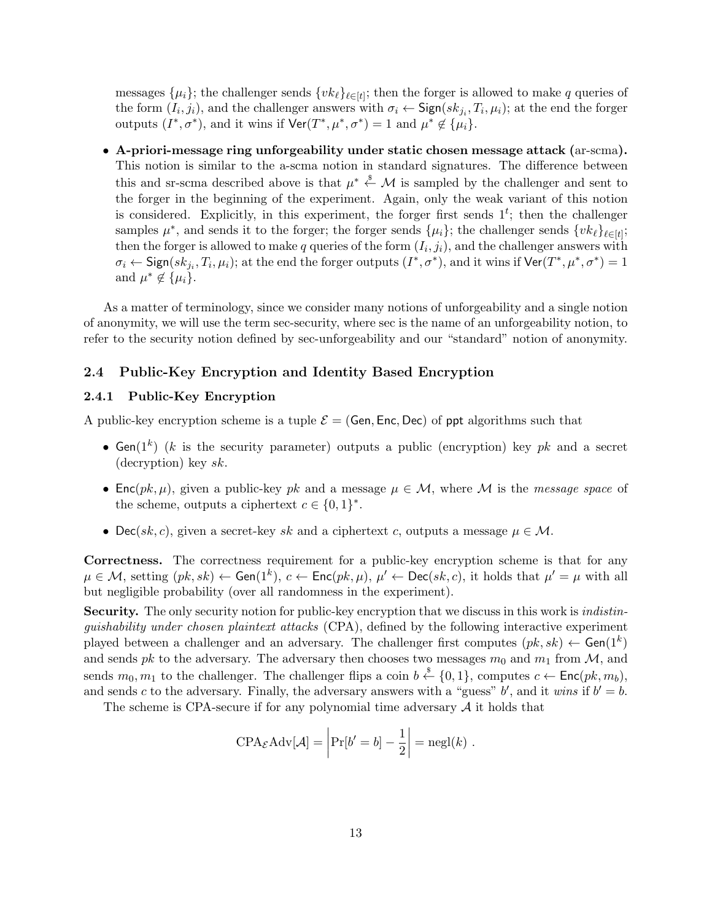messages $\{\mu_i\}$; the challenger sends $\{vk_\ell\}_{\ell \in [t]}$; then the forger is allowed to make $q$ queries of the form $(I_i, j_i)$, and the challenger answers with $\sigma_i \leftarrow \mathsf{Sign}(sk_{j_i}, T_i, \mu_i)$; at the end the forger outputs $(I^*, \sigma^*)$, and it wins if $\mathsf{Ver}(T^*, \mu^*, \sigma^*) = 1$ and $\mu^* \notin \{\mu_i\}$.

- **A-priori-message ring unforgeability under static chosen message attack (**ar-scma**).** This notion is similar to the a-scma notion in standard signatures. The difference between this and sr-scma described above is that $\mu^* \xleftarrow{\$} \mathcal{M}$ is sampled by the challenger and sent to the forger in the beginning of the experiment. Again, only the weak variant of this notion is considered. Explicitly, in this experiment, the forger first sends $1^t$; then the challenger samples $\mu^*$, and sends it to the forger; the forger sends $\{\mu_i\}$; the challenger sends $\{vk_\ell\}_{\ell \in [t]}$; then the forger is allowed to make $q$ queries of the form $(I_i, j_i)$, and the challenger answers with $\sigma_i \leftarrow \mathsf{Sign}(sk_{j_i}, T_i, \mu_i)$; at the end the forger outputs $(I^*, \sigma^*)$, and it wins if $\mathsf{Ver}(T^*, \mu^*, \sigma^*) = 1$ and $\mu^* \notin \{\mu_i\}$.

As a matter of terminology, since we consider many notions of unforgeability and a single notion of anonymity, we will use the term sec-security, where sec is the name of an unforgeability notion, to refer to the security notion defined by sec-unforgeability and our "standard" notion of anonymity.

## 2.4 Public-Key Encryption and Identity Based Encryption

### 2.4.1 Public-Key Encryption

A public-key encryption scheme is a tuple $\mathcal{E} = (\mathsf{Gen}, \mathsf{Enc}, \mathsf{Dec})$ of ppt algorithms such that

- $\mathsf{Gen}(1^k)$ ($k$ is the security parameter) outputs a public (encryption) key $pk$ and a secret (decryption) key $sk$.
- $\mathsf{Enc}(pk, \mu)$, given a public-key $pk$ and a message $\mu \in \mathcal{M}$, where $\mathcal{M}$ is the *message space* of the scheme, outputs a ciphertext $c \in \{0,1\}^*$.
- $\mathsf{Dec}(sk, c)$, given a secret-key $sk$ and a ciphertext $c$, outputs a message $\mu \in \mathcal{M}$.

**Correctness.** The correctness requirement for a public-key encryption scheme is that for any $\mu \in \mathcal{M}$, setting $(pk, sk) \leftarrow \mathsf{Gen}(1^k)$, $c \leftarrow \mathsf{Enc}(pk, \mu)$, $\mu' \leftarrow \mathsf{Dec}(sk, c)$, it holds that $\mu' = \mu$ with all but negligible probability (over all randomness in the experiment).

**Security.** The only security notion for public-key encryption that we discuss in this work is *indistinguishability under chosen plaintext attacks* (CPA), defined by the following interactive experiment played between a challenger and an adversary. The challenger first computes $(pk, sk) \leftarrow \mathsf{Gen}(1^k)$ and sends $pk$ to the adversary. The adversary then chooses two messages $m_0$ and $m_1$ from $\mathcal{M}$, and sends $m_0, m_1$ to the challenger. The challenger flips a coin $b \xleftarrow{\$} \{0,1\}$, computes $c \leftarrow \mathsf{Enc}(pk, m_b)$, and sends $c$ to the adversary. Finally, the adversary answers with a "guess" $b'$, and it *wins* if $b' = b$.

The scheme is CPA-secure if for any polynomial time adversary $\mathcal{A}$ it holds that

$$\mathrm{CPA}_{\mathcal{E}}\mathrm{Adv}[\mathcal{A}] = \left| \Pr[b' = b] - \frac{1}{2} \right| = \mathrm{negl}(k) \ .$$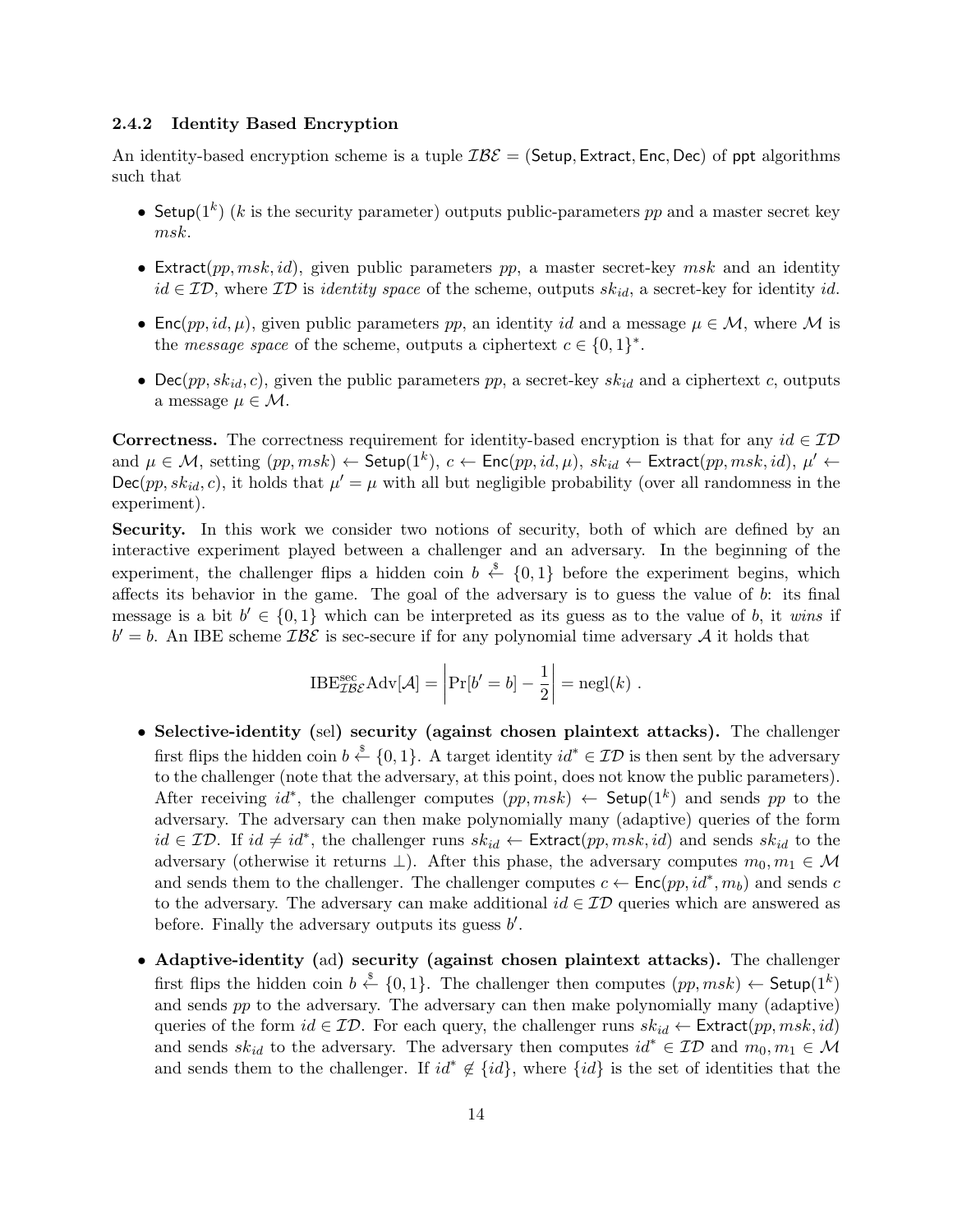#### 2.4.2 Identity Based Encryption

An identity-based encryption scheme is a tuple $\mathcal{IBE} = (\mathsf{Setup}, \mathsf{Extract}, \mathsf{Enc}, \mathsf{Dec})$ of $\mathsf{ppt}$ algorithms such that

- $\mathsf{Setup}(1^k)$ ($k$ is the security parameter) outputs public-parameters $pp$ and a master secret key $msk$.
- $\mathsf{Extract}(pp, msk, id)$, given public parameters $pp$, a master secret-key $msk$ and an identity $id \in \mathcal{ID}$, where $\mathcal{ID}$ is *identity space* of the scheme, outputs $sk_{id}$, a secret-key for identity $id$.
- $\mathsf{Enc}(pp, id, \mu)$, given public parameters $pp$, an identity $id$ and a message $\mu \in \mathcal{M}$, where $\mathcal{M}$ is the *message space* of the scheme, outputs a ciphertext $c \in \{0,1\}^*$.
- $\mathsf{Dec}(pp, sk_{id}, c)$, given the public parameters $pp$, a secret-key $sk_{id}$ and a ciphertext $c$, outputs a message $\mu \in \mathcal{M}$.

**Correctness.** The correctness requirement for identity-based encryption is that for any $id \in \mathcal{ID}$ and $\mu \in \mathcal{M}$, setting $(pp, msk) \leftarrow \mathsf{Setup}(1^k)$, $c \leftarrow \mathsf{Enc}(pp, id, \mu)$, $sk_{id} \leftarrow \mathsf{Extract}(pp, msk, id)$, $\mu' \leftarrow \mathsf{Dec}(pp, sk_{id}, c)$, it holds that $\mu' = \mu$ with all but negligible probability (over all randomness in the experiment).

**Security.** In this work we consider two notions of security, both of which are defined by an interactive experiment played between a challenger and an adversary. In the beginning of the experiment, the challenger flips a hidden coin $b \xleftarrow{\$} \{0,1\}$ before the experiment begins, which affects its behavior in the game. The goal of the adversary is to guess the value of $b$: its final message is a bit $b' \in \{0,1\}$ which can be interpreted as its guess as to the value of $b$, it *wins* if $b' = b$. An IBE scheme $\mathcal{IBE}$ is sec-secure if for any polynomial time adversary $\mathcal{A}$ it holds that

$$\mathrm{IBE}^{\mathrm{sec}}_{\mathcal{IBE}}\mathrm{Adv}[\mathcal{A}] = \left| \Pr[b' = b] - \frac{1}{2} \right| = \mathrm{negl}(k) \ .$$

- **Selective-identity (sel) security (against chosen plaintext attacks).** The challenger first flips the hidden coin $b \xleftarrow{\$} \{0,1\}$. A target identity $id^* \in \mathcal{ID}$ is then sent by the adversary to the challenger (note that the adversary, at this point, does not know the public parameters). After receiving $id^*$, the challenger computes $(pp, msk) \leftarrow \mathsf{Setup}(1^k)$ and sends $pp$ to the adversary. The adversary can then make polynomially many (adaptive) queries of the form $id \in \mathcal{ID}$. If $id \neq id^*$, the challenger runs $sk_{id} \leftarrow \mathsf{Extract}(pp, msk, id)$ and sends $sk_{id}$ to the adversary (otherwise it returns $\perp$). After this phase, the adversary computes $m_0, m_1 \in \mathcal{M}$ and sends them to the challenger. The challenger computes $c \leftarrow \mathsf{Enc}(pp, id^*, m_b)$ and sends $c$ to the adversary. The adversary can make additional $id \in \mathcal{ID}$ queries which are answered as before. Finally the adversary outputs its guess $b'$.
- **Adaptive-identity (ad) security (against chosen plaintext attacks).** The challenger first flips the hidden coin $b \xleftarrow{\$} \{0,1\}$. The challenger then computes $(pp, msk) \leftarrow \mathsf{Setup}(1^k)$ and sends $pp$ to the adversary. The adversary can then make polynomially many (adaptive) queries of the form $id \in \mathcal{ID}$. For each query, the challenger runs $sk_{id} \leftarrow \mathsf{Extract}(pp, msk, id)$ and sends $sk_{id}$ to the adversary. The adversary then computes $id^* \in \mathcal{ID}$ and $m_0, m_1 \in \mathcal{M}$ and sends them to the challenger. If $id^* \notin \{id\}$, where $\{id\}$ is the set of identities that the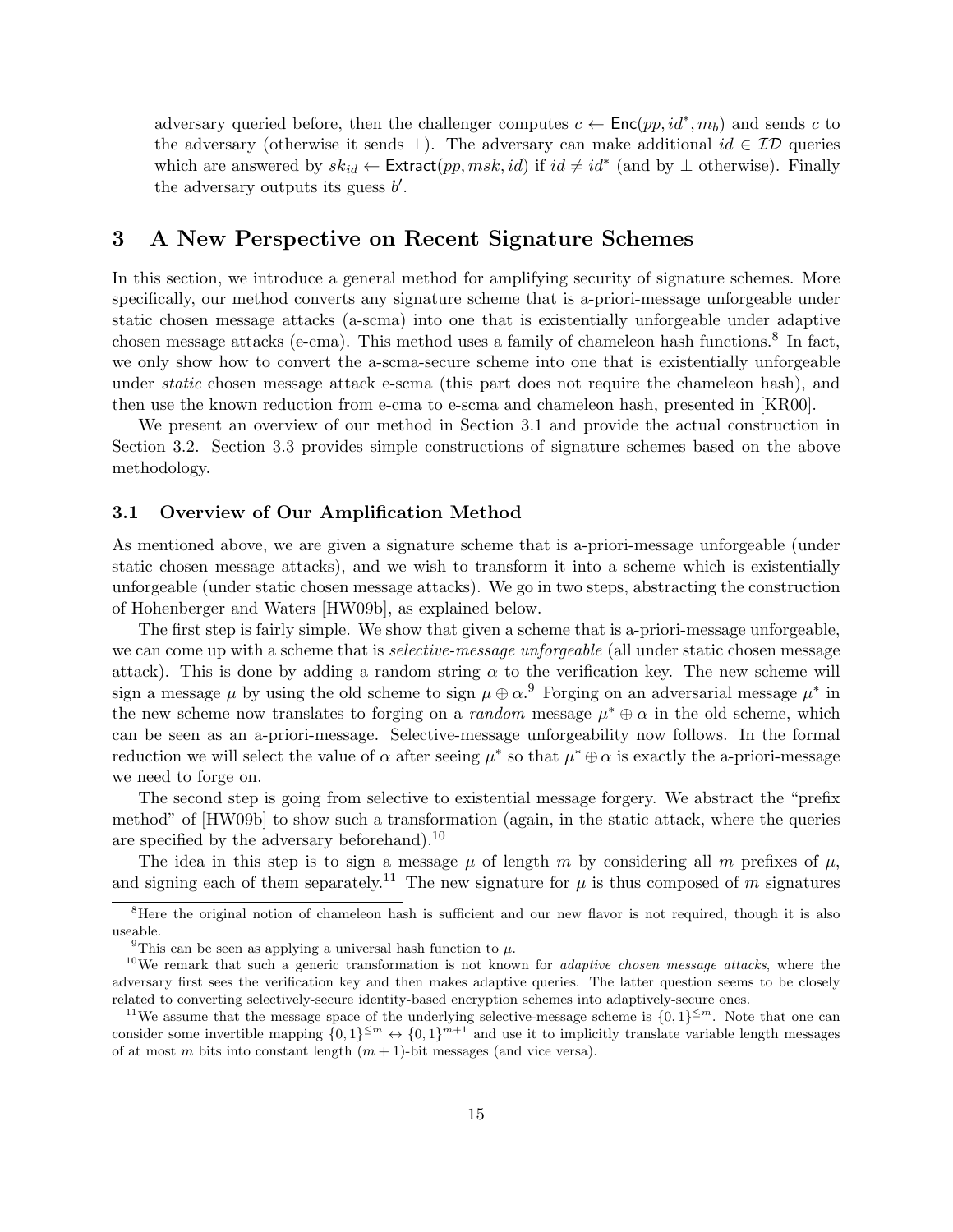adversary queried before, then the challenger computes $c \leftarrow \mathsf{Enc}(pp, id^*, m_b)$ and sends $c$ to the adversary (otherwise it sends $\perp$). The adversary can make additional $id \in \mathcal{ID}$ queries which are answered by $sk_{id} \leftarrow \mathsf{Extract}(pp, msk, id)$ if $id \neq id^*$ (and by $\perp$ otherwise). Finally the adversary outputs its guess $b'$.

# 3 A New Perspective on Recent Signature Schemes

In this section, we introduce a general method for amplifying security of signature schemes. More specifically, our method converts any signature scheme that is a-priori-message unforgeable under static chosen message attacks (a-scma) into one that is existentially unforgeable under adaptive chosen message attacks (e-cma). This method uses a family of chameleon hash functions.[8] In fact, we only show how to convert the a-scma-secure scheme into one that is existentially unforgeable under *static* chosen message attack e-scma (this part does not require the chameleon hash), and then use the known reduction from e-cma to e-scma and chameleon hash, presented in [KR00].

We present an overview of our method in Section 3.1 and provide the actual construction in Section 3.2. Section 3.3 provides simple constructions of signature schemes based on the above methodology.

## 3.1 Overview of Our Amplification Method

As mentioned above, we are given a signature scheme that is a-priori-message unforgeable (under static chosen message attacks), and we wish to transform it into a scheme which is existentially unforgeable (under static chosen message attacks). We go in two steps, abstracting the construction of Hohenberger and Waters [HW09b], as explained below.

The first step is fairly simple. We show that given a scheme that is a-priori-message unforgeable, we can come up with a scheme that is *selective-message unforgeable* (all under static chosen message attack). This is done by adding a random string $\alpha$ to the verification key. The new scheme will sign a message $\mu$ by using the old scheme to sign $\mu \oplus \alpha$.[9] Forging on an adversarial message $\mu^*$ in the new scheme now translates to forging on a *random* message $\mu^* \oplus \alpha$ in the old scheme, which can be seen as an a-priori-message. Selective-message unforgeability now follows. In the formal reduction we will select the value of $\alpha$ after seeing $\mu^*$ so that $\mu^* \oplus \alpha$ is exactly the a-priori-message we need to forge on.

The second step is going from selective to existential message forgery. We abstract the "prefix method" of [HW09b] to show such a transformation (again, in the static attack, where the queries are specified by the adversary beforehand).[10]

The idea in this step is to sign a message $\mu$ of length $m$ by considering all $m$ prefixes of $\mu$, and signing each of them separately.[11] The new signature for $\mu$ is thus composed of $m$ signatures

[8] Here the original notion of chameleon hash is sufficient and our new flavor is not required, though it is also useable.

[9] This can be seen as applying a universal hash function to $\mu$.

[10] We remark that such a generic transformation is not known for *adaptive chosen message attacks*, where the adversary first sees the verification key and then makes adaptive queries. The latter question seems to be closely related to converting selectively-secure identity-based encryption schemes into adaptively-secure ones.

[11] We assume that the message space of the underlying selective-message scheme is $\{0,1\}^{\leq m}$. Note that one can consider some invertible mapping $\{0,1\}^{\leq m} \leftrightarrow \{0,1\}^{m+1}$ and use it to implicitly translate variable length messages of at most $m$ bits into constant length $(m+1)$-bit messages (and vice versa).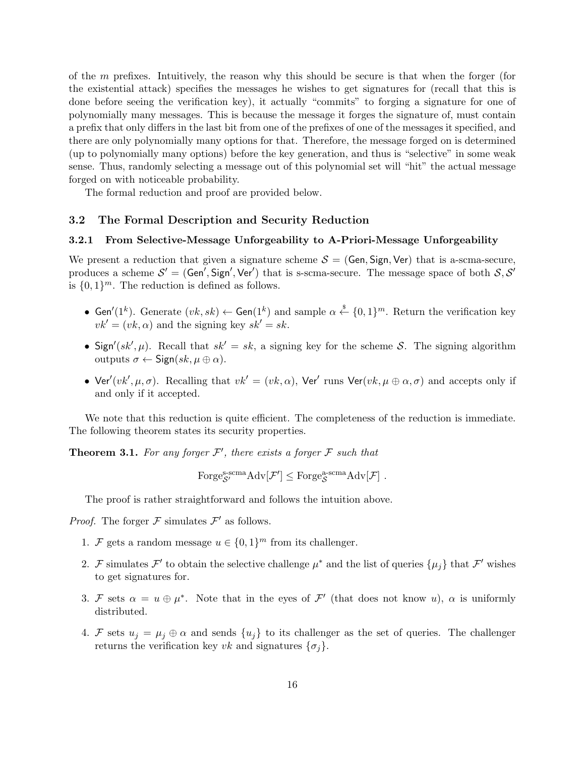of the $m$ prefixes. Intuitively, the reason why this should be secure is that when the forger (for the existential attack) specifies the messages he wishes to get signatures for (recall that this is done before seeing the verification key), it actually "commits" to forging a signature for one of polynomially many messages. This is because the message it forges the signature of, must contain a prefix that only differs in the last bit from one of the prefixes of one of the messages it specified, and there are only polynomially many options for that. Therefore, the message forged on is determined (up to polynomially many options) before the key generation, and thus is "selective" in some weak sense. Thus, randomly selecting a message out of this polynomial set will "hit" the actual message forged on with noticeable probability.

The formal reduction and proof are provided below.

## 3.2 The Formal Description and Security Reduction

### 3.2.1 From Selective-Message Unforgeability to A-Priori-Message Unforgeability

We present a reduction that given a signature scheme $\mathcal{S} = (\mathsf{Gen}, \mathsf{Sign}, \mathsf{Ver})$ that is a-scma-secure, produces a scheme $\mathcal{S}' = (\mathsf{Gen}', \mathsf{Sign}', \mathsf{Ver}')$ that is s-scma-secure. The message space of both $\mathcal{S}, \mathcal{S}'$ is $\{0,1\}^m$. The reduction is defined as follows.

- $\mathsf{Gen}'(1^k)$. Generate $(vk, sk) \leftarrow \mathsf{Gen}(1^k)$ and sample $\alpha \xleftarrow{\$} \{0,1\}^m$. Return the verification key $vk' = (vk, \alpha)$ and the signing key $sk' = sk$.
- $\mathsf{Sign}'(sk', \mu)$. Recall that $sk' = sk$, a signing key for the scheme $\mathcal{S}$. The signing algorithm outputs $\sigma \leftarrow \mathsf{Sign}(sk, \mu \oplus \alpha)$.
- $\mathsf{Ver}'(vk', \mu, \sigma)$. Recalling that $vk' = (vk, \alpha)$, $\mathsf{Ver}'$ runs $\mathsf{Ver}(vk, \mu \oplus \alpha, \sigma)$ and accepts only if and only if it accepted.

We note that this reduction is quite efficient. The completeness of the reduction is immediate. The following theorem states its security properties.

**Theorem 3.1.** *For any forger $\mathcal{F}'$, there exists a forger $\mathcal{F}$ such that*

$$\mathrm{Forge}^{\text{s-scma}}_{\mathcal{S}'}\mathrm{Adv}[\mathcal{F}'] \leq \mathrm{Forge}^{\text{a-scma}}_{\mathcal{S}}\mathrm{Adv}[\mathcal{F}] \ .$$

The proof is rather straightforward and follows the intuition above.

*Proof.* The forger $\mathcal{F}$ simulates $\mathcal{F}'$ as follows.

1. $\mathcal{F}$ gets a random message $u \in \{0,1\}^m$ from its challenger.
2. $\mathcal{F}$ simulates $\mathcal{F}'$ to obtain the selective challenge $\mu^*$ and the list of queries $\{\mu_j\}$ that $\mathcal{F}'$ wishes to get signatures for.
3. $\mathcal{F}$ sets $\alpha = u \oplus \mu^*$. Note that in the eyes of $\mathcal{F}'$ (that does not know $u$), $\alpha$ is uniformly distributed.
4. $\mathcal{F}$ sets $u_j = \mu_j \oplus \alpha$ and sends $\{u_j\}$ to its challenger as the set of queries. The challenger returns the verification key $vk$ and signatures $\{\sigma_j\}$.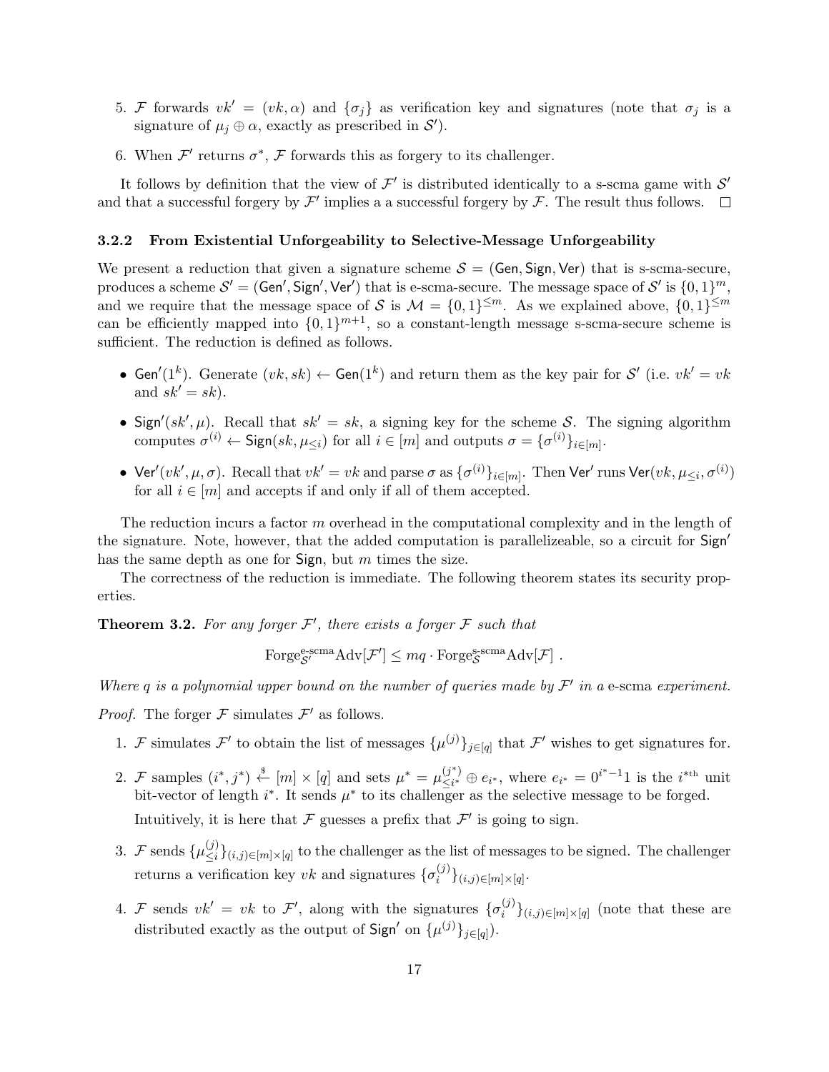5. $\mathcal{F}$ forwards $vk' = (vk, \alpha)$ and $\{\sigma_j\}$ as verification key and signatures (note that $\sigma_j$ is a signature of $\mu_j \oplus \alpha$, exactly as prescribed in $\mathcal{S}'$).

6. When $\mathcal{F}'$ returns $\sigma^*$, $\mathcal{F}$ forwards this as forgery to its challenger.

It follows by definition that the view of $\mathcal{F}'$ is distributed identically to a s-scma game with $\mathcal{S}'$ and that a successful forgery by $\mathcal{F}'$ implies a a successful forgery by $\mathcal{F}$. The result thus follows. □

### 3.2.2 From Existential Unforgeability to Selective-Message Unforgeability

We present a reduction that given a signature scheme $\mathcal{S} = (\mathsf{Gen}, \mathsf{Sign}, \mathsf{Ver})$ that is s-scma-secure, produces a scheme $\mathcal{S}' = (\mathsf{Gen}', \mathsf{Sign}', \mathsf{Ver}')$ that is e-scma-secure. The message space of $\mathcal{S}'$ is $\{0,1\}^m$, and we require that the message space of $\mathcal{S}$ is $\mathcal{M} = \{0,1\}^{\leq m}$. As we explained above, $\{0,1\}^{\leq m}$ can be efficiently mapped into $\{0,1\}^{m+1}$, so a constant-length message s-scma-secure scheme is sufficient. The reduction is defined as follows.

- $\mathsf{Gen}'(1^k)$. Generate $(vk, sk) \leftarrow \mathsf{Gen}(1^k)$ and return them as the key pair for $\mathcal{S}'$ (i.e. $vk' = vk$ and $sk' = sk$).
- $\mathsf{Sign}'(sk', \mu)$. Recall that $sk' = sk$, a signing key for the scheme $\mathcal{S}$. The signing algorithm computes $\sigma^{(i)} \leftarrow \mathsf{Sign}(sk, \mu_{\leq i})$ for all $i \in [m]$ and outputs $\sigma = \{\sigma^{(i)}\}_{i \in [m]}$.
- $\mathsf{Ver}'(vk', \mu, \sigma)$. Recall that $vk' = vk$ and parse $\sigma$ as $\{\sigma^{(i)}\}_{i \in [m]}$. Then $\mathsf{Ver}'$ runs $\mathsf{Ver}(vk, \mu_{\leq i}, \sigma^{(i)})$ for all $i \in [m]$ and accepts if and only if all of them accepted.

The reduction incurs a factor $m$ overhead in the computational complexity and in the length of the signature. Note, however, that the added computation is parallelizeable, so a circuit for $\mathsf{Sign}'$ has the same depth as one for $\mathsf{Sign}$, but $m$ times the size.

The correctness of the reduction is immediate. The following theorem states its security properties.

**Theorem 3.2.** *For any forger $\mathcal{F}'$, there exists a forger $\mathcal{F}$ such that*

$$\mathrm{Forge}^{\text{e-scma}}_{\mathcal{S}'}\mathrm{Adv}[\mathcal{F}'] \leq mq \cdot \mathrm{Forge}^{\text{s-scma}}_{\mathcal{S}}\mathrm{Adv}[\mathcal{F}] \ .$$

*Where $q$ is a polynomial upper bound on the number of queries made by $\mathcal{F}'$ in a* e-scma *experiment.*

*Proof.* The forger $\mathcal{F}$ simulates $\mathcal{F}'$ as follows.

1. $\mathcal{F}$ simulates $\mathcal{F}'$ to obtain the list of messages $\{\mu^{(j)}\}_{j \in [q]}$ that $\mathcal{F}'$ wishes to get signatures for.

2. $\mathcal{F}$ samples $(i^*, j^*) \xleftarrow{\$} [m] \times [q]$ and sets $\mu^* = \mu^{(j^*)}_{\leq i^*} \oplus e_{i^*}$, where $e_{i^*} = 0^{i^*-1}1$ is the $i^{*\text{th}}$ unit bit-vector of length $i^*$. It sends $\mu^*$ to its challenger as the selective message to be forged.

   Intuitively, it is here that $\mathcal{F}$ guesses a prefix that $\mathcal{F}'$ is going to sign.

3. $\mathcal{F}$ sends $\{\mu^{(j)}_{\leq i}\}_{(i,j) \in [m] \times [q]}$ to the challenger as the list of messages to be signed. The challenger returns a verification key $vk$ and signatures $\{\sigma^{(j)}_i\}_{(i,j) \in [m] \times [q]}$.

4. $\mathcal{F}$ sends $vk' = vk$ to $\mathcal{F}'$, along with the signatures $\{\sigma^{(j)}_i\}_{(i,j) \in [m] \times [q]}$ (note that these are distributed exactly as the output of $\mathsf{Sign}'$ on $\{\mu^{(j)}\}_{j \in [q]}$).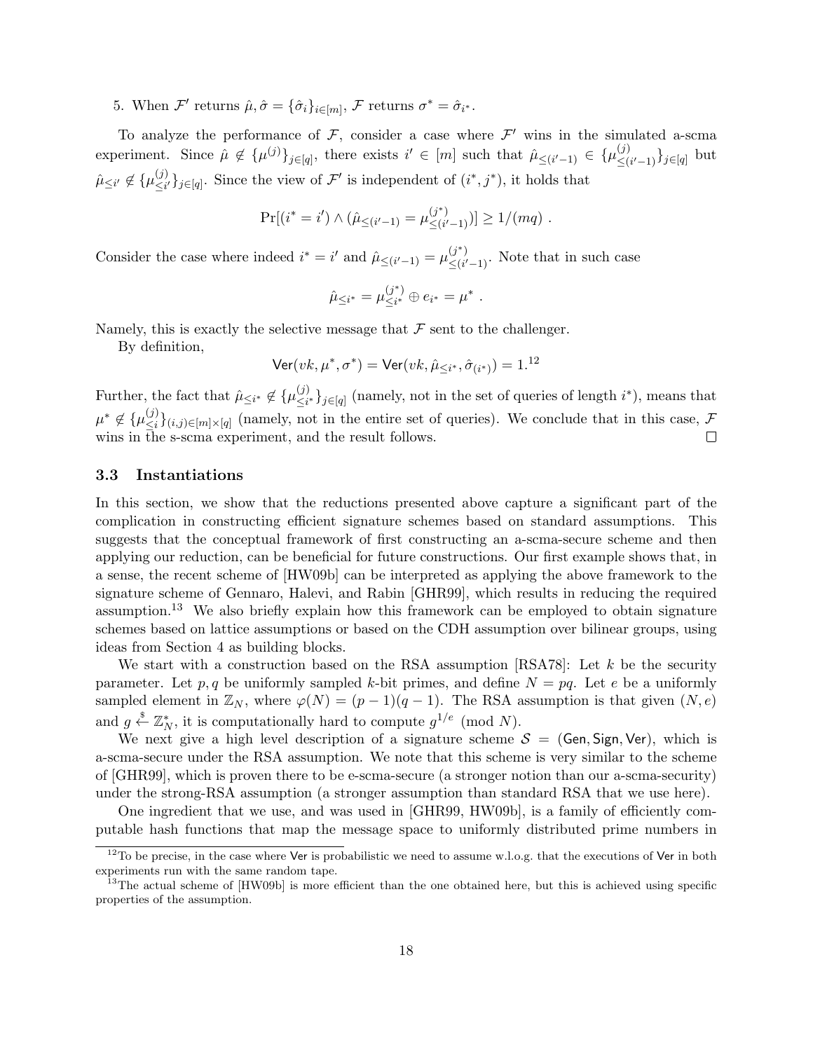5. When $\mathcal{F}'$ returns $\hat{\mu}, \hat{\sigma} = \{\hat{\sigma}_i\}_{i\in[m]}$, $\mathcal{F}$ returns $\sigma^* = \hat{\sigma}_{i^*}$.

To analyze the performance of $\mathcal{F}$, consider a case where $\mathcal{F}'$ wins in the simulated a-scma experiment. Since $\hat{\mu} \notin \{\mu^{(j)}\}_{j\in[q]}$, there exists $i' \in [m]$ such that $\hat{\mu}_{\leq(i'-1)} \in \{\mu^{(j)}_{\leq(i'-1)}\}_{j\in[q]}$ but $\hat{\mu}_{\leq i'} \notin \{\mu^{(j)}_{\leq i'}\}_{j\in[q]}$. Since the view of $\mathcal{F}'$ is independent of $(i^*, j^*)$, it holds that

$$\Pr[(i^* = i') \wedge (\hat{\mu}_{\leq(i'-1)} = \mu^{(j^*)}_{\leq(i'-1)})] \geq 1/(mq) \ .$$

Consider the case where indeed $i^* = i'$ and $\hat{\mu}_{\leq(i'-1)} = \mu^{(j^*)}_{\leq(i'-1)}$. Note that in such case

$$\hat{\mu}_{\leq i^*} = \mu^{(j^*)}_{\leq i^*} \oplus e_{i^*} = \mu^* \ .$$

Namely, this is exactly the selective message that $\mathcal{F}$ sent to the challenger.

By definition,

$$\mathsf{Ver}(vk, \mu^*, \sigma^*) = \mathsf{Ver}(vk, \hat{\mu}_{\leq i^*}, \hat{\sigma}_{(i^*)}) = 1.^{12}$$

Further, the fact that $\hat{\mu}_{\leq i^*} \notin \{\mu^{(j)}_{\leq i^*}\}_{j\in[q]}$ (namely, not in the set of queries of length $i^*$), means that $\mu^* \notin \{\mu^{(j)}_{\leq i}\}_{(i,j)\in[m]\times[q]}$ (namely, not in the entire set of queries). We conclude that in this case, $\mathcal{F}$ wins in the s-scma experiment, and the result follows. □

### 3.3 Instantiations

In this section, we show that the reductions presented above capture a significant part of the complication in constructing efficient signature schemes based on standard assumptions. This suggests that the conceptual framework of first constructing an a-scma-secure scheme and then applying our reduction, can be beneficial for future constructions. Our first example shows that, in a sense, the recent scheme of [HW09b] can be interpreted as applying the above framework to the signature scheme of Gennaro, Halevi, and Rabin [GHR99], which results in reducing the required assumption.[13] We also briefly explain how this framework can be employed to obtain signature schemes based on lattice assumptions or based on the CDH assumption over bilinear groups, using ideas from Section 4 as building blocks.

We start with a construction based on the RSA assumption [RSA78]: Let $k$ be the security parameter. Let $p, q$ be uniformly sampled $k$-bit primes, and define $N = pq$. Let $e$ be a uniformly sampled element in $\mathbb{Z}_N$, where $\varphi(N) = (p-1)(q-1)$. The RSA assumption is that given $(N, e)$ and $g \xleftarrow{\$} \mathbb{Z}_N^*$, it is computationally hard to compute $g^{1/e} \pmod N$.

We next give a high level description of a signature scheme $\mathcal{S} = (\mathsf{Gen}, \mathsf{Sign}, \mathsf{Ver})$, which is a-scma-secure under the RSA assumption. We note that this scheme is very similar to the scheme of [GHR99], which is proven there to be e-scma-secure (a stronger notion than our a-scma-security) under the strong-RSA assumption (a stronger assumption than standard RSA that we use here).

One ingredient that we use, and was used in [GHR99, HW09b], is a family of efficiently computable hash functions that map the message space to uniformly distributed prime numbers in

---

[12] To be precise, in the case where Ver is probabilistic we need to assume w.l.o.g. that the executions of Ver in both experiments run with the same random tape.

[13] The actual scheme of [HW09b] is more efficient than the one obtained here, but this is achieved using specific properties of the assumption.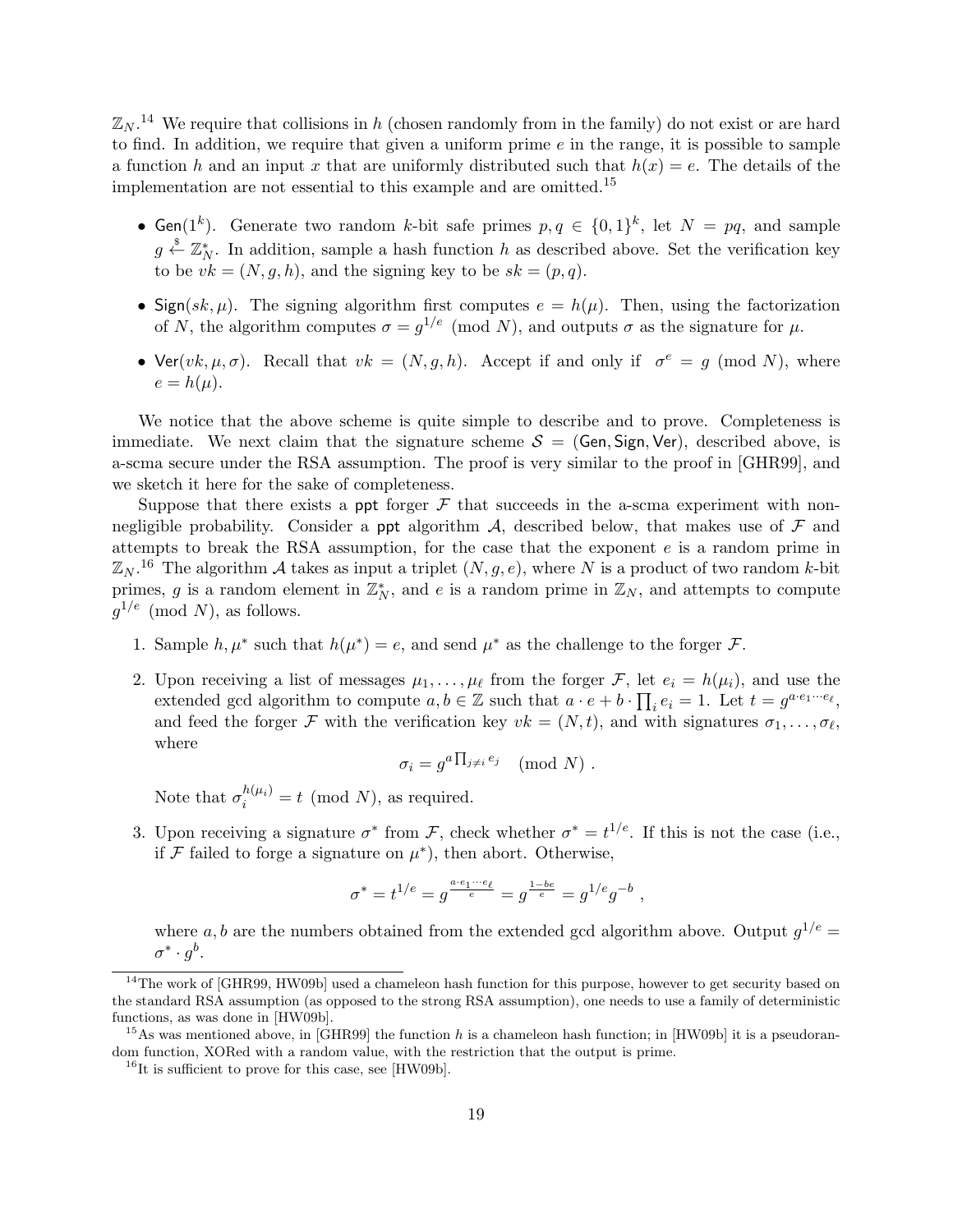$\mathbb{Z}_N$.[14] We require that collisions in $h$ (chosen randomly from in the family) do not exist or are hard to find. In addition, we require that given a uniform prime $e$ in the range, it is possible to sample a function $h$ and an input $x$ that are uniformly distributed such that $h(x) = e$. The details of the implementation are not essential to this example and are omitted.[15]

- $\mathsf{Gen}(1^k)$. Generate two random $k$-bit safe primes $p, q \in \{0,1\}^k$, let $N = pq$, and sample $g \xleftarrow{\$} \mathbb{Z}_N^*$. In addition, sample a hash function $h$ as described above. Set the verification key to be $vk = (N, g, h)$, and the signing key to be $sk = (p, q)$.
- $\mathsf{Sign}(sk, \mu)$. The signing algorithm first computes $e = h(\mu)$. Then, using the factorization of $N$, the algorithm computes $\sigma = g^{1/e} \pmod N$, and outputs $\sigma$ as the signature for $\mu$.
- $\mathsf{Ver}(vk, \mu, \sigma)$. Recall that $vk = (N, g, h)$. Accept if and only if $\sigma^e = g \pmod N$, where $e = h(\mu)$.

We notice that the above scheme is quite simple to describe and to prove. Completeness is immediate. We next claim that the signature scheme $\mathcal{S} = (\mathsf{Gen}, \mathsf{Sign}, \mathsf{Ver})$, described above, is a-scma secure under the RSA assumption. The proof is very similar to the proof in [GHR99], and we sketch it here for the sake of completeness.

Suppose that there exists a ppt forger $\mathcal{F}$ that succeeds in the a-scma experiment with non-negligible probability. Consider a ppt algorithm $\mathcal{A}$, described below, that makes use of $\mathcal{F}$ and attempts to break the RSA assumption, for the case that the exponent $e$ is a random prime in $\mathbb{Z}_N$.[16] The algorithm $\mathcal{A}$ takes as input a triplet $(N, g, e)$, where $N$ is a product of two random $k$-bit primes, $g$ is a random element in $\mathbb{Z}_N^*$, and $e$ is a random prime in $\mathbb{Z}_N$, and attempts to compute $g^{1/e} \pmod N$, as follows.

1. Sample $h, \mu^*$ such that $h(\mu^*) = e$, and send $\mu^*$ as the challenge to the forger $\mathcal{F}$.
2. Upon receiving a list of messages $\mu_1, \ldots, \mu_\ell$ from the forger $\mathcal{F}$, let $e_i = h(\mu_i)$, and use the extended gcd algorithm to compute $a, b \in \mathbb{Z}$ such that $a \cdot e + b \cdot \prod_i e_i = 1$. Let $t = g^{a \cdot e_1 \cdots e_\ell}$, and feed the forger $\mathcal{F}$ with the verification key $vk = (N, t)$, and with signatures $\sigma_1, \ldots, \sigma_\ell$, where
$$\sigma_i = g^{a \prod_{j \neq i} e_j} \pmod N .$$
Note that $\sigma_i^{h(\mu_i)} = t \pmod N$, as required.
3. Upon receiving a signature $\sigma^*$ from $\mathcal{F}$, check whether $\sigma^* = t^{1/e}$. If this is not the case (i.e., if $\mathcal{F}$ failed to forge a signature on $\mu^*$), then abort. Otherwise,
$$\sigma^* = t^{1/e} = g^{\frac{a \cdot e_1 \cdots e_\ell}{e}} = g^{\frac{1 - be}{e}} = g^{1/e} g^{-b} ,$$
where $a, b$ are the numbers obtained from the extended gcd algorithm above. Output $g^{1/e} = \sigma^* \cdot g^b$.

[14] The work of [GHR99, HW09b] used a chameleon hash function for this purpose, however to get security based on the standard RSA assumption (as opposed to the strong RSA assumption), one needs to use a family of deterministic functions, as was done in [HW09b].

[15] As was mentioned above, in [GHR99] the function $h$ is a chameleon hash function; in [HW09b] it is a pseudorandom function, XORed with a random value, with the restriction that the output is prime.

[16] It is sufficient to prove for this case, see [HW09b].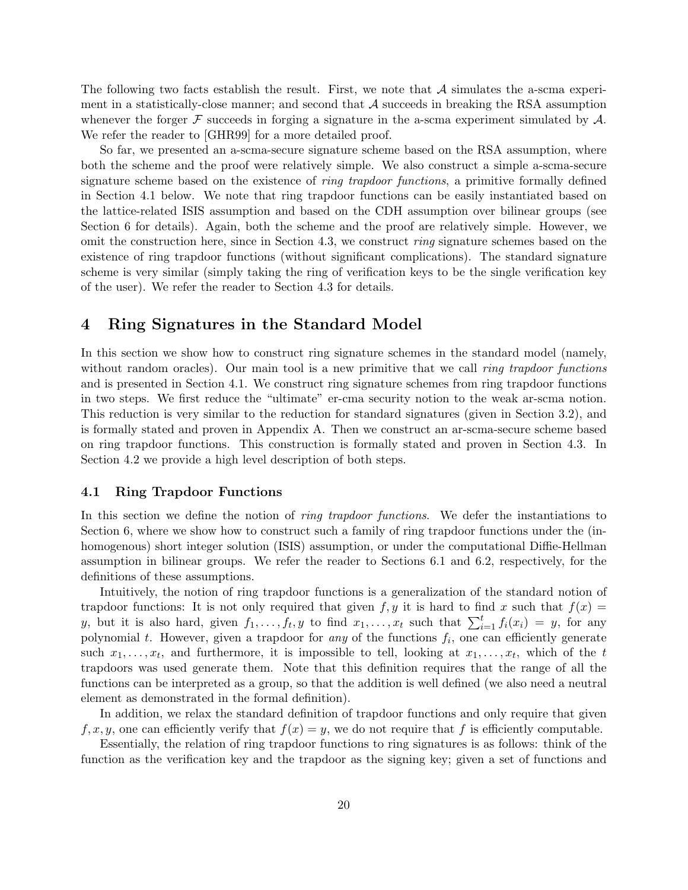The following two facts establish the result. First, we note that $\mathcal{A}$ simulates the a-scma experiment in a statistically-close manner; and second that $\mathcal{A}$ succeeds in breaking the RSA assumption whenever the forger $\mathcal{F}$ succeeds in forging a signature in the a-scma experiment simulated by $\mathcal{A}$. We refer the reader to [GHR99] for a more detailed proof.

So far, we presented an a-scma-secure signature scheme based on the RSA assumption, where both the scheme and the proof were relatively simple. We also construct a simple a-scma-secure signature scheme based on the existence of *ring trapdoor functions*, a primitive formally defined in Section 4.1 below. We note that ring trapdoor functions can be easily instantiated based on the lattice-related ISIS assumption and based on the CDH assumption over bilinear groups (see Section 6 for details). Again, both the scheme and the proof are relatively simple. However, we omit the construction here, since in Section 4.3, we construct *ring* signature schemes based on the existence of ring trapdoor functions (without significant complications). The standard signature scheme is very similar (simply taking the ring of verification keys to be the single verification key of the user). We refer the reader to Section 4.3 for details.

## 4 Ring Signatures in the Standard Model

In this section we show how to construct ring signature schemes in the standard model (namely, without random oracles). Our main tool is a new primitive that we call *ring trapdoor functions* and is presented in Section 4.1. We construct ring signature schemes from ring trapdoor functions in two steps. We first reduce the "ultimate" er-cma security notion to the weak ar-scma notion. This reduction is very similar to the reduction for standard signatures (given in Section 3.2), and is formally stated and proven in Appendix A. Then we construct an ar-scma-secure scheme based on ring trapdoor functions. This construction is formally stated and proven in Section 4.3. In Section 4.2 we provide a high level description of both steps.

### 4.1 Ring Trapdoor Functions

In this section we define the notion of *ring trapdoor functions*. We defer the instantiations to Section 6, where we show how to construct such a family of ring trapdoor functions under the (inhomogenous) short integer solution (ISIS) assumption, or under the computational Diffie-Hellman assumption in bilinear groups. We refer the reader to Sections 6.1 and 6.2, respectively, for the definitions of these assumptions.

Intuitively, the notion of ring trapdoor functions is a generalization of the standard notion of trapdoor functions: It is not only required that given $f, y$ it is hard to find $x$ such that $f(x) = y$, but it is also hard, given $f_1, \ldots, f_t, y$ to find $x_1, \ldots, x_t$ such that $\sum_{i=1}^{t} f_i(x_i) = y$, for any polynomial $t$. However, given a trapdoor for *any* of the functions $f_i$, one can efficiently generate such $x_1, \ldots, x_t$, and furthermore, it is impossible to tell, looking at $x_1, \ldots, x_t$, which of the $t$ trapdoors was used generate them. Note that this definition requires that the range of all the functions can be interpreted as a group, so that the addition is well defined (we also need a neutral element as demonstrated in the formal definition).

In addition, we relax the standard definition of trapdoor functions and only require that given $f, x, y$, one can efficiently verify that $f(x) = y$, we do not require that $f$ is efficiently computable.

Essentially, the relation of ring trapdoor functions to ring signatures is as follows: think of the function as the verification key and the trapdoor as the signing key; given a set of functions and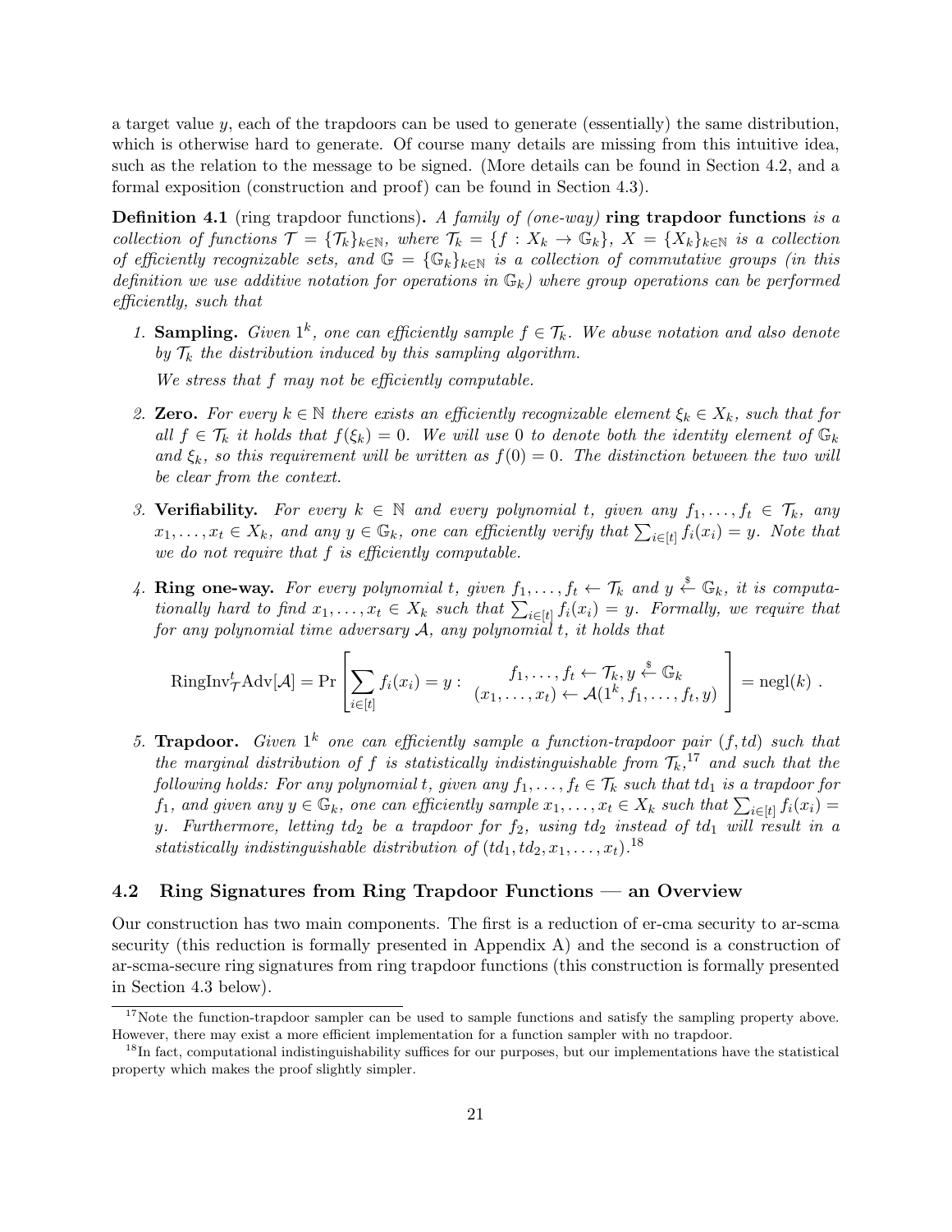a target value $y$, each of the trapdoors can be used to generate (essentially) the same distribution, which is otherwise hard to generate. Of course many details are missing from this intuitive idea, such as the relation to the message to be signed. (More details can be found in Section 4.2, and a formal exposition (construction and proof) can be found in Section 4.3).

**Definition 4.1** (ring trapdoor functions). *A family of (one-way)* **ring trapdoor functions** *is a collection of functions $\mathcal{T} = \{\mathcal{T}_k\}_{k\in\mathbb{N}}$, where $\mathcal{T}_k = \{f : X_k \to \mathbb{G}_k\}$, $X = \{X_k\}_{k\in\mathbb{N}}$ is a collection of efficiently recognizable sets, and $\mathbb{G} = \{\mathbb{G}_k\}_{k\in\mathbb{N}}$ is a collection of commutative groups (in this definition we use additive notation for operations in $\mathbb{G}_k$) where group operations can be performed efficiently, such that*

1. **Sampling.** *Given $1^k$, one can efficiently sample $f \in \mathcal{T}_k$. We abuse notation and also denote by $\mathcal{T}_k$ the distribution induced by this sampling algorithm.*

   *We stress that $f$ may not be efficiently computable.*

2. **Zero.** *For every $k \in \mathbb{N}$ there exists an efficiently recognizable element $\xi_k \in X_k$, such that for all $f \in \mathcal{T}_k$ it holds that $f(\xi_k) = 0$. We will use 0 to denote both the identity element of $\mathbb{G}_k$ and $\xi_k$, so this requirement will be written as $f(0) = 0$. The distinction between the two will be clear from the context.*

3. **Verifiability.** *For every $k \in \mathbb{N}$ and every polynomial $t$, given any $f_1, \ldots, f_t \in \mathcal{T}_k$, any $x_1, \ldots, x_t \in X_k$, and any $y \in \mathbb{G}_k$, one can efficiently verify that $\sum_{i\in[t]} f_i(x_i) = y$. Note that we do not require that $f$ is efficiently computable.*

4. **Ring one-way.** *For every polynomial $t$, given $f_1, \ldots, f_t \leftarrow \mathcal{T}_k$ and $y \xleftarrow{\$} \mathbb{G}_k$, it is computationally hard to find $x_1, \ldots, x_t \in X_k$ such that $\sum_{i\in[t]} f_i(x_i) = y$. Formally, we require that for any polynomial time adversary $\mathcal{A}$, any polynomial $t$, it holds that*

$$\mathrm{RingInv}^t_{\mathcal{T}}\mathrm{Adv}[\mathcal{A}] = \Pr\left[\sum_{i\in[t]} f_i(x_i) = y : \begin{array}{c} f_1, \ldots, f_t \leftarrow \mathcal{T}_k, y \xleftarrow{\$} \mathbb{G}_k \\ (x_1, \ldots, x_t) \leftarrow \mathcal{A}(1^k, f_1, \ldots, f_t, y) \end{array}\right] = \mathrm{negl}(k) \ .$$

5. **Trapdoor.** *Given $1^k$ one can efficiently sample a function-trapdoor pair $(f, td)$ such that the marginal distribution of $f$ is statistically indistinguishable from $\mathcal{T}_k$,[17] and such that the following holds: For any polynomial $t$, given any $f_1, \ldots, f_t \in \mathcal{T}_k$ such that $td_1$ is a trapdoor for $f_1$, and given any $y \in \mathbb{G}_k$, one can efficiently sample $x_1, \ldots, x_t \in X_k$ such that $\sum_{i\in[t]} f_i(x_i) = y$. Furthermore, letting $td_2$ be a trapdoor for $f_2$, using $td_2$ instead of $td_1$ will result in a statistically indistinguishable distribution of $(td_1, td_2, x_1, \ldots, x_t)$.*[18]

### 4.2 Ring Signatures from Ring Trapdoor Functions — an Overview

Our construction has two main components. The first is a reduction of er-cma security to ar-scma security (this reduction is formally presented in Appendix A) and the second is a construction of ar-scma-secure ring signatures from ring trapdoor functions (this construction is formally presented in Section 4.3 below).

[17] Note the function-trapdoor sampler can be used to sample functions and satisfy the sampling property above. However, there may exist a more efficient implementation for a function sampler with no trapdoor.

[18] In fact, computational indistinguishability suffices for our purposes, but our implementations have the statistical property which makes the proof slightly simpler.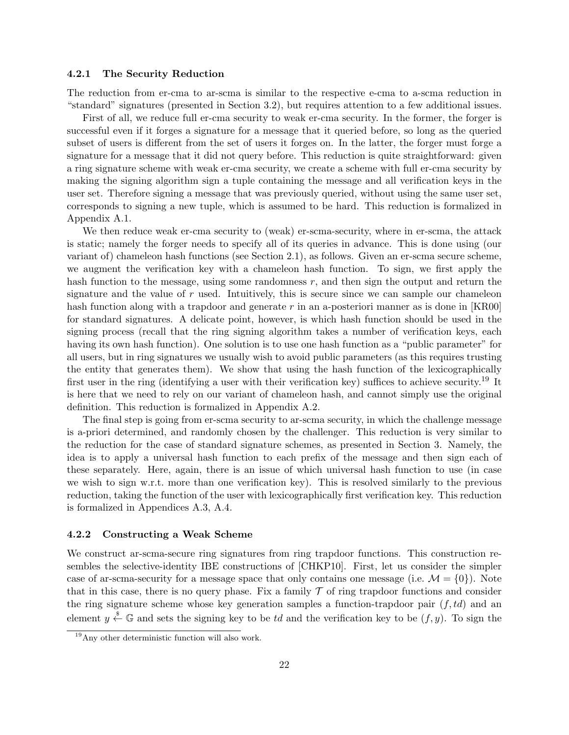#### 4.2.1 The Security Reduction

The reduction from er-cma to ar-scma is similar to the respective e-cma to a-scma reduction in "standard" signatures (presented in Section 3.2), but requires attention to a few additional issues.

First of all, we reduce full er-cma security to weak er-cma security. In the former, the forger is successful even if it forges a signature for a message that it queried before, so long as the queried subset of users is different from the set of users it forges on. In the latter, the forger must forge a signature for a message that it did not query before. This reduction is quite straightforward: given a ring signature scheme with weak er-cma security, we create a scheme with full er-cma security by making the signing algorithm sign a tuple containing the message and all verification keys in the user set. Therefore signing a message that was previously queried, without using the same user set, corresponds to signing a new tuple, which is assumed to be hard. This reduction is formalized in Appendix A.1.

We then reduce weak er-cma security to (weak) er-scma-security, where in er-scma, the attack is static; namely the forger needs to specify all of its queries in advance. This is done using (our variant of) chameleon hash functions (see Section 2.1), as follows. Given an er-scma secure scheme, we augment the verification key with a chameleon hash function. To sign, we first apply the hash function to the message, using some randomness $r$, and then sign the output and return the signature and the value of $r$ used. Intuitively, this is secure since we can sample our chameleon hash function along with a trapdoor and generate $r$ in an a-posteriori manner as is done in [KR00] for standard signatures. A delicate point, however, is which hash function should be used in the signing process (recall that the ring signing algorithm takes a number of verification keys, each having its own hash function). One solution is to use one hash function as a "public parameter" for all users, but in ring signatures we usually wish to avoid public parameters (as this requires trusting the entity that generates them). We show that using the hash function of the lexicographically first user in the ring (identifying a user with their verification key) suffices to achieve security.[19] It is here that we need to rely on our variant of chameleon hash, and cannot simply use the original definition. This reduction is formalized in Appendix A.2.

The final step is going from er-scma security to ar-scma security, in which the challenge message is a-priori determined, and randomly chosen by the challenger. This reduction is very similar to the reduction for the case of standard signature schemes, as presented in Section 3. Namely, the idea is to apply a universal hash function to each prefix of the message and then sign each of these separately. Here, again, there is an issue of which universal hash function to use (in case we wish to sign w.r.t. more than one verification key). This is resolved similarly to the previous reduction, taking the function of the user with lexicographically first verification key. This reduction is formalized in Appendices A.3, A.4.

#### 4.2.2 Constructing a Weak Scheme

We construct ar-scma-secure ring signatures from ring trapdoor functions. This construction resembles the selective-identity IBE constructions of [CHKP10]. First, let us consider the simpler case of ar-scma-security for a message space that only contains one message (i.e. $\mathcal{M} = \{0\}$). Note that in this case, there is no query phase. Fix a family $\mathcal{T}$ of ring trapdoor functions and consider the ring signature scheme whose key generation samples a function-trapdoor pair $(f, td)$ and an element $y \stackrel{\$}{\leftarrow} \mathbb{G}$ and sets the signing key to be $td$ and the verification key to be $(f, y)$. To sign the

[19] Any other deterministic function will also work.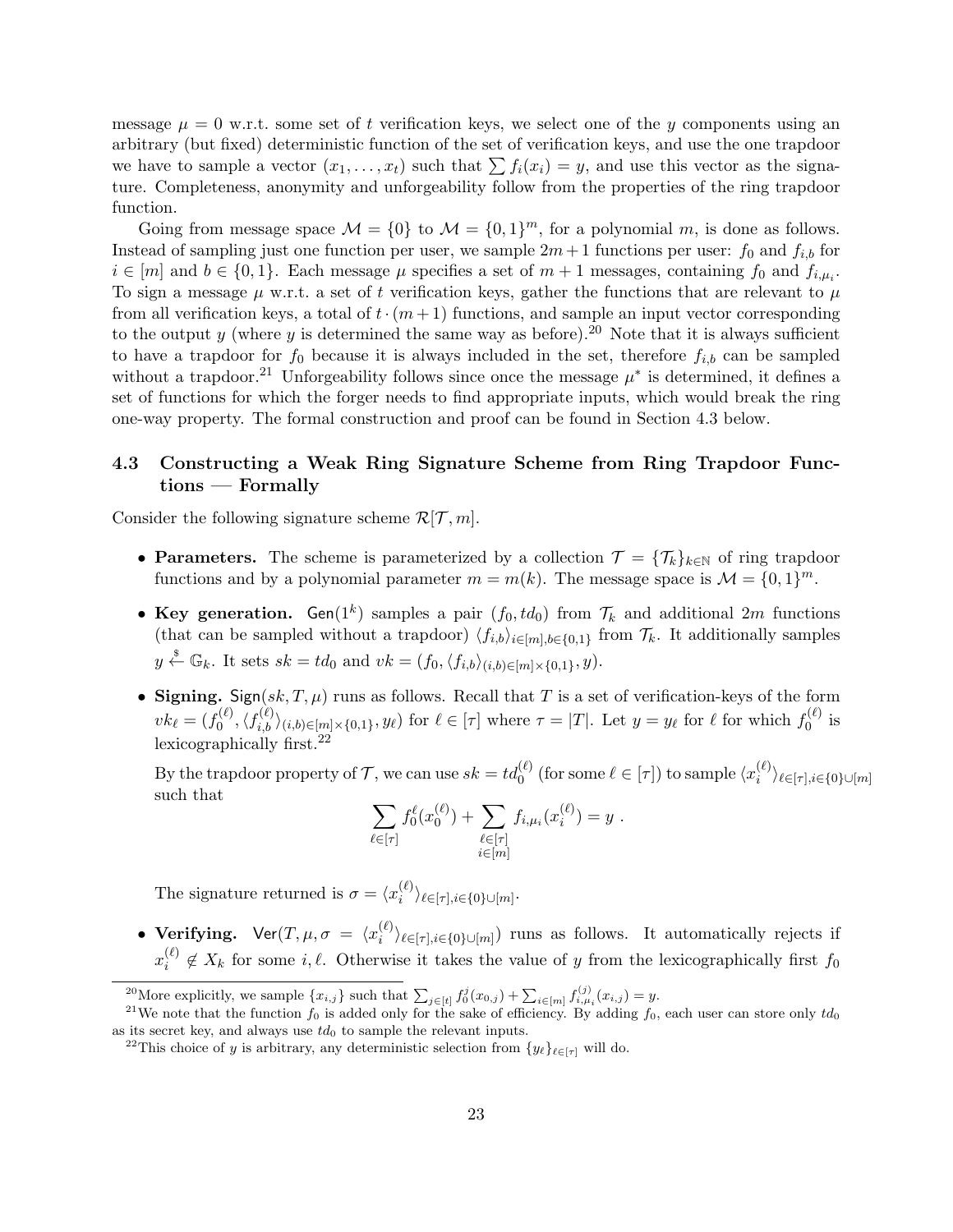message $\mu = 0$ w.r.t. some set of $t$ verification keys, we select one of the $y$ components using an arbitrary (but fixed) deterministic function of the set of verification keys, and use the one trapdoor we have to sample a vector $(x_1, \ldots, x_t)$ such that $\sum f_i(x_i) = y$, and use this vector as the signature. Completeness, anonymity and unforgeability follow from the properties of the ring trapdoor function.

Going from message space $\mathcal{M} = \{0\}$ to $\mathcal{M} = \{0,1\}^m$, for a polynomial $m$, is done as follows. Instead of sampling just one function per user, we sample $2m+1$ functions per user: $f_0$ and $f_{i,b}$ for $i \in [m]$ and $b \in \{0,1\}$. Each message $\mu$ specifies a set of $m+1$ messages, containing $f_0$ and $f_{i,\mu_i}$. To sign a message $\mu$ w.r.t. a set of $t$ verification keys, gather the functions that are relevant to $\mu$ from all verification keys, a total of $t \cdot (m+1)$ functions, and sample an input vector corresponding to the output $y$ (where $y$ is determined the same way as before).[20] Note that it is always sufficient to have a trapdoor for $f_0$ because it is always included in the set, therefore $f_{i,b}$ can be sampled without a trapdoor.[21] Unforgeability follows since once the message $\mu^*$ is determined, it defines a set of functions for which the forger needs to find appropriate inputs, which would break the ring one-way property. The formal construction and proof can be found in Section 4.3 below.

### 4.3 Constructing a Weak Ring Signature Scheme from Ring Trapdoor Functions — Formally

Consider the following signature scheme $\mathcal{R}[\mathcal{T}, m]$.

- **Parameters.** The scheme is parameterized by a collection $\mathcal{T} = \{\mathcal{T}_k\}_{k \in \mathbb{N}}$ of ring trapdoor functions and by a polynomial parameter $m = m(k)$. The message space is $\mathcal{M} = \{0,1\}^m$.
- **Key generation.** $\mathsf{Gen}(1^k)$ samples a pair $(f_0, td_0)$ from $\mathcal{T}_k$ and additional $2m$ functions (that can be sampled without a trapdoor) $\langle f_{i,b} \rangle_{i \in [m], b \in \{0,1\}}$ from $\mathcal{T}_k$. It additionally samples $y \stackrel{\$}{\leftarrow} \mathbb{G}_k$. It sets $sk = td_0$ and $vk = (f_0, \langle f_{i,b} \rangle_{(i,b) \in [m] \times \{0,1\}}, y)$.
- **Signing.** $\mathsf{Sign}(sk, T, \mu)$ runs as follows. Recall that $T$ is a set of verification-keys of the form $vk_\ell = (f_0^{(\ell)}, \langle f_{i,b}^{(\ell)} \rangle_{(i,b) \in [m] \times \{0,1\}}, y_\ell)$ for $\ell \in [\tau]$ where $\tau = |T|$. Let $y = y_\ell$ for $\ell$ for which $f_0^{(\ell)}$ is lexicographically first.[22]

  By the trapdoor property of $\mathcal{T}$, we can use $sk = td_0^{(\ell)}$ (for some $\ell \in [\tau]$) to sample $\langle x_i^{(\ell)} \rangle_{\ell \in [\tau], i \in \{0\} \cup [m]}$ such that
  $$\sum_{\ell \in [\tau]} f_0^{\ell}(x_0^{(\ell)}) + \sum_{\substack{\ell \in [\tau] \\ i \in [m]}} f_{i,\mu_i}(x_i^{(\ell)}) = y \ .$$

  The signature returned is $\sigma = \langle x_i^{(\ell)} \rangle_{\ell \in [\tau], i \in \{0\} \cup [m]}$.
- **Verifying.** $\mathsf{Ver}(T, \mu, \sigma = \langle x_i^{(\ell)} \rangle_{\ell \in [\tau], i \in \{0\} \cup [m]})$ runs as follows. It automatically rejects if $x_i^{(\ell)} \notin X_k$ for some $i, \ell$. Otherwise it takes the value of $y$ from the lexicographically first $f_0$

---

[20] More explicitly, we sample $\{x_{i,j}\}$ such that $\sum_{j \in [t]} f_0^j(x_{0,j}) + \sum_{i \in [m]} f_{i,\mu_i}^{(j)}(x_{i,j}) = y$.

[21] We note that the function $f_0$ is added only for the sake of efficiency. By adding $f_0$, each user can store only $td_0$ as its secret key, and always use $td_0$ to sample the relevant inputs.

[22] This choice of $y$ is arbitrary, any deterministic selection from $\{y_\ell\}_{\ell \in [\tau]}$ will do.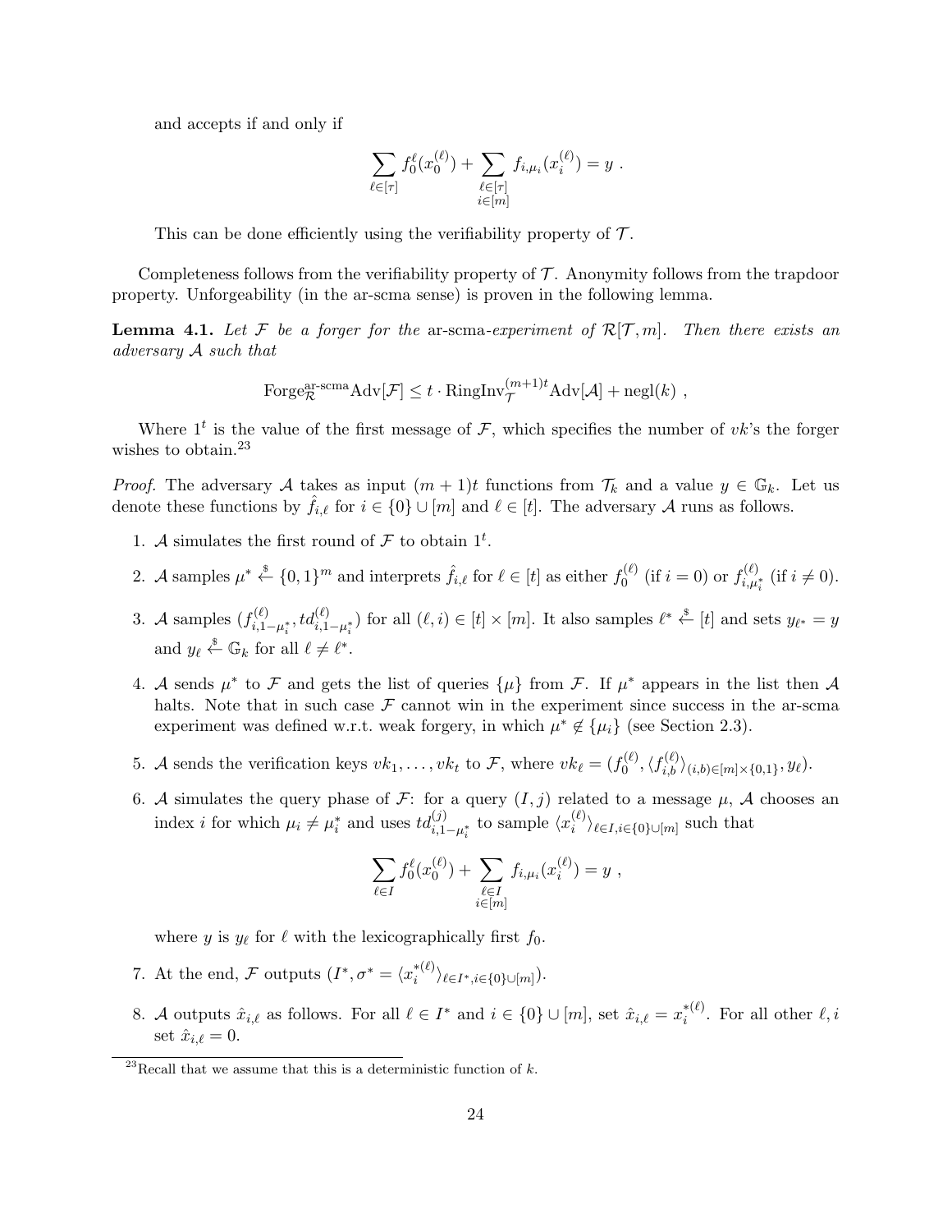and accepts if and only if

$$\sum_{\ell \in [\tau]} f_0^{\ell}(x_0^{(\ell)}) + \sum_{\substack{\ell \in [\tau] \\ i \in [m]}} f_{i,\mu_i}(x_i^{(\ell)}) = y \ .$$

This can be done efficiently using the verifiability property of $\mathcal{T}$.

Completeness follows from the verifiability property of $\mathcal{T}$. Anonymity follows from the trapdoor property. Unforgeability (in the ar-scma sense) is proven in the following lemma.

**Lemma 4.1.** *Let $\mathcal{F}$ be a forger for the* ar-scma*-experiment of $\mathcal{R}[\mathcal{T}, m]$. Then there exists an adversary $\mathcal{A}$ such that*

$$\text{Forge}_{\mathcal{R}}^{\text{ar-scma}}\text{Adv}[\mathcal{F}] \le t \cdot \text{RingInv}_{\mathcal{T}}^{(m+1)t}\text{Adv}[\mathcal{A}] + \text{negl}(k) \ ,$$

Where $1^t$ is the value of the first message of $\mathcal{F}$, which specifies the number of $vk$'s the forger wishes to obtain.[23]

*Proof.* The adversary $\mathcal{A}$ takes as input $(m+1)t$ functions from $\mathcal{T}_k$ and a value $y \in \mathbb{G}_k$. Let us denote these functions by $\hat{f}_{i,\ell}$ for $i \in \{0\} \cup [m]$ and $\ell \in [t]$. The adversary $\mathcal{A}$ runs as follows.

1. $\mathcal{A}$ simulates the first round of $\mathcal{F}$ to obtain $1^t$.
2. $\mathcal{A}$ samples $\mu^* \xleftarrow{\$} \{0,1\}^m$ and interprets $\hat{f}_{i,\ell}$ for $\ell \in [t]$ as either $f_0^{(\ell)}$ (if $i = 0$) or $f_{i,\mu_i^*}^{(\ell)}$ (if $i \neq 0$).
3. $\mathcal{A}$ samples $(f_{i,1-\mu_i^*}^{(\ell)}, td_{i,1-\mu_i^*}^{(\ell)})$ for all $(\ell, i) \in [t] \times [m]$. It also samples $\ell^* \xleftarrow{\$} [t]$ and sets $y_{\ell^*} = y$ and $y_\ell \xleftarrow{\$} \mathbb{G}_k$ for all $\ell \neq \ell^*$.
4. $\mathcal{A}$ sends $\mu^*$ to $\mathcal{F}$ and gets the list of queries $\{\mu\}$ from $\mathcal{F}$. If $\mu^*$ appears in the list then $\mathcal{A}$ halts. Note that in such case $\mathcal{F}$ cannot win in the experiment since success in the ar-scma experiment was defined w.r.t. weak forgery, in which $\mu^* \notin \{\mu_i\}$ (see Section 2.3).
5. $\mathcal{A}$ sends the verification keys $vk_1, \ldots, vk_t$ to $\mathcal{F}$, where $vk_\ell = (f_0^{(\ell)}, \langle f_{i,b}^{(\ell)} \rangle_{(i,b) \in [m] \times \{0,1\}}, y_\ell)$.
6. $\mathcal{A}$ simulates the query phase of $\mathcal{F}$: for a query $(I, j)$ related to a message $\mu$, $\mathcal{A}$ chooses an index $i$ for which $\mu_i \neq \mu_i^*$ and uses $td_{i,1-\mu_i^*}^{(j)}$ to sample $\langle x_i^{(\ell)} \rangle_{\ell \in I, i \in \{0\} \cup [m]}$ such that

$$\sum_{\ell \in I} f_0^{\ell}(x_0^{(\ell)}) + \sum_{\substack{\ell \in I \\ i \in [m]}} f_{i,\mu_i}(x_i^{(\ell)}) = y \ ,$$

   where $y$ is $y_\ell$ for $\ell$ with the lexicographically first $f_0$.
7. At the end, $\mathcal{F}$ outputs $(I^*, \sigma^* = \langle x_i^{*(\ell)} \rangle_{\ell \in I^*, i \in \{0\} \cup [m]})$.
8. $\mathcal{A}$ outputs $\hat{x}_{i,\ell}$ as follows. For all $\ell \in I^*$ and $i \in \{0\} \cup [m]$, set $\hat{x}_{i,\ell} = x_i^{*(\ell)}$. For all other $\ell, i$ set $\hat{x}_{i,\ell} = 0$.

[23] Recall that we assume that this is a deterministic function of $k$.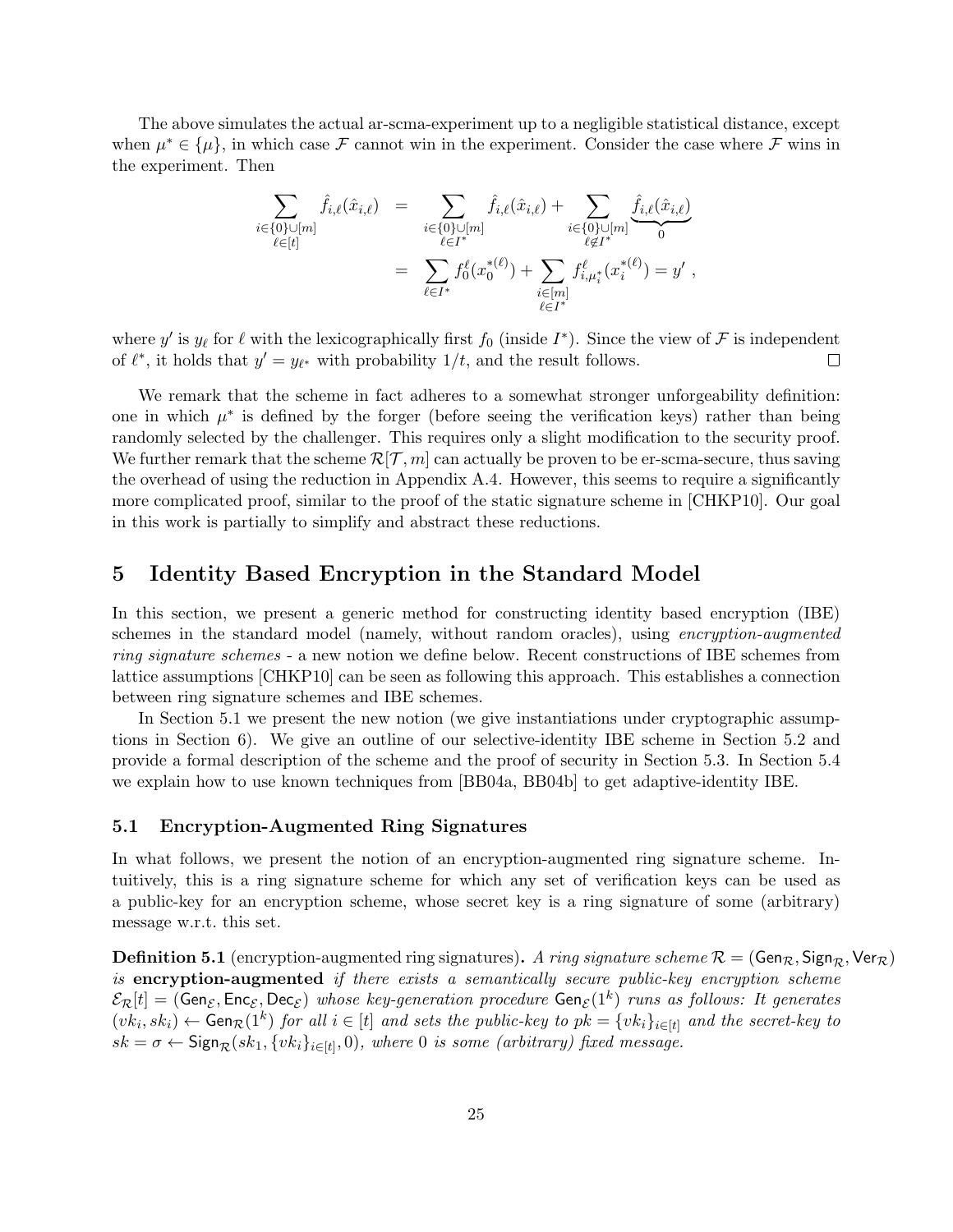The above simulates the actual ar-scma-experiment up to a negligible statistical distance, except when $\mu^* \in \{\mu\}$, in which case $\mathcal{F}$ cannot win in the experiment. Consider the case where $\mathcal{F}$ wins in the experiment. Then

$$
\begin{aligned}
\sum_{\substack{i\in\{0\}\cup[m]\\ \ell\in[t]}} \hat{f}_{i,\ell}(\hat{x}_{i,\ell}) &= \sum_{\substack{i\in\{0\}\cup[m]\\ \ell\in I^*}} \hat{f}_{i,\ell}(\hat{x}_{i,\ell}) + \sum_{\substack{i\in\{0\}\cup[m]\\ \ell\notin I^*}} \underbrace{\hat{f}_{i,\ell}(\hat{x}_{i,\ell})}_{0} \\
&= \sum_{\ell\in I^*} f_0^{\ell}(x_0^{*(\ell)}) + \sum_{\substack{i\in[m]\\ \ell\in I^*}} f_{i,\mu_i^*}^{\ell}(x_i^{*(\ell)}) = y' ,
\end{aligned}
$$

where $y'$ is $y_\ell$ for $\ell$ with the lexicographically first $f_0$ (inside $I^*$). Since the view of $\mathcal{F}$ is independent of $\ell^*$, it holds that $y' = y_{\ell^*}$ with probability $1/t$, and the result follows. □

We remark that the scheme in fact adheres to a somewhat stronger unforgeability definition: one in which $\mu^*$ is defined by the forger (before seeing the verification keys) rather than being randomly selected by the challenger. This requires only a slight modification to the security proof. We further remark that the scheme $\mathcal{R}[\mathcal{T}, m]$ can actually be proven to be er-scma-secure, thus saving the overhead of using the reduction in Appendix A.4. However, this seems to require a significantly more complicated proof, similar to the proof of the static signature scheme in [CHKP10]. Our goal in this work is partially to simplify and abstract these reductions.

## 5 Identity Based Encryption in the Standard Model

In this section, we present a generic method for constructing identity based encryption (IBE) schemes in the standard model (namely, without random oracles), using *encryption-augmented ring signature schemes* - a new notion we define below. Recent constructions of IBE schemes from lattice assumptions [CHKP10] can be seen as following this approach. This establishes a connection between ring signature schemes and IBE schemes.

In Section 5.1 we present the new notion (we give instantiations under cryptographic assumptions in Section 6). We give an outline of our selective-identity IBE scheme in Section 5.2 and provide a formal description of the scheme and the proof of security in Section 5.3. In Section 5.4 we explain how to use known techniques from [BB04a, BB04b] to get adaptive-identity IBE.

### 5.1 Encryption-Augmented Ring Signatures

In what follows, we present the notion of an encryption-augmented ring signature scheme. Intuitively, this is a ring signature scheme for which any set of verification keys can be used as a public-key for an encryption scheme, whose secret key is a ring signature of some (arbitrary) message w.r.t. this set.

**Definition 5.1** (encryption-augmented ring signatures)**.** *A ring signature scheme $\mathcal{R} = (\mathsf{Gen}_{\mathcal{R}}, \mathsf{Sign}_{\mathcal{R}}, \mathsf{Ver}_{\mathcal{R}})$ is* **encryption-augmented** *if there exists a semantically secure public-key encryption scheme $\mathcal{E}_{\mathcal{R}}[t] = (\mathsf{Gen}_{\mathcal{E}}, \mathsf{Enc}_{\mathcal{E}}, \mathsf{Dec}_{\mathcal{E}})$ whose key-generation procedure $\mathsf{Gen}_{\mathcal{E}}(1^k)$ runs as follows: It generates $(vk_i, sk_i) \leftarrow \mathsf{Gen}_{\mathcal{R}}(1^k)$ for all $i \in [t]$ and sets the public-key to $pk = \{vk_i\}_{i\in[t]}$ and the secret-key to $sk = \sigma \leftarrow \mathsf{Sign}_{\mathcal{R}}(sk_1, \{vk_i\}_{i\in[t]}, 0)$, where $0$ is some (arbitrary) fixed message.*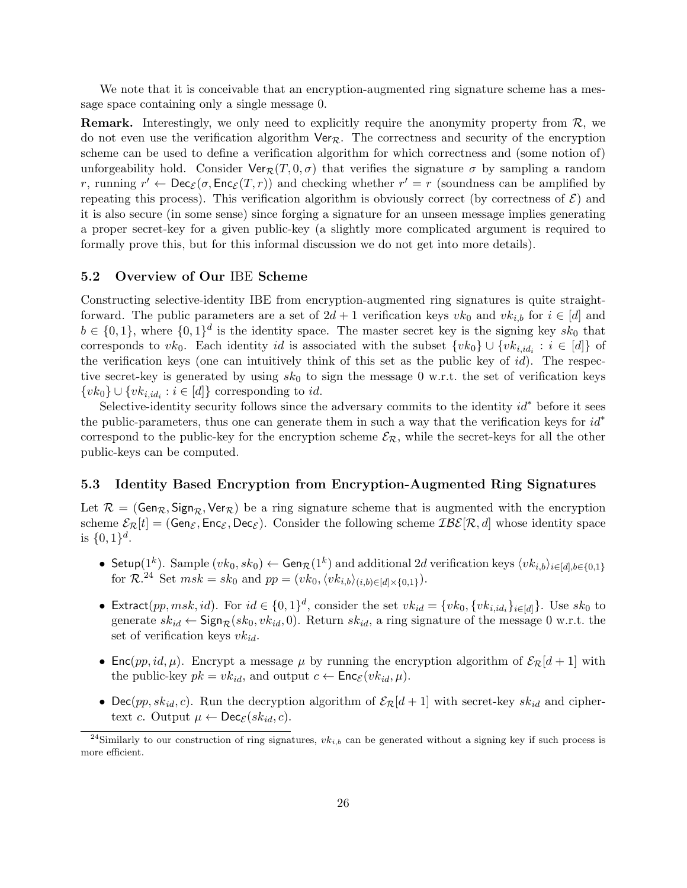We note that it is conceivable that an encryption-augmented ring signature scheme has a message space containing only a single message 0.

**Remark.** Interestingly, we only need to explicitly require the anonymity property from $\mathcal{R}$, we do not even use the verification algorithm $\mathsf{Ver}_{\mathcal{R}}$. The correctness and security of the encryption scheme can be used to define a verification algorithm for which correctness and (some notion of) unforgeability hold. Consider $\mathsf{Ver}_{\mathcal{R}}(T, 0, \sigma)$ that verifies the signature $\sigma$ by sampling a random $r$, running $r' \leftarrow \mathsf{Dec}_{\mathcal{E}}(\sigma, \mathsf{Enc}_{\mathcal{E}}(T, r))$ and checking whether $r' = r$ (soundness can be amplified by repeating this process). This verification algorithm is obviously correct (by correctness of $\mathcal{E}$) and it is also secure (in some sense) since forging a signature for an unseen message implies generating a proper secret-key for a given public-key (a slightly more complicated argument is required to formally prove this, but for this informal discussion we do not get into more details).

### 5.2 Overview of Our IBE Scheme

Constructing selective-identity IBE from encryption-augmented ring signatures is quite straightforward. The public parameters are a set of $2d + 1$ verification keys $vk_0$ and $vk_{i,b}$ for $i \in [d]$ and $b \in \{0, 1\}$, where $\{0, 1\}^d$ is the identity space. The master secret key is the signing key $sk_0$ that corresponds to $vk_0$. Each identity $id$ is associated with the subset $\{vk_0\} \cup \{vk_{i,id_i} : i \in [d]\}$ of the verification keys (one can intuitively think of this set as the public key of $id$). The respective secret-key is generated by using $sk_0$ to sign the message 0 w.r.t. the set of verification keys $\{vk_0\} \cup \{vk_{i,id_i} : i \in [d]\}$ corresponding to $id$.

Selective-identity security follows since the adversary commits to the identity $id^*$ before it sees the public-parameters, thus one can generate them in such a way that the verification keys for $id^*$ correspond to the public-key for the encryption scheme $\mathcal{E}_{\mathcal{R}}$, while the secret-keys for all the other public-keys can be computed.

### 5.3 Identity Based Encryption from Encryption-Augmented Ring Signatures

Let $\mathcal{R} = (\mathsf{Gen}_{\mathcal{R}}, \mathsf{Sign}_{\mathcal{R}}, \mathsf{Ver}_{\mathcal{R}})$ be a ring signature scheme that is augmented with the encryption scheme $\mathcal{E}_{\mathcal{R}}[t] = (\mathsf{Gen}_{\mathcal{E}}, \mathsf{Enc}_{\mathcal{E}}, \mathsf{Dec}_{\mathcal{E}})$. Consider the following scheme $\mathcal{IBE}[\mathcal{R}, d]$ whose identity space is $\{0, 1\}^d$.

- $\mathsf{Setup}(1^k)$. Sample $(vk_0, sk_0) \leftarrow \mathsf{Gen}_{\mathcal{R}}(1^k)$ and additional $2d$ verification keys $\langle vk_{i,b} \rangle_{i \in [d], b \in \{0,1\}}$ for $\mathcal{R}$.[24] Set $msk = sk_0$ and $pp = (vk_0, \langle vk_{i,b} \rangle_{(i,b) \in [d] \times \{0,1\}})$.
- $\mathsf{Extract}(pp, msk, id)$. For $id \in \{0, 1\}^d$, consider the set $vk_{id} = \{vk_0, \{vk_{i,id_i}\}_{i \in [d]}\}$. Use $sk_0$ to generate $sk_{id} \leftarrow \mathsf{Sign}_{\mathcal{R}}(sk_0, vk_{id}, 0)$. Return $sk_{id}$, a ring signature of the message 0 w.r.t. the set of verification keys $vk_{id}$.
- $\mathsf{Enc}(pp, id, \mu)$. Encrypt a message $\mu$ by running the encryption algorithm of $\mathcal{E}_{\mathcal{R}}[d + 1]$ with the public-key $pk = vk_{id}$, and output $c \leftarrow \mathsf{Enc}_{\mathcal{E}}(vk_{id}, \mu)$.
- $\mathsf{Dec}(pp, sk_{id}, c)$. Run the decryption algorithm of $\mathcal{E}_{\mathcal{R}}[d + 1]$ with secret-key $sk_{id}$ and ciphertext $c$. Output $\mu \leftarrow \mathsf{Dec}_{\mathcal{E}}(sk_{id}, c)$.

[24] Similarly to our construction of ring signatures, $vk_{i,b}$ can be generated without a signing key if such process is more efficient.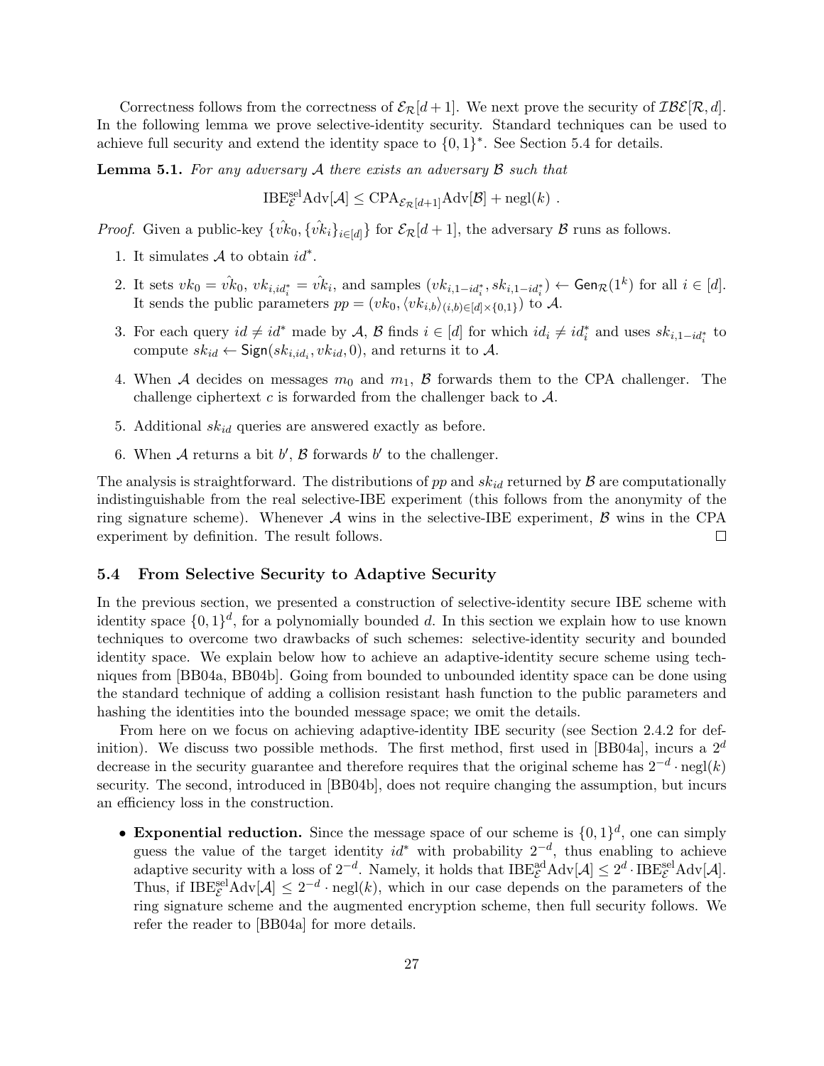Correctness follows from the correctness of $\mathcal{E}_{\mathcal{R}}[d+1]$. We next prove the security of $\mathcal{IBE}[\mathcal{R}, d]$. In the following lemma we prove selective-identity security. Standard techniques can be used to achieve full security and extend the identity space to $\{0,1\}^*$. See Section 5.4 for details.

**Lemma 5.1.** *For any adversary $\mathcal{A}$ there exists an adversary $\mathcal{B}$ such that*

$$\mathrm{IBE}^{\mathrm{sel}}_{\mathcal{E}}\mathrm{Adv}[\mathcal{A}] \leq \mathrm{CPA}_{\mathcal{E}_{\mathcal{R}}[d+1]}\mathrm{Adv}[\mathcal{B}] + \mathrm{negl}(k) \ .$$

*Proof.* Given a public-key $\{\hat{vk}_0, \{\hat{vk}_i\}_{i\in[d]}\}$ for $\mathcal{E}_{\mathcal{R}}[d+1]$, the adversary $\mathcal{B}$ runs as follows.

1. It simulates $\mathcal{A}$ to obtain $id^*$.
2. It sets $vk_0 = \hat{vk}_0$, $vk_{i,id^*_i} = \hat{vk}_i$, and samples $(vk_{i,1-id^*_i}, sk_{i,1-id^*_i}) \leftarrow \mathsf{Gen}_{\mathcal{R}}(1^k)$ for all $i \in [d]$. It sends the public parameters $pp = (vk_0, \langle vk_{i,b}\rangle_{(i,b)\in[d]\times\{0,1\}})$ to $\mathcal{A}$.
3. For each query $id \neq id^*$ made by $\mathcal{A}$, $\mathcal{B}$ finds $i \in [d]$ for which $id_i \neq id^*_i$ and uses $sk_{i,1-id^*_i}$ to compute $sk_{id} \leftarrow \mathsf{Sign}(sk_{i,id_i}, vk_{id}, 0)$, and returns it to $\mathcal{A}$.
4. When $\mathcal{A}$ decides on messages $m_0$ and $m_1$, $\mathcal{B}$ forwards them to the CPA challenger. The challenge ciphertext $c$ is forwarded from the challenger back to $\mathcal{A}$.
5. Additional $sk_{id}$ queries are answered exactly as before.
6. When $\mathcal{A}$ returns a bit $b'$, $\mathcal{B}$ forwards $b'$ to the challenger.

The analysis is straightforward. The distributions of $pp$ and $sk_{id}$ returned by $\mathcal{B}$ are computationally indistinguishable from the real selective-IBE experiment (this follows from the anonymity of the ring signature scheme). Whenever $\mathcal{A}$ wins in the selective-IBE experiment, $\mathcal{B}$ wins in the CPA experiment by definition. The result follows. $\square$

### 5.4 From Selective Security to Adaptive Security

In the previous section, we presented a construction of selective-identity secure IBE scheme with identity space $\{0,1\}^d$, for a polynomially bounded $d$. In this section we explain how to use known techniques to overcome two drawbacks of such schemes: selective-identity security and bounded identity space. We explain below how to achieve an adaptive-identity secure scheme using techniques from [BB04a, BB04b]. Going from bounded to unbounded identity space can be done using the standard technique of adding a collision resistant hash function to the public parameters and hashing the identities into the bounded message space; we omit the details.

From here on we focus on achieving adaptive-identity IBE security (see Section 2.4.2 for definition). We discuss two possible methods. The first method, first used in [BB04a], incurs a $2^d$ decrease in the security guarantee and therefore requires that the original scheme has $2^{-d}\cdot\mathrm{negl}(k)$ security. The second, introduced in [BB04b], does not require changing the assumption, but incurs an efficiency loss in the construction.

- **Exponential reduction.** Since the message space of our scheme is $\{0,1\}^d$, one can simply guess the value of the target identity $id^*$ with probability $2^{-d}$, thus enabling to achieve adaptive security with a loss of $2^{-d}$. Namely, it holds that $\mathrm{IBE}^{\mathrm{ad}}_{\mathcal{E}}\mathrm{Adv}[\mathcal{A}] \leq 2^d \cdot \mathrm{IBE}^{\mathrm{sel}}_{\mathcal{E}}\mathrm{Adv}[\mathcal{A}]$. Thus, if $\mathrm{IBE}^{\mathrm{sel}}_{\mathcal{E}}\mathrm{Adv}[\mathcal{A}] \leq 2^{-d}\cdot\mathrm{negl}(k)$, which in our case depends on the parameters of the ring signature scheme and the augmented encryption scheme, then full security follows. We refer the reader to [BB04a] for more details.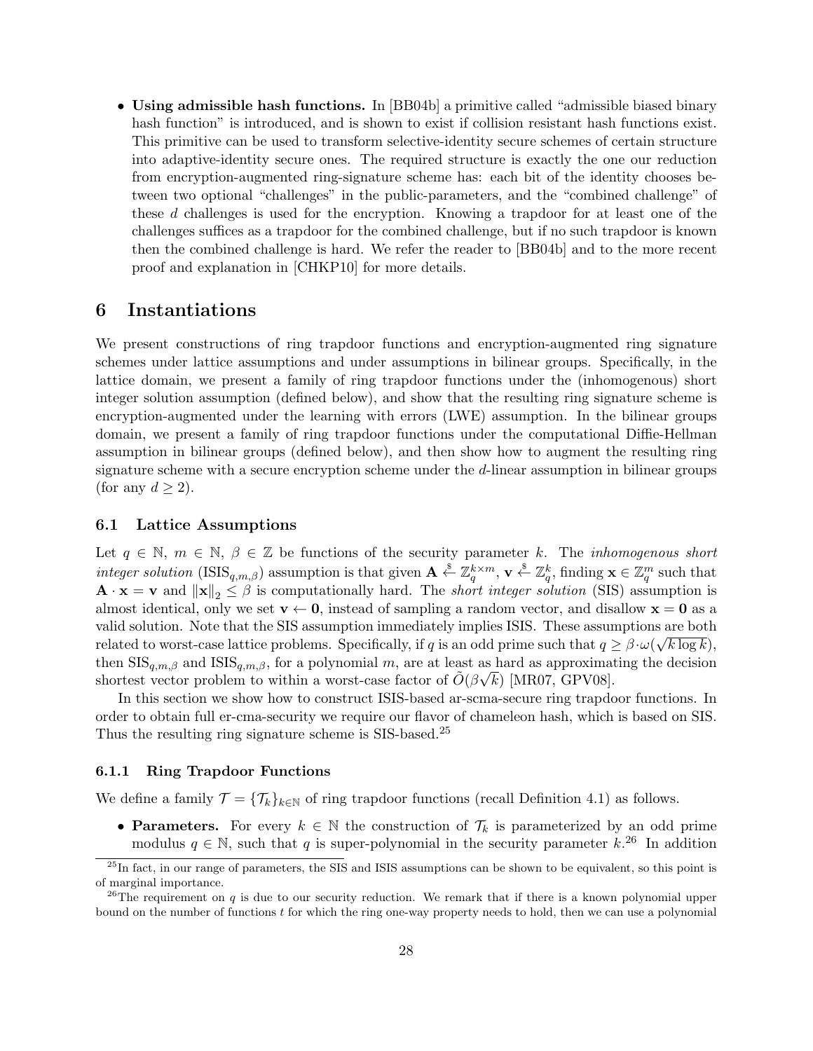- **Using admissible hash functions.** In [BB04b] a primitive called "admissible biased binary hash function" is introduced, and is shown to exist if collision resistant hash functions exist. This primitive can be used to transform selective-identity secure schemes of certain structure into adaptive-identity secure ones. The required structure is exactly the one our reduction from encryption-augmented ring-signature scheme has: each bit of the identity chooses between two optional "challenges" in the public-parameters, and the "combined challenge" of these $d$ challenges is used for the encryption. Knowing a trapdoor for at least one of the challenges suffices as a trapdoor for the combined challenge, but if no such trapdoor is known then the combined challenge is hard. We refer the reader to [BB04b] and to the more recent proof and explanation in [CHKP10] for more details.

# 6 Instantiations

We present constructions of ring trapdoor functions and encryption-augmented ring signature schemes under lattice assumptions and under assumptions in bilinear groups. Specifically, in the lattice domain, we present a family of ring trapdoor functions under the (inhomogenous) short integer solution assumption (defined below), and show that the resulting ring signature scheme is encryption-augmented under the learning with errors (LWE) assumption. In the bilinear groups domain, we present a family of ring trapdoor functions under the computational Diffie-Hellman assumption in bilinear groups (defined below), and then show how to augment the resulting ring signature scheme with a secure encryption scheme under the $d$-linear assumption in bilinear groups (for any $d \geq 2$).

## 6.1 Lattice Assumptions

Let $q \in \mathbb{N}$, $m \in \mathbb{N}$, $\beta \in \mathbb{Z}$ be functions of the security parameter $k$. The *inhomogenous short integer solution* ($\mathrm{ISIS}_{q,m,\beta}$) assumption is that given $\mathbf{A} \xleftarrow{\$} \mathbb{Z}_q^{k \times m}$, $\mathbf{v} \xleftarrow{\$} \mathbb{Z}_q^k$, finding $\mathbf{x} \in \mathbb{Z}_q^m$ such that $\mathbf{A} \cdot \mathbf{x} = \mathbf{v}$ and $\|\mathbf{x}\|_2 \leq \beta$ is computationally hard. The *short integer solution* (SIS) assumption is almost identical, only we set $\mathbf{v} \leftarrow \mathbf{0}$, instead of sampling a random vector, and disallow $\mathbf{x} = \mathbf{0}$ as a valid solution. Note that the SIS assumption immediately implies ISIS. These assumptions are both related to worst-case lattice problems. Specifically, if $q$ is an odd prime such that $q \geq \beta \cdot \omega(\sqrt{k \log k})$, then $\mathrm{SIS}_{q,m,\beta}$ and $\mathrm{ISIS}_{q,m,\beta}$, for a polynomial $m$, are at least as hard as approximating the decision shortest vector problem to within a worst-case factor of $\tilde{O}(\beta\sqrt{k})$ [MR07, GPV08].

In this section we show how to construct ISIS-based ar-scma-secure ring trapdoor functions. In order to obtain full er-cma-security we require our flavor of chameleon hash, which is based on SIS. Thus the resulting ring signature scheme is SIS-based.[25]

### 6.1.1 Ring Trapdoor Functions

We define a family $\mathcal{T} = \{\mathcal{T}_k\}_{k \in \mathbb{N}}$ of ring trapdoor functions (recall Definition 4.1) as follows.

- **Parameters.** For every $k \in \mathbb{N}$ the construction of $\mathcal{T}_k$ is parameterized by an odd prime modulus $q \in \mathbb{N}$, such that $q$ is super-polynomial in the security parameter $k$.[26] In addition

[25] In fact, in our range of parameters, the SIS and ISIS assumptions can be shown to be equivalent, so this point is of marginal importance.

[26] The requirement on $q$ is due to our security reduction. We remark that if there is a known polynomial upper bound on the number of functions $t$ for which the ring one-way property needs to hold, then we can use a polynomial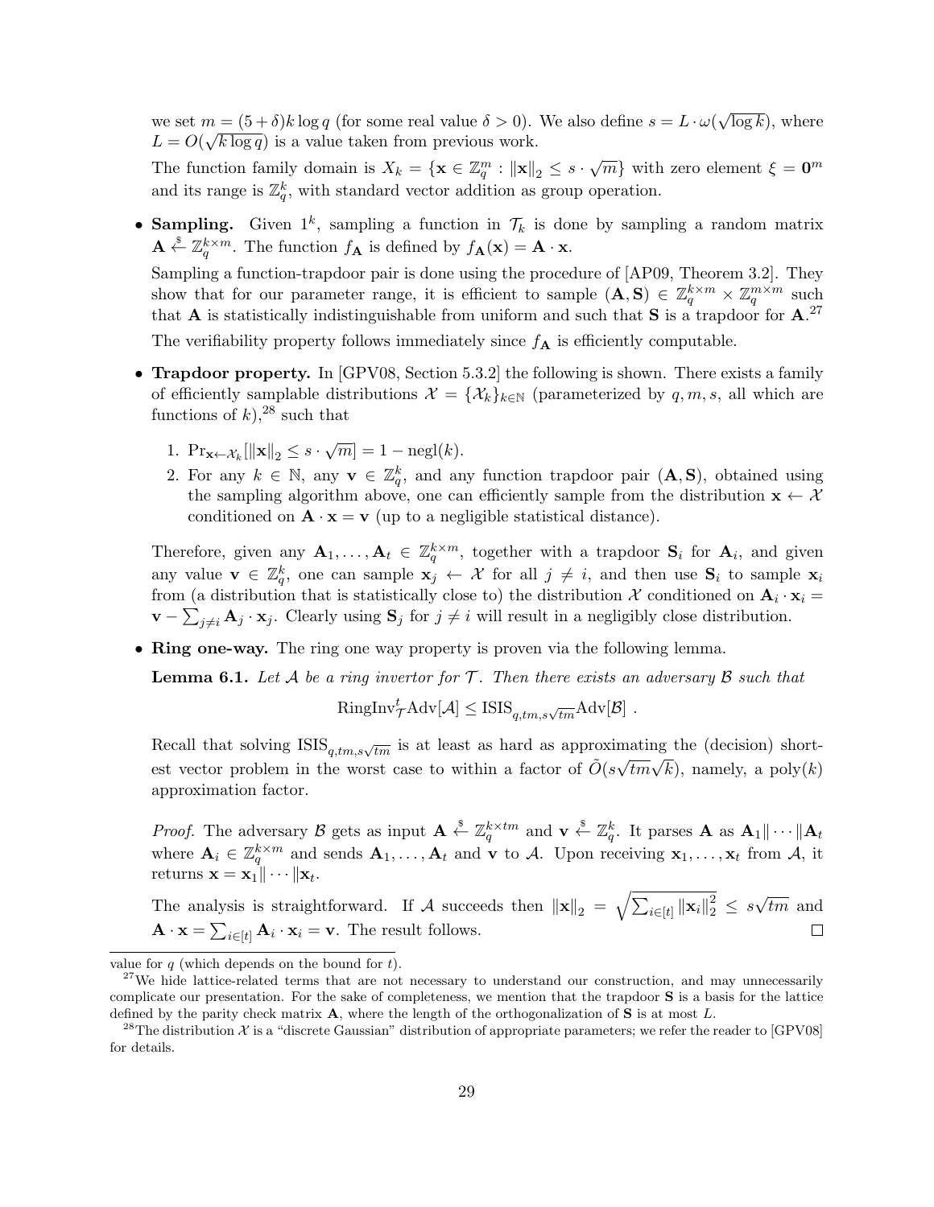we set $m = (5+\delta)k \log q$ (for some real value $\delta > 0$). We also define $s = L \cdot \omega(\sqrt{\log k})$, where $L = O(\sqrt{k \log q})$ is a value taken from previous work.

The function family domain is $X_k = \{\mathbf{x} \in \mathbb{Z}_q^m : \|\mathbf{x}\|_2 \leq s \cdot \sqrt{m}\}$ with zero element $\xi = \mathbf{0}^m$ and its range is $\mathbb{Z}_q^k$, with standard vector addition as group operation.

- **Sampling.** Given $1^k$, sampling a function in $\mathcal{T}_k$ is done by sampling a random matrix $\mathbf{A} \xleftarrow{\$} \mathbb{Z}_q^{k \times m}$. The function $f_{\mathbf{A}}$ is defined by $f_{\mathbf{A}}(\mathbf{x}) = \mathbf{A} \cdot \mathbf{x}$.

  Sampling a function-trapdoor pair is done using the procedure of [AP09, Theorem 3.2]. They show that for our parameter range, it is efficient to sample $(\mathbf{A}, \mathbf{S}) \in \mathbb{Z}_q^{k \times m} \times \mathbb{Z}_q^{m \times m}$ such that $\mathbf{A}$ is statistically indistinguishable from uniform and such that $\mathbf{S}$ is a trapdoor for $\mathbf{A}$.[27]

  The verifiability property follows immediately since $f_{\mathbf{A}}$ is efficiently computable.

- **Trapdoor property.** In [GPV08, Section 5.3.2] the following is shown. There exists a family of efficiently samplable distributions $\mathcal{X} = \{\mathcal{X}_k\}_{k \in \mathbb{N}}$ (parameterized by $q, m, s$, all which are functions of $k$),[28] such that

  1. $\Pr_{\mathbf{x} \leftarrow \mathcal{X}_k}[\|\mathbf{x}\|_2 \leq s \cdot \sqrt{m}] = 1 - \text{negl}(k)$.
  2. For any $k \in \mathbb{N}$, any $\mathbf{v} \in \mathbb{Z}_q^k$, and any function trapdoor pair $(\mathbf{A}, \mathbf{S})$, obtained using the sampling algorithm above, one can efficiently sample from the distribution $\mathbf{x} \leftarrow \mathcal{X}$ conditioned on $\mathbf{A} \cdot \mathbf{x} = \mathbf{v}$ (up to a negligible statistical distance).

  Therefore, given any $\mathbf{A}_1, \ldots, \mathbf{A}_t \in \mathbb{Z}_q^{k \times m}$, together with a trapdoor $\mathbf{S}_i$ for $\mathbf{A}_i$, and given any value $\mathbf{v} \in \mathbb{Z}_q^k$, one can sample $\mathbf{x}_j \leftarrow \mathcal{X}$ for all $j \neq i$, and then use $\mathbf{S}_i$ to sample $\mathbf{x}_i$ from (a distribution that is statistically close to) the distribution $\mathcal{X}$ conditioned on $\mathbf{A}_i \cdot \mathbf{x}_i = \mathbf{v} - \sum_{j \neq i} \mathbf{A}_j \cdot \mathbf{x}_j$. Clearly using $\mathbf{S}_j$ for $j \neq i$ will result in a negligibly close distribution.

- **Ring one-way.** The ring one way property is proven via the following lemma.

  **Lemma 6.1.** *Let $\mathcal{A}$ be a ring invertor for $\mathcal{T}$. Then there exists an adversary $\mathcal{B}$ such that*

  $$\text{RingInv}_{\mathcal{T}}^t\text{Adv}[\mathcal{A}] \leq \text{ISIS}_{q, tm, s\sqrt{tm}}\text{Adv}[\mathcal{B}] \ .$$

  Recall that solving $\text{ISIS}_{q,tm,s\sqrt{tm}}$ is at least as hard as approximating the (decision) shortest vector problem in the worst case to within a factor of $\tilde{O}(s\sqrt{tm}\sqrt{k})$, namely, a $\text{poly}(k)$ approximation factor.

  *Proof.* The adversary $\mathcal{B}$ gets as input $\mathbf{A} \xleftarrow{\$} \mathbb{Z}_q^{k \times tm}$ and $\mathbf{v} \xleftarrow{\$} \mathbb{Z}_q^k$. It parses $\mathbf{A}$ as $\mathbf{A}_1 \| \cdots \| \mathbf{A}_t$ where $\mathbf{A}_i \in \mathbb{Z}_q^{k \times m}$ and sends $\mathbf{A}_1, \ldots, \mathbf{A}_t$ and $\mathbf{v}$ to $\mathcal{A}$. Upon receiving $\mathbf{x}_1, \ldots, \mathbf{x}_t$ from $\mathcal{A}$, it returns $\mathbf{x} = \mathbf{x}_1 \| \cdots \| \mathbf{x}_t$.

  The analysis is straightforward. If $\mathcal{A}$ succeeds then $\|\mathbf{x}\|_2 = \sqrt{\sum_{i \in [t]} \|\mathbf{x}_i\|_2^2} \leq s\sqrt{tm}$ and $\mathbf{A} \cdot \mathbf{x} = \sum_{i \in [t]} \mathbf{A}_i \cdot \mathbf{x}_i = \mathbf{v}$. The result follows. □

---

value for $q$ (which depends on the bound for $t$).

[27] We hide lattice-related terms that are not necessary to understand our construction, and may unnecessarily complicate our presentation. For the sake of completeness, we mention that the trapdoor $\mathbf{S}$ is a basis for the lattice defined by the parity check matrix $\mathbf{A}$, where the length of the orthogonalization of $\mathbf{S}$ is at most $L$.

[28] The distribution $\mathcal{X}$ is a "discrete Gaussian" distribution of appropriate parameters; we refer the reader to [GPV08] for details.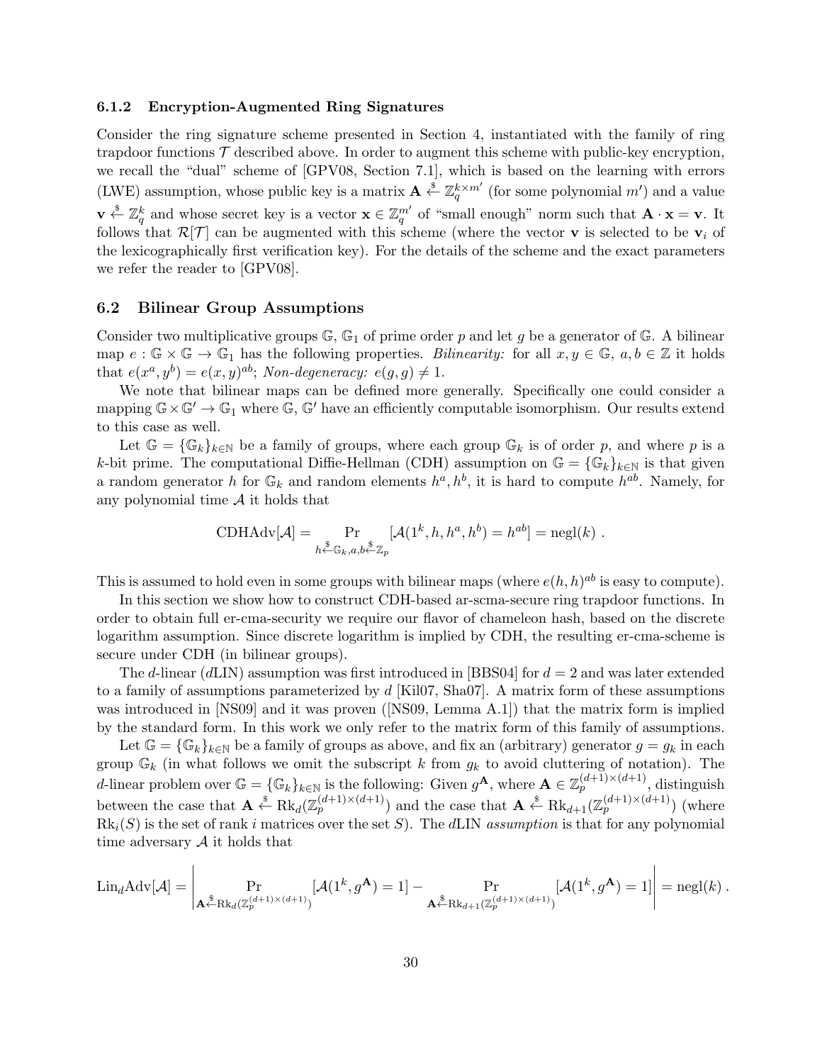### 6.1.2 Encryption-Augmented Ring Signatures

Consider the ring signature scheme presented in Section 4, instantiated with the family of ring trapdoor functions $\mathcal{T}$ described above. In order to augment this scheme with public-key encryption, we recall the "dual" scheme of [GPV08, Section 7.1], which is based on the learning with errors (LWE) assumption, whose public key is a matrix $\mathbf{A} \xleftarrow{\$} \mathbb{Z}_q^{k \times m'}$ (for some polynomial $m'$) and a value $\mathbf{v} \xleftarrow{\$} \mathbb{Z}_q^k$ and whose secret key is a vector $\mathbf{x} \in \mathbb{Z}_q^{m'}$ of "small enough" norm such that $\mathbf{A} \cdot \mathbf{x} = \mathbf{v}$. It follows that $\mathcal{R}[\mathcal{T}]$ can be augmented with this scheme (where the vector $\mathbf{v}$ is selected to be $\mathbf{v}_i$ of the lexicographically first verification key). For the details of the scheme and the exact parameters we refer the reader to [GPV08].

## 6.2 Bilinear Group Assumptions

Consider two multiplicative groups $\mathbb{G}$, $\mathbb{G}_1$ of prime order $p$ and let $g$ be a generator of $\mathbb{G}$. A bilinear map $e : \mathbb{G} \times \mathbb{G} \to \mathbb{G}_1$ has the following properties. *Bilinearity:* for all $x, y \in \mathbb{G}$, $a, b \in \mathbb{Z}$ it holds that $e(x^a, y^b) = e(x, y)^{ab}$; *Non-degeneracy:* $e(g, g) \neq 1$.

We note that bilinear maps can be defined more generally. Specifically one could consider a mapping $\mathbb{G} \times \mathbb{G}' \to \mathbb{G}_1$ where $\mathbb{G}$, $\mathbb{G}'$ have an efficiently computable isomorphism. Our results extend to this case as well.

Let $\mathbb{G} = \{\mathbb{G}_k\}_{k \in \mathbb{N}}$ be a family of groups, where each group $\mathbb{G}_k$ is of order $p$, and where $p$ is a $k$-bit prime. The computational Diffie-Hellman (CDH) assumption on $\mathbb{G} = \{\mathbb{G}_k\}_{k \in \mathbb{N}}$ is that given a random generator $h$ for $\mathbb{G}_k$ and random elements $h^a, h^b$, it is hard to compute $h^{ab}$. Namely, for any polynomial time $\mathcal{A}$ it holds that

$$\mathrm{CDHAdv}[\mathcal{A}] = \Pr_{h \xleftarrow{\$} \mathbb{G}_k, a,b \xleftarrow{\$} \mathbb{Z}_p} [\mathcal{A}(1^k, h, h^a, h^b) = h^{ab}] = \mathrm{negl}(k) \ .$$

This is assumed to hold even in some groups with bilinear maps (where $e(h, h)^{ab}$ is easy to compute).

In this section we show how to construct CDH-based ar-scma-secure ring trapdoor functions. In order to obtain full er-cma-security we require our flavor of chameleon hash, based on the discrete logarithm assumption. Since discrete logarithm is implied by CDH, the resulting er-cma-scheme is secure under CDH (in bilinear groups).

The $d$-linear ($d$LIN) assumption was first introduced in [BBS04] for $d = 2$ and was later extended to a family of assumptions parameterized by $d$ [Kil07, Sha07]. A matrix form of these assumptions was introduced in [NS09] and it was proven ([NS09, Lemma A.1]) that the matrix form is implied by the standard form. In this work we only refer to the matrix form of this family of assumptions.

Let $\mathbb{G} = \{\mathbb{G}_k\}_{k \in \mathbb{N}}$ be a family of groups as above, and fix an (arbitrary) generator $g = g_k$ in each group $\mathbb{G}_k$ (in what follows we omit the subscript $k$ from $g_k$ to avoid cluttering of notation). The $d$-linear problem over $\mathbb{G} = \{\mathbb{G}_k\}_{k \in \mathbb{N}}$ is the following: Given $g^{\mathbf{A}}$, where $\mathbf{A} \in \mathbb{Z}_p^{(d+1) \times (d+1)}$, distinguish between the case that $\mathbf{A} \xleftarrow{\$} \mathrm{Rk}_d(\mathbb{Z}_p^{(d+1) \times (d+1)})$ and the case that $\mathbf{A} \xleftarrow{\$} \mathrm{Rk}_{d+1}(\mathbb{Z}_p^{(d+1) \times (d+1)})$ (where $\mathrm{Rk}_i(S)$ is the set of rank $i$ matrices over the set $S$). The $d$LIN *assumption* is that for any polynomial time adversary $\mathcal{A}$ it holds that

$$\mathrm{Lin}_d\mathrm{Adv}[\mathcal{A}] = \left| \Pr_{\mathbf{A} \xleftarrow{\$} \mathrm{Rk}_d(\mathbb{Z}_p^{(d+1) \times (d+1)})} [\mathcal{A}(1^k, g^{\mathbf{A}}) = 1] - \Pr_{\mathbf{A} \xleftarrow{\$} \mathrm{Rk}_{d+1}(\mathbb{Z}_p^{(d+1) \times (d+1)})} [\mathcal{A}(1^k, g^{\mathbf{A}}) = 1] \right| = \mathrm{negl}(k) \ .$$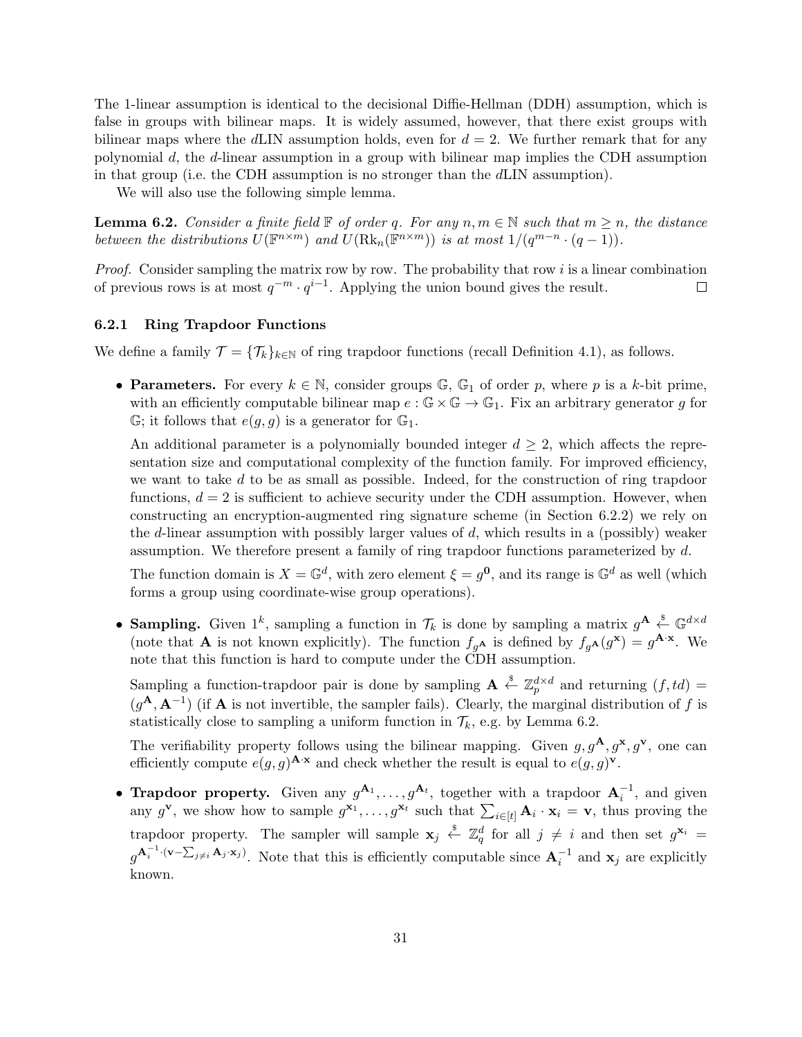The 1-linear assumption is identical to the decisional Diffie-Hellman (DDH) assumption, which is false in groups with bilinear maps. It is widely assumed, however, that there exist groups with bilinear maps where the $d$LIN assumption holds, even for $d = 2$. We further remark that for any polynomial $d$, the $d$-linear assumption in a group with bilinear map implies the CDH assumption in that group (i.e. the CDH assumption is no stronger than the $d$LIN assumption).

We will also use the following simple lemma.

**Lemma 6.2.** *Consider a finite field $\mathbb{F}$ of order $q$. For any $n, m \in \mathbb{N}$ such that $m \geq n$, the distance between the distributions $U(\mathbb{F}^{n\times m})$ and $U(\mathrm{Rk}_n(\mathbb{F}^{n\times m}))$ is at most $1/(q^{m-n} \cdot (q-1))$.*

*Proof.* Consider sampling the matrix row by row. The probability that row $i$ is a linear combination of previous rows is at most $q^{-m} \cdot q^{i-1}$. Applying the union bound gives the result. □

### 6.2.1 Ring Trapdoor Functions

We define a family $\mathcal{T} = \{\mathcal{T}_k\}_{k\in\mathbb{N}}$ of ring trapdoor functions (recall Definition 4.1), as follows.

- **Parameters.** For every $k \in \mathbb{N}$, consider groups $\mathbb{G}$, $\mathbb{G}_1$ of order $p$, where $p$ is a $k$-bit prime, with an efficiently computable bilinear map $e : \mathbb{G} \times \mathbb{G} \to \mathbb{G}_1$. Fix an arbitrary generator $g$ for $\mathbb{G}$; it follows that $e(g, g)$ is a generator for $\mathbb{G}_1$.

  An additional parameter is a polynomially bounded integer $d \geq 2$, which affects the representation size and computational complexity of the function family. For improved efficiency, we want to take $d$ to be as small as possible. Indeed, for the construction of ring trapdoor functions, $d = 2$ is sufficient to achieve security under the CDH assumption. However, when constructing an encryption-augmented ring signature scheme (in Section 6.2.2) we rely on the $d$-linear assumption with possibly larger values of $d$, which results in a (possibly) weaker assumption. We therefore present a family of ring trapdoor functions parameterized by $d$.

  The function domain is $X = \mathbb{G}^d$, with zero element $\xi = g^{\mathbf{0}}$, and its range is $\mathbb{G}^d$ as well (which forms a group using coordinate-wise group operations).

- **Sampling.** Given $1^k$, sampling a function in $\mathcal{T}_k$ is done by sampling a matrix $g^{\mathbf{A}} \xleftarrow{\$} \mathbb{G}^{d\times d}$ (note that $\mathbf{A}$ is not known explicitly). The function $f_{g^{\mathbf{A}}}$ is defined by $f_{g^{\mathbf{A}}}(g^{\mathbf{x}}) = g^{\mathbf{A}\cdot\mathbf{x}}$. We note that this function is hard to compute under the CDH assumption.

  Sampling a function-trapdoor pair is done by sampling $\mathbf{A} \xleftarrow{\$} \mathbb{Z}_p^{d\times d}$ and returning $(f, td) = (g^{\mathbf{A}}, \mathbf{A}^{-1})$ (if $\mathbf{A}$ is not invertible, the sampler fails). Clearly, the marginal distribution of $f$ is statistically close to sampling a uniform function in $\mathcal{T}_k$, e.g. by Lemma 6.2.

  The verifiability property follows using the bilinear mapping. Given $g, g^{\mathbf{A}}, g^{\mathbf{x}}, g^{\mathbf{v}}$, one can efficiently compute $e(g, g)^{\mathbf{A}\cdot\mathbf{x}}$ and check whether the result is equal to $e(g, g)^{\mathbf{v}}$.

- **Trapdoor property.** Given any $g^{\mathbf{A}_1}, \ldots, g^{\mathbf{A}_t}$, together with a trapdoor $\mathbf{A}_i^{-1}$, and given any $g^{\mathbf{v}}$, we show how to sample $g^{\mathbf{x}_1}, \ldots, g^{\mathbf{x}_t}$ such that $\sum_{i\in[t]} \mathbf{A}_i \cdot \mathbf{x}_i = \mathbf{v}$, thus proving the trapdoor property. The sampler will sample $\mathbf{x}_j \xleftarrow{\$} \mathbb{Z}_q^d$ for all $j \neq i$ and then set $g^{\mathbf{x}_i} = g^{\mathbf{A}_i^{-1}\cdot(\mathbf{v}-\sum_{j\neq i}\mathbf{A}_j\cdot\mathbf{x}_j)}$. Note that this is efficiently computable since $\mathbf{A}_i^{-1}$ and $\mathbf{x}_j$ are explicitly known.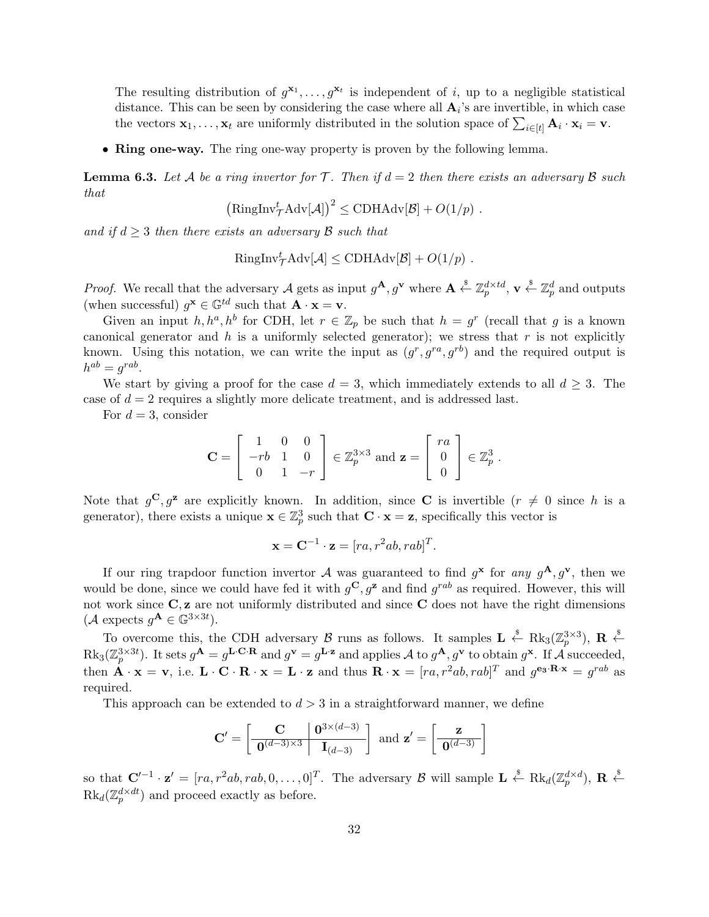The resulting distribution of $g^{\mathbf{x}_1}, \ldots, g^{\mathbf{x}_t}$ is independent of $i$, up to a negligible statistical distance. This can be seen by considering the case where all $\mathbf{A}_i$'s are invertible, in which case the vectors $\mathbf{x}_1, \ldots, \mathbf{x}_t$ are uniformly distributed in the solution space of $\sum_{i \in [t]} \mathbf{A}_i \cdot \mathbf{x}_i = \mathbf{v}$.

- **Ring one-way.** The ring one-way property is proven by the following lemma.

**Lemma 6.3.** *Let $\mathcal{A}$ be a ring invertor for $\mathcal{T}$. Then if $d = 2$ then there exists an adversary $\mathcal{B}$ such that*

$$\left(\mathrm{RingInv}^t_{\mathcal{T}}\mathrm{Adv}[\mathcal{A}]\right)^2 \leq \mathrm{CDHAdv}[\mathcal{B}] + O(1/p) \ .$$

*and if $d \geq 3$ then there exists an adversary $\mathcal{B}$ such that*

$$\mathrm{RingInv}^t_{\mathcal{T}}\mathrm{Adv}[\mathcal{A}] \leq \mathrm{CDHAdv}[\mathcal{B}] + O(1/p) \ .$$

*Proof.* We recall that the adversary $\mathcal{A}$ gets as input $g^{\mathbf{A}}, g^{\mathbf{v}}$ where $\mathbf{A} \xleftarrow{\$} \mathbb{Z}_p^{d \times td}$, $\mathbf{v} \xleftarrow{\$} \mathbb{Z}_p^d$ and outputs (when successful) $g^{\mathbf{x}} \in \mathbb{G}^{td}$ such that $\mathbf{A} \cdot \mathbf{x} = \mathbf{v}$.

Given an input $h, h^a, h^b$ for CDH, let $r \in \mathbb{Z}_p$ be such that $h = g^r$ (recall that $g$ is a known canonical generator and $h$ is a uniformly selected generator); we stress that $r$ is not explicitly known. Using this notation, we can write the input as $(g^r, g^{ra}, g^{rb})$ and the required output is $h^{ab} = g^{rab}$.

We start by giving a proof for the case $d = 3$, which immediately extends to all $d \geq 3$. The case of $d = 2$ requires a slightly more delicate treatment, and is addressed last.

For $d = 3$, consider

$$\mathbf{C} = \begin{bmatrix} 1 & 0 & 0 \\ -rb & 1 & 0 \\ 0 & 1 & -r \end{bmatrix} \in \mathbb{Z}_p^{3 \times 3} \text{ and } \mathbf{z} = \begin{bmatrix} ra \\ 0 \\ 0 \end{bmatrix} \in \mathbb{Z}_p^3 \ .$$

Note that $g^{\mathbf{C}}, g^{\mathbf{z}}$ are explicitly known. In addition, since $\mathbf{C}$ is invertible ($r \neq 0$ since $h$ is a generator), there exists a unique $\mathbf{x} \in \mathbb{Z}_p^3$ such that $\mathbf{C} \cdot \mathbf{x} = \mathbf{z}$, specifically this vector is

$$\mathbf{x} = \mathbf{C}^{-1} \cdot \mathbf{z} = [ra, r^2ab, rab]^T.$$

If our ring trapdoor function invertor $\mathcal{A}$ was guaranteed to find $g^{\mathbf{x}}$ for *any* $g^{\mathbf{A}}, g^{\mathbf{v}}$, then we would be done, since we could have fed it with $g^{\mathbf{C}}, g^{\mathbf{z}}$ and find $g^{rab}$ as required. However, this will not work since $\mathbf{C}, \mathbf{z}$ are not uniformly distributed and since $\mathbf{C}$ does not have the right dimensions ($\mathcal{A}$ expects $g^{\mathbf{A}} \in \mathbb{G}^{3 \times 3t}$).

To overcome this, the CDH adversary $\mathcal{B}$ runs as follows. It samples $\mathbf{L} \xleftarrow{\$} \mathrm{Rk}_3(\mathbb{Z}_p^{3 \times 3})$, $\mathbf{R} \xleftarrow{\$} \mathrm{Rk}_3(\mathbb{Z}_p^{3 \times 3t})$. It sets $g^{\mathbf{A}} = g^{\mathbf{L} \cdot \mathbf{C} \cdot \mathbf{R}}$ and $g^{\mathbf{v}} = g^{\mathbf{L} \cdot \mathbf{z}}$ and applies $\mathcal{A}$ to $g^{\mathbf{A}}, g^{\mathbf{v}}$ to obtain $g^{\mathbf{x}}$. If $\mathcal{A}$ succeeded, then $\mathbf{A} \cdot \mathbf{x} = \mathbf{v}$, i.e. $\mathbf{L} \cdot \mathbf{C} \cdot \mathbf{R} \cdot \mathbf{x} = \mathbf{L} \cdot \mathbf{z}$ and thus $\mathbf{R} \cdot \mathbf{x} = [ra, r^2ab, rab]^T$ and $g^{\mathbf{e_3} \cdot \mathbf{R} \cdot \mathbf{x}} = g^{rab}$ as required.

This approach can be extended to $d > 3$ in a straightforward manner, we define

$$\mathbf{C}' = \left[\begin{array}{c|c} \mathbf{C} & \mathbf{0}^{3 \times (d-3)} \\ \hline \mathbf{0}^{(d-3) \times 3} & \mathbf{I}_{(d-3)} \end{array}\right] \text{ and } \mathbf{z}' = \left[\begin{array}{c} \mathbf{z} \\ \hline \mathbf{0}^{(d-3)} \end{array}\right]$$

so that $\mathbf{C}'^{-1} \cdot \mathbf{z}' = [ra, r^2ab, rab, 0, \ldots, 0]^T$. The adversary $\mathcal{B}$ will sample $\mathbf{L} \xleftarrow{\$} \mathrm{Rk}_d(\mathbb{Z}_p^{d \times d})$, $\mathbf{R} \xleftarrow{\$} \mathrm{Rk}_d(\mathbb{Z}_p^{d \times dt})$ and proceed exactly as before.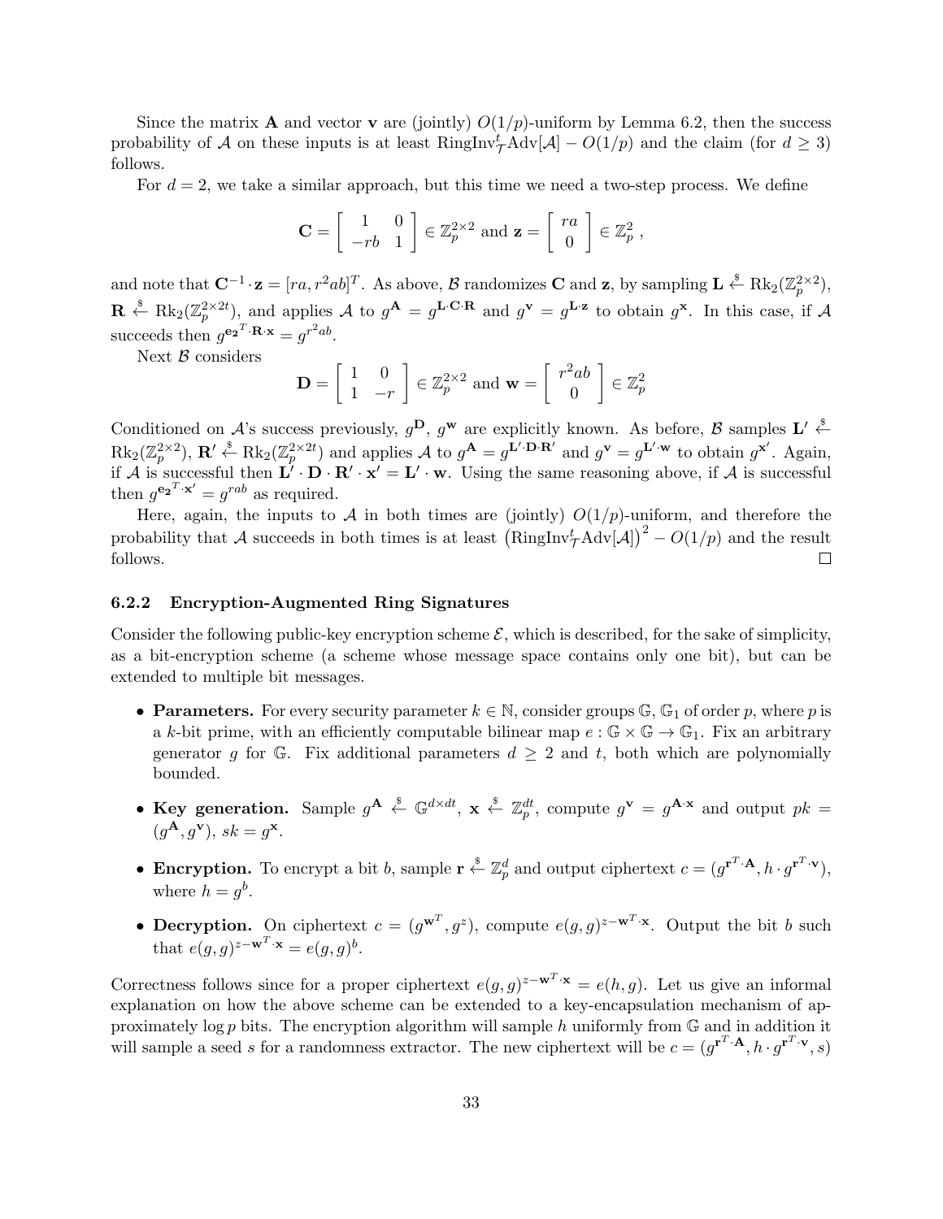Since the matrix $\mathbf{A}$ and vector $\mathbf{v}$ are (jointly) $O(1/p)$-uniform by Lemma 6.2, then the success probability of $\mathcal{A}$ on these inputs is at least $\text{RingInv}_{\mathcal{T}}^{t}\text{Adv}[\mathcal{A}] - O(1/p)$ and the claim (for $d \geq 3$) follows.

For $d = 2$, we take a similar approach, but this time we need a two-step process. We define

$$\mathbf{C} = \begin{bmatrix} 1 & 0 \\ -rb & 1 \end{bmatrix} \in \mathbb{Z}_p^{2\times 2} \text{ and } \mathbf{z} = \begin{bmatrix} ra \\ 0 \end{bmatrix} \in \mathbb{Z}_p^2 ,$$

and note that $\mathbf{C}^{-1} \cdot \mathbf{z} = [ra, r^2ab]^T$. As above, $\mathcal{B}$ randomizes $\mathbf{C}$ and $\mathbf{z}$, by sampling $\mathbf{L} \xleftarrow{\$} \text{Rk}_2(\mathbb{Z}_p^{2\times 2})$, $\mathbf{R} \xleftarrow{\$} \text{Rk}_2(\mathbb{Z}_p^{2\times 2t})$, and applies $\mathcal{A}$ to $g^{\mathbf{A}} = g^{\mathbf{L}\cdot\mathbf{C}\cdot\mathbf{R}}$ and $g^{\mathbf{v}} = g^{\mathbf{L}\cdot\mathbf{z}}$ to obtain $g^{\mathbf{x}}$. In this case, if $\mathcal{A}$ succeeds then $g^{\mathbf{e_2}^T\cdot\mathbf{R}\cdot\mathbf{x}} = g^{r^2ab}$.

Next $\mathcal{B}$ considers

$$\mathbf{D} = \begin{bmatrix} 1 & 0 \\ 1 & -r \end{bmatrix} \in \mathbb{Z}_p^{2\times 2} \text{ and } \mathbf{w} = \begin{bmatrix} r^2ab \\ 0 \end{bmatrix} \in \mathbb{Z}_p^2$$

Conditioned on $\mathcal{A}$'s success previously, $g^{\mathbf{D}}$, $g^{\mathbf{w}}$ are explicitly known. As before, $\mathcal{B}$ samples $\mathbf{L}' \xleftarrow{\$} \text{Rk}_2(\mathbb{Z}_p^{2\times 2})$, $\mathbf{R}' \xleftarrow{\$} \text{Rk}_2(\mathbb{Z}_p^{2\times 2t})$ and applies $\mathcal{A}$ to $g^{\mathbf{A}} = g^{\mathbf{L}'\cdot\mathbf{D}\cdot\mathbf{R}'}$ and $g^{\mathbf{v}} = g^{\mathbf{L}'\cdot\mathbf{w}}$ to obtain $g^{\mathbf{x}'}$. Again, if $\mathcal{A}$ is successful then $\mathbf{L}' \cdot \mathbf{D} \cdot \mathbf{R}' \cdot \mathbf{x}' = \mathbf{L}' \cdot \mathbf{w}$. Using the same reasoning above, if $\mathcal{A}$ is successful then $g^{\mathbf{e_2}^T\cdot\mathbf{x}'} = g^{rab}$ as required.

Here, again, the inputs to $\mathcal{A}$ in both times are (jointly) $O(1/p)$-uniform, and therefore the probability that $\mathcal{A}$ succeeds in both times is at least $\left(\text{RingInv}_{\mathcal{T}}^{t}\text{Adv}[\mathcal{A}]\right)^2 - O(1/p)$ and the result follows. □

### 6.2.2 Encryption-Augmented Ring Signatures

Consider the following public-key encryption scheme $\mathcal{E}$, which is described, for the sake of simplicity, as a bit-encryption scheme (a scheme whose message space contains only one bit), but can be extended to multiple bit messages.

- **Parameters.** For every security parameter $k \in \mathbb{N}$, consider groups $\mathbb{G}$, $\mathbb{G}_1$ of order $p$, where $p$ is a $k$-bit prime, with an efficiently computable bilinear map $e : \mathbb{G} \times \mathbb{G} \to \mathbb{G}_1$. Fix an arbitrary generator $g$ for $\mathbb{G}$. Fix additional parameters $d \geq 2$ and $t$, both which are polynomially bounded.
- **Key generation.** Sample $g^{\mathbf{A}} \xleftarrow{\$} \mathbb{G}^{d\times dt}$, $\mathbf{x} \xleftarrow{\$} \mathbb{Z}_p^{dt}$, compute $g^{\mathbf{v}} = g^{\mathbf{A}\cdot\mathbf{x}}$ and output $pk = (g^{\mathbf{A}}, g^{\mathbf{v}})$, $sk = g^{\mathbf{x}}$.
- **Encryption.** To encrypt a bit $b$, sample $\mathbf{r} \xleftarrow{\$} \mathbb{Z}_p^d$ and output ciphertext $c = (g^{\mathbf{r}^T\cdot\mathbf{A}}, h \cdot g^{\mathbf{r}^T\cdot\mathbf{v}})$, where $h = g^b$.
- **Decryption.** On ciphertext $c = (g^{\mathbf{w}^T}, g^z)$, compute $e(g,g)^{z-\mathbf{w}^T\cdot\mathbf{x}}$. Output the bit $b$ such that $e(g,g)^{z-\mathbf{w}^T\cdot\mathbf{x}} = e(g,g)^b$.

Correctness follows since for a proper ciphertext $e(g,g)^{z-\mathbf{w}^T\cdot\mathbf{x}} = e(h,g)$. Let us give an informal explanation on how the above scheme can be extended to a key-encapsulation mechanism of approximately $\log p$ bits. The encryption algorithm will sample $h$ uniformly from $\mathbb{G}$ and in addition it will sample a seed $s$ for a randomness extractor. The new ciphertext will be $c = (g^{\mathbf{r}^T\cdot\mathbf{A}}, h \cdot g^{\mathbf{r}^T\cdot\mathbf{v}}, s)$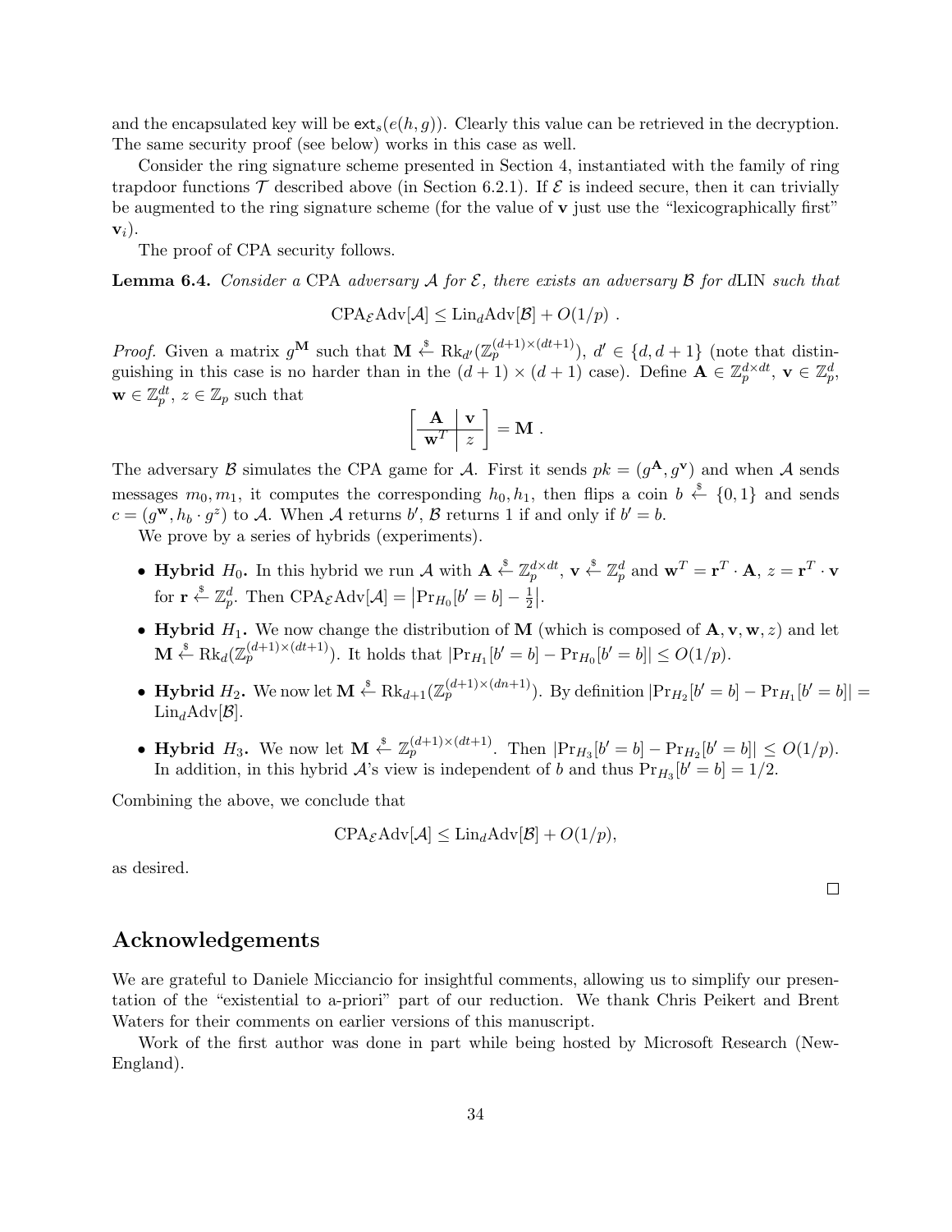and the encapsulated key will be $\mathsf{ext}_s(e(h,g))$. Clearly this value can be retrieved in the decryption. The same security proof (see below) works in this case as well.

Consider the ring signature scheme presented in Section 4, instantiated with the family of ring trapdoor functions $\mathcal{T}$ described above (in Section 6.2.1). If $\mathcal{E}$ is indeed secure, then it can trivially be augmented to the ring signature scheme (for the value of $\mathbf{v}$ just use the "lexicographically first" $\mathbf{v}_i$).

The proof of CPA security follows.

**Lemma 6.4.** *Consider a* CPA *adversary* $\mathcal{A}$ *for* $\mathcal{E}$*, there exists an adversary* $\mathcal{B}$ *for* $d$LIN *such that*

$$\mathrm{CPA}_{\mathcal{E}}\mathrm{Adv}[\mathcal{A}] \leq \mathrm{Lin}_d\mathrm{Adv}[\mathcal{B}] + O(1/p) \ .$$

*Proof.* Given a matrix $g^{\mathbf{M}}$ such that $\mathbf{M} \xleftarrow{\$} \mathrm{Rk}_{d'}(\mathbb{Z}_p^{(d+1)\times(dt+1)})$, $d' \in \{d, d+1\}$ (note that distinguishing in this case is no harder than in the $(d+1)\times(d+1)$ case). Define $\mathbf{A} \in \mathbb{Z}_p^{d\times dt}$, $\mathbf{v} \in \mathbb{Z}_p^d$, $\mathbf{w} \in \mathbb{Z}_p^{dt}$, $z \in \mathbb{Z}_p$ such that

$$\left[\begin{array}{c|c} \mathbf{A} & \mathbf{v} \\ \hline \mathbf{w}^T & z \end{array}\right] = \mathbf{M} \ .$$

The adversary $\mathcal{B}$ simulates the CPA game for $\mathcal{A}$. First it sends $pk = (g^{\mathbf{A}}, g^{\mathbf{v}})$ and when $\mathcal{A}$ sends messages $m_0, m_1$, it computes the corresponding $h_0, h_1$, then flips a coin $b \xleftarrow{\$} \{0,1\}$ and sends $c = (g^{\mathbf{w}}, h_b \cdot g^z)$ to $\mathcal{A}$. When $\mathcal{A}$ returns $b'$, $\mathcal{B}$ returns 1 if and only if $b' = b$.

We prove by a series of hybrids (experiments).

- **Hybrid $H_0$.** In this hybrid we run $\mathcal{A}$ with $\mathbf{A} \xleftarrow{\$} \mathbb{Z}_p^{d\times dt}$, $\mathbf{v} \xleftarrow{\$} \mathbb{Z}_p^d$ and $\mathbf{w}^T = \mathbf{r}^T \cdot \mathbf{A}$, $z = \mathbf{r}^T \cdot \mathbf{v}$ for $\mathbf{r} \xleftarrow{\$} \mathbb{Z}_p^d$. Then $\mathrm{CPA}_{\mathcal{E}}\mathrm{Adv}[\mathcal{A}] = \left|\Pr_{H_0}[b' = b] - \frac{1}{2}\right|$.
- **Hybrid $H_1$.** We now change the distribution of $\mathbf{M}$ (which is composed of $\mathbf{A}, \mathbf{v}, \mathbf{w}, z$) and let $\mathbf{M} \xleftarrow{\$} \mathrm{Rk}_d(\mathbb{Z}_p^{(d+1)\times(dt+1)})$. It holds that $|\Pr_{H_1}[b' = b] - \Pr_{H_0}[b' = b]| \leq O(1/p)$.
- **Hybrid $H_2$.** We now let $\mathbf{M} \xleftarrow{\$} \mathrm{Rk}_{d+1}(\mathbb{Z}_p^{(d+1)\times(dn+1)})$. By definition $|\Pr_{H_2}[b' = b] - \Pr_{H_1}[b' = b]| = \mathrm{Lin}_d\mathrm{Adv}[\mathcal{B}]$.
- **Hybrid $H_3$.** We now let $\mathbf{M} \xleftarrow{\$} \mathbb{Z}_p^{(d+1)\times(dt+1)}$. Then $|\Pr_{H_3}[b' = b] - \Pr_{H_2}[b' = b]| \leq O(1/p)$. In addition, in this hybrid $\mathcal{A}$'s view is independent of $b$ and thus $\Pr_{H_3}[b' = b] = 1/2$.

Combining the above, we conclude that

$$\mathrm{CPA}_{\mathcal{E}}\mathrm{Adv}[\mathcal{A}] \leq \mathrm{Lin}_d\mathrm{Adv}[\mathcal{B}] + O(1/p),$$

as desired. □

## Acknowledgements

We are grateful to Daniele Micciancio for insightful comments, allowing us to simplify our presentation of the "existential to a-priori" part of our reduction. We thank Chris Peikert and Brent Waters for their comments on earlier versions of this manuscript.

Work of the first author was done in part while being hosted by Microsoft Research (New-England).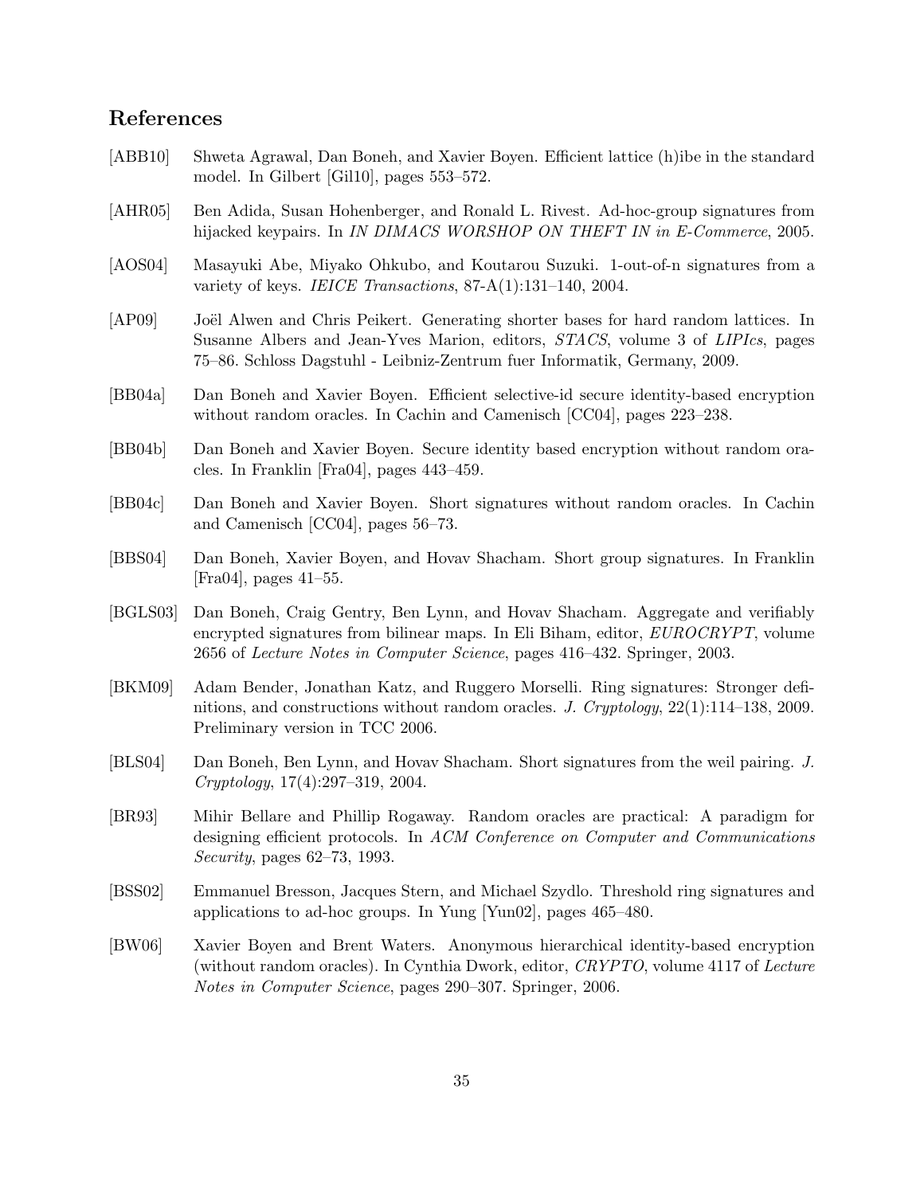## References

[ABB10] Shweta Agrawal, Dan Boneh, and Xavier Boyen. Efficient lattice (h)ibe in the standard model. In Gilbert [Gil10], pages 553–572.

[AHR05] Ben Adida, Susan Hohenberger, and Ronald L. Rivest. Ad-hoc-group signatures from hijacked keypairs. In *IN DIMACS WORSHOP ON THEFT IN in E-Commerce*, 2005.

[AOS04] Masayuki Abe, Miyako Ohkubo, and Koutarou Suzuki. 1-out-of-n signatures from a variety of keys. *IEICE Transactions*, 87-A(1):131–140, 2004.

[AP09] Joël Alwen and Chris Peikert. Generating shorter bases for hard random lattices. In Susanne Albers and Jean-Yves Marion, editors, *STACS*, volume 3 of *LIPIcs*, pages 75–86. Schloss Dagstuhl - Leibniz-Zentrum fuer Informatik, Germany, 2009.

[BB04a] Dan Boneh and Xavier Boyen. Efficient selective-id secure identity-based encryption without random oracles. In Cachin and Camenisch [CC04], pages 223–238.

[BB04b] Dan Boneh and Xavier Boyen. Secure identity based encryption without random oracles. In Franklin [Fra04], pages 443–459.

[BB04c] Dan Boneh and Xavier Boyen. Short signatures without random oracles. In Cachin and Camenisch [CC04], pages 56–73.

[BBS04] Dan Boneh, Xavier Boyen, and Hovav Shacham. Short group signatures. In Franklin [Fra04], pages 41–55.

[BGLS03] Dan Boneh, Craig Gentry, Ben Lynn, and Hovav Shacham. Aggregate and verifiably encrypted signatures from bilinear maps. In Eli Biham, editor, *EUROCRYPT*, volume 2656 of *Lecture Notes in Computer Science*, pages 416–432. Springer, 2003.

[BKM09] Adam Bender, Jonathan Katz, and Ruggero Morselli. Ring signatures: Stronger definitions, and constructions without random oracles. *J. Cryptology*, 22(1):114–138, 2009. Preliminary version in TCC 2006.

[BLS04] Dan Boneh, Ben Lynn, and Hovav Shacham. Short signatures from the weil pairing. *J. Cryptology*, 17(4):297–319, 2004.

[BR93] Mihir Bellare and Phillip Rogaway. Random oracles are practical: A paradigm for designing efficient protocols. In *ACM Conference on Computer and Communications Security*, pages 62–73, 1993.

[BSS02] Emmanuel Bresson, Jacques Stern, and Michael Szydlo. Threshold ring signatures and applications to ad-hoc groups. In Yung [Yun02], pages 465–480.

[BW06] Xavier Boyen and Brent Waters. Anonymous hierarchical identity-based encryption (without random oracles). In Cynthia Dwork, editor, *CRYPTO*, volume 4117 of *Lecture Notes in Computer Science*, pages 290–307. Springer, 2006.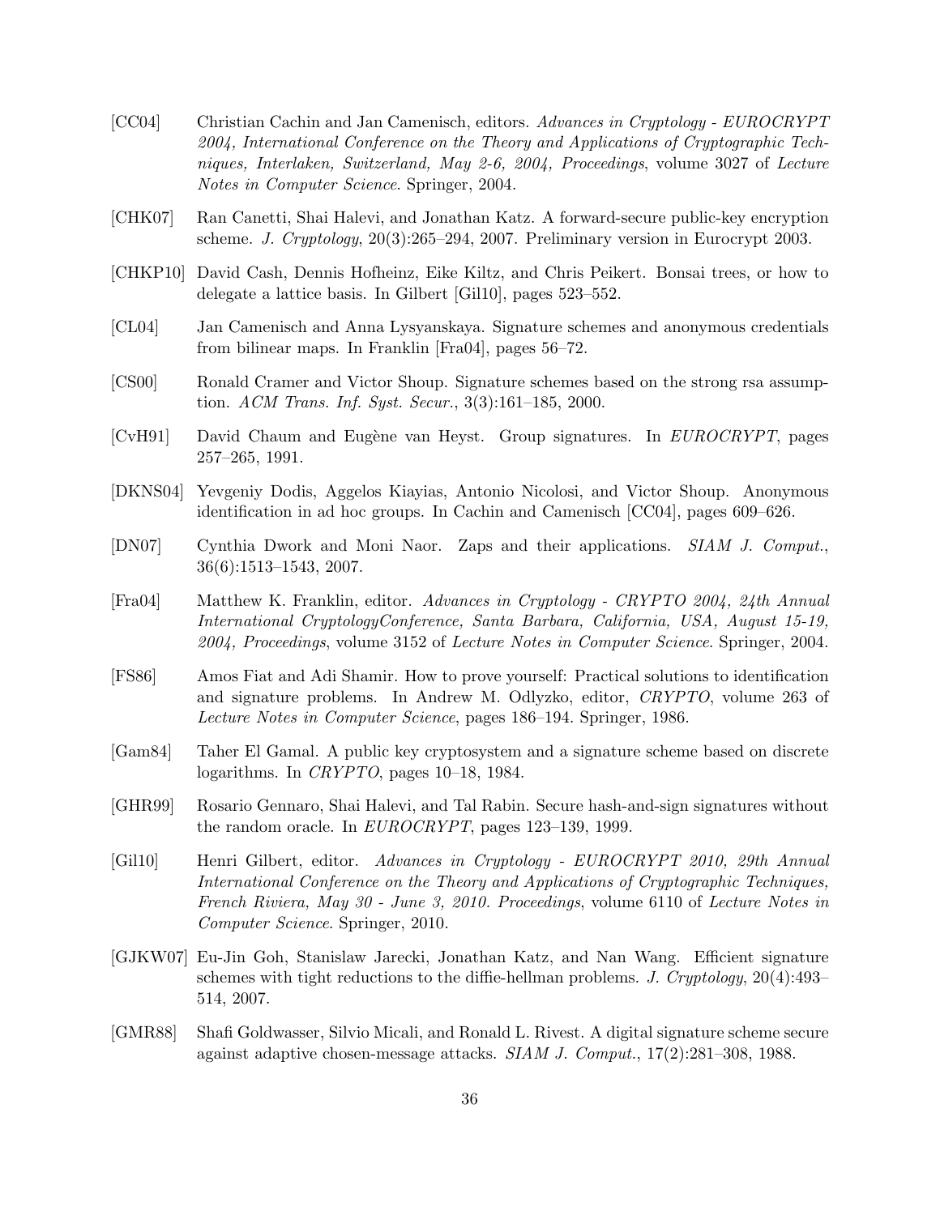[CC04] Christian Cachin and Jan Camenisch, editors. *Advances in Cryptology - EUROCRYPT 2004, International Conference on the Theory and Applications of Cryptographic Techniques, Interlaken, Switzerland, May 2-6, 2004, Proceedings*, volume 3027 of *Lecture Notes in Computer Science*. Springer, 2004.

[CHK07] Ran Canetti, Shai Halevi, and Jonathan Katz. A forward-secure public-key encryption scheme. *J. Cryptology*, 20(3):265–294, 2007. Preliminary version in Eurocrypt 2003.

[CHKP10] David Cash, Dennis Hofheinz, Eike Kiltz, and Chris Peikert. Bonsai trees, or how to delegate a lattice basis. In Gilbert [Gil10], pages 523–552.

[CL04] Jan Camenisch and Anna Lysyanskaya. Signature schemes and anonymous credentials from bilinear maps. In Franklin [Fra04], pages 56–72.

[CS00] Ronald Cramer and Victor Shoup. Signature schemes based on the strong rsa assumption. *ACM Trans. Inf. Syst. Secur.*, 3(3):161–185, 2000.

[CvH91] David Chaum and Eugène van Heyst. Group signatures. In *EUROCRYPT*, pages 257–265, 1991.

[DKNS04] Yevgeniy Dodis, Aggelos Kiayias, Antonio Nicolosi, and Victor Shoup. Anonymous identification in ad hoc groups. In Cachin and Camenisch [CC04], pages 609–626.

[DN07] Cynthia Dwork and Moni Naor. Zaps and their applications. *SIAM J. Comput.*, 36(6):1513–1543, 2007.

[Fra04] Matthew K. Franklin, editor. *Advances in Cryptology - CRYPTO 2004, 24th Annual International CryptologyConference, Santa Barbara, California, USA, August 15-19, 2004, Proceedings*, volume 3152 of *Lecture Notes in Computer Science*. Springer, 2004.

[FS86] Amos Fiat and Adi Shamir. How to prove yourself: Practical solutions to identification and signature problems. In Andrew M. Odlyzko, editor, *CRYPTO*, volume 263 of *Lecture Notes in Computer Science*, pages 186–194. Springer, 1986.

[Gam84] Taher El Gamal. A public key cryptosystem and a signature scheme based on discrete logarithms. In *CRYPTO*, pages 10–18, 1984.

[GHR99] Rosario Gennaro, Shai Halevi, and Tal Rabin. Secure hash-and-sign signatures without the random oracle. In *EUROCRYPT*, pages 123–139, 1999.

[Gil10] Henri Gilbert, editor. *Advances in Cryptology - EUROCRYPT 2010, 29th Annual International Conference on the Theory and Applications of Cryptographic Techniques, French Riviera, May 30 - June 3, 2010. Proceedings*, volume 6110 of *Lecture Notes in Computer Science*. Springer, 2010.

[GJKW07] Eu-Jin Goh, Stanislaw Jarecki, Jonathan Katz, and Nan Wang. Efficient signature schemes with tight reductions to the diffie-hellman problems. *J. Cryptology*, 20(4):493–514, 2007.

[GMR88] Shafi Goldwasser, Silvio Micali, and Ronald L. Rivest. A digital signature scheme secure against adaptive chosen-message attacks. *SIAM J. Comput.*, 17(2):281–308, 1988.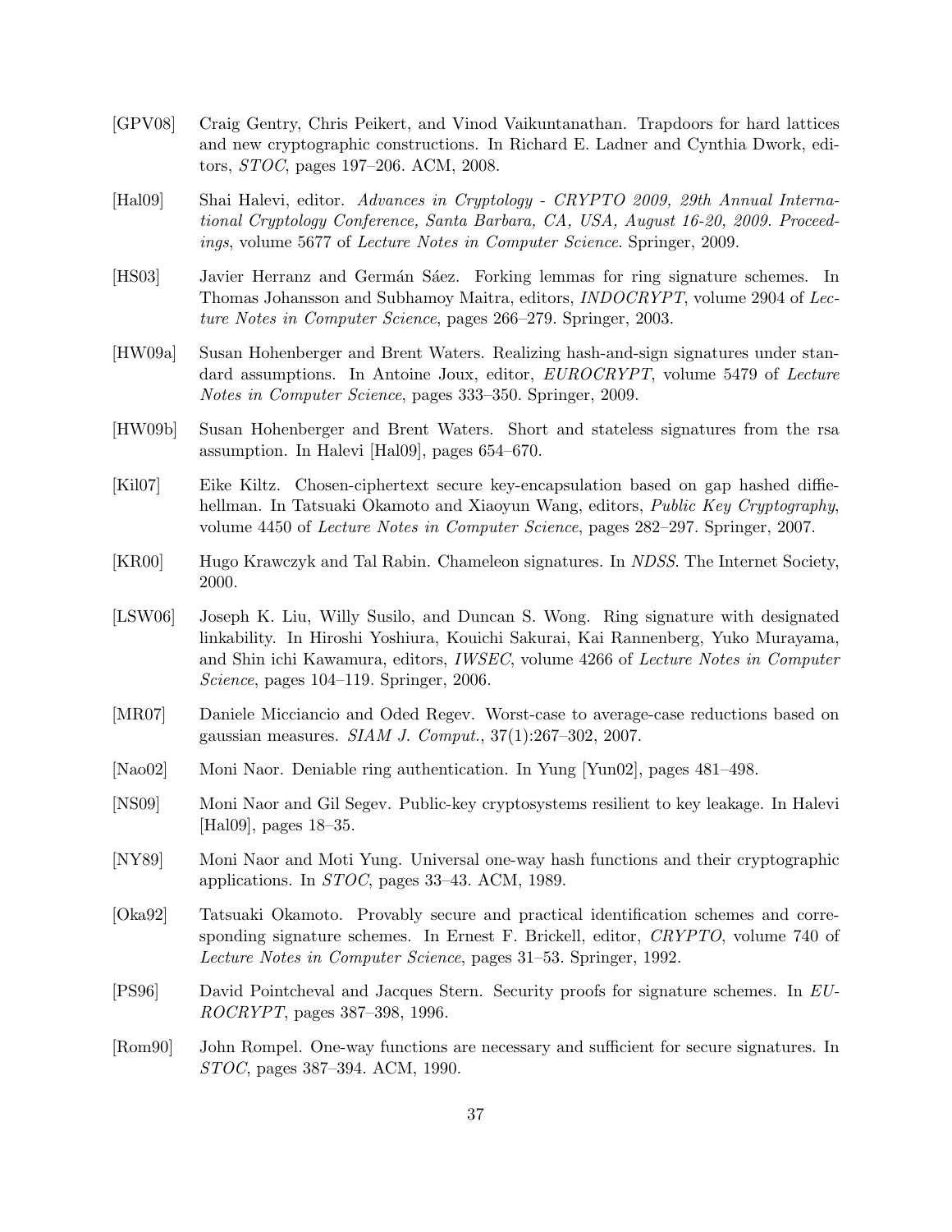[GPV08] Craig Gentry, Chris Peikert, and Vinod Vaikuntanathan. Trapdoors for hard lattices and new cryptographic constructions. In Richard E. Ladner and Cynthia Dwork, editors, *STOC*, pages 197–206. ACM, 2008.

[Hal09] Shai Halevi, editor. *Advances in Cryptology - CRYPTO 2009, 29th Annual International Cryptology Conference, Santa Barbara, CA, USA, August 16-20, 2009. Proceedings*, volume 5677 of *Lecture Notes in Computer Science*. Springer, 2009.

[HS03] Javier Herranz and Germán Sáez. Forking lemmas for ring signature schemes. In Thomas Johansson and Subhamoy Maitra, editors, *INDOCRYPT*, volume 2904 of *Lecture Notes in Computer Science*, pages 266–279. Springer, 2003.

[HW09a] Susan Hohenberger and Brent Waters. Realizing hash-and-sign signatures under standard assumptions. In Antoine Joux, editor, *EUROCRYPT*, volume 5479 of *Lecture Notes in Computer Science*, pages 333–350. Springer, 2009.

[HW09b] Susan Hohenberger and Brent Waters. Short and stateless signatures from the rsa assumption. In Halevi [Hal09], pages 654–670.

[Kil07] Eike Kiltz. Chosen-ciphertext secure key-encapsulation based on gap hashed diffie-hellman. In Tatsuaki Okamoto and Xiaoyun Wang, editors, *Public Key Cryptography*, volume 4450 of *Lecture Notes in Computer Science*, pages 282–297. Springer, 2007.

[KR00] Hugo Krawczyk and Tal Rabin. Chameleon signatures. In *NDSS*. The Internet Society, 2000.

[LSW06] Joseph K. Liu, Willy Susilo, and Duncan S. Wong. Ring signature with designated linkability. In Hiroshi Yoshiura, Kouichi Sakurai, Kai Rannenberg, Yuko Murayama, and Shin ichi Kawamura, editors, *IWSEC*, volume 4266 of *Lecture Notes in Computer Science*, pages 104–119. Springer, 2006.

[MR07] Daniele Micciancio and Oded Regev. Worst-case to average-case reductions based on gaussian measures. *SIAM J. Comput.*, 37(1):267–302, 2007.

[Nao02] Moni Naor. Deniable ring authentication. In Yung [Yun02], pages 481–498.

[NS09] Moni Naor and Gil Segev. Public-key cryptosystems resilient to key leakage. In Halevi [Hal09], pages 18–35.

[NY89] Moni Naor and Moti Yung. Universal one-way hash functions and their cryptographic applications. In *STOC*, pages 33–43. ACM, 1989.

[Oka92] Tatsuaki Okamoto. Provably secure and practical identification schemes and corresponding signature schemes. In Ernest F. Brickell, editor, *CRYPTO*, volume 740 of *Lecture Notes in Computer Science*, pages 31–53. Springer, 1992.

[PS96] David Pointcheval and Jacques Stern. Security proofs for signature schemes. In *EUROCRYPT*, pages 387–398, 1996.

[Rom90] John Rompel. One-way functions are necessary and sufficient for secure signatures. In *STOC*, pages 387–394. ACM, 1990.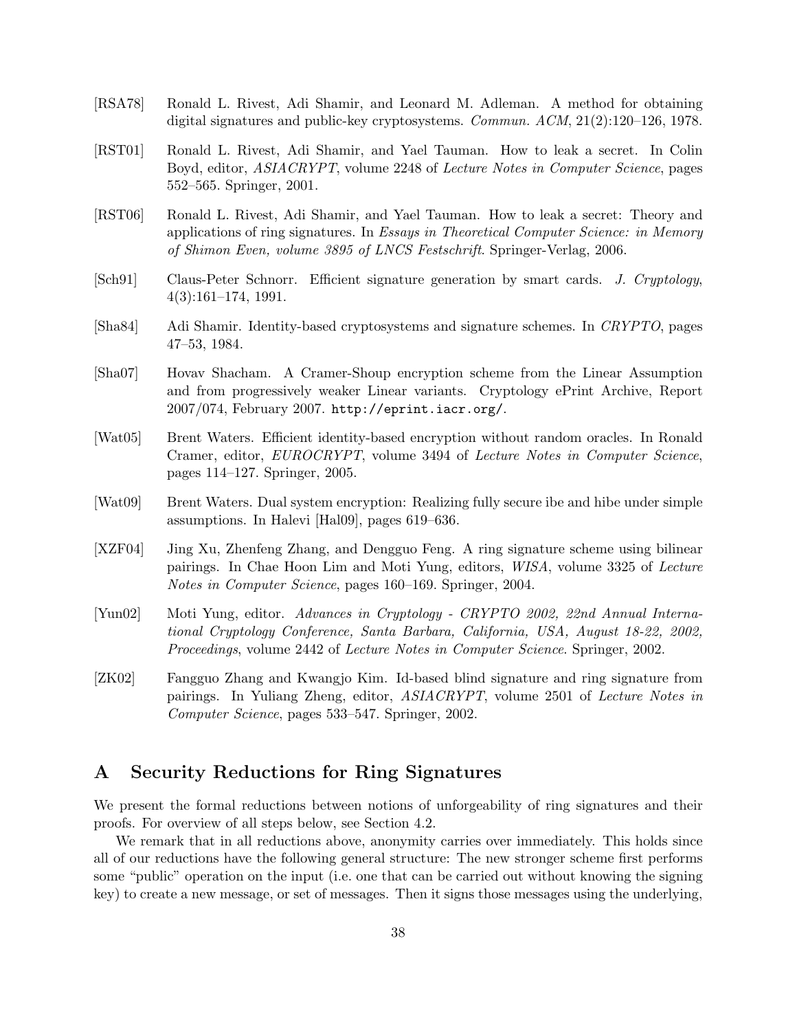[RSA78] Ronald L. Rivest, Adi Shamir, and Leonard M. Adleman. A method for obtaining digital signatures and public-key cryptosystems. *Commun. ACM*, 21(2):120–126, 1978.

[RST01] Ronald L. Rivest, Adi Shamir, and Yael Tauman. How to leak a secret. In Colin Boyd, editor, *ASIACRYPT*, volume 2248 of *Lecture Notes in Computer Science*, pages 552–565. Springer, 2001.

[RST06] Ronald L. Rivest, Adi Shamir, and Yael Tauman. How to leak a secret: Theory and applications of ring signatures. In *Essays in Theoretical Computer Science: in Memory of Shimon Even, volume 3895 of LNCS Festschrift*. Springer-Verlag, 2006.

[Sch91] Claus-Peter Schnorr. Efficient signature generation by smart cards. *J. Cryptology*, 4(3):161–174, 1991.

[Sha84] Adi Shamir. Identity-based cryptosystems and signature schemes. In *CRYPTO*, pages 47–53, 1984.

[Sha07] Hovav Shacham. A Cramer-Shoup encryption scheme from the Linear Assumption and from progressively weaker Linear variants. Cryptology ePrint Archive, Report 2007/074, February 2007. `http://eprint.iacr.org/`.

[Wat05] Brent Waters. Efficient identity-based encryption without random oracles. In Ronald Cramer, editor, *EUROCRYPT*, volume 3494 of *Lecture Notes in Computer Science*, pages 114–127. Springer, 2005.

[Wat09] Brent Waters. Dual system encryption: Realizing fully secure ibe and hibe under simple assumptions. In Halevi [Hal09], pages 619–636.

[XZF04] Jing Xu, Zhenfeng Zhang, and Dengguo Feng. A ring signature scheme using bilinear pairings. In Chae Hoon Lim and Moti Yung, editors, *WISA*, volume 3325 of *Lecture Notes in Computer Science*, pages 160–169. Springer, 2004.

[Yun02] Moti Yung, editor. *Advances in Cryptology - CRYPTO 2002, 22nd Annual International Cryptology Conference, Santa Barbara, California, USA, August 18-22, 2002, Proceedings*, volume 2442 of *Lecture Notes in Computer Science*. Springer, 2002.

[ZK02] Fangguo Zhang and Kwangjo Kim. Id-based blind signature and ring signature from pairings. In Yuliang Zheng, editor, *ASIACRYPT*, volume 2501 of *Lecture Notes in Computer Science*, pages 533–547. Springer, 2002.

# A Security Reductions for Ring Signatures

We present the formal reductions between notions of unforgeability of ring signatures and their proofs. For overview of all steps below, see Section 4.2.

We remark that in all reductions above, anonymity carries over immediately. This holds since all of our reductions have the following general structure: The new stronger scheme first performs some "public" operation on the input (i.e. one that can be carried out without knowing the signing key) to create a new message, or set of messages. Then it signs those messages using the underlying,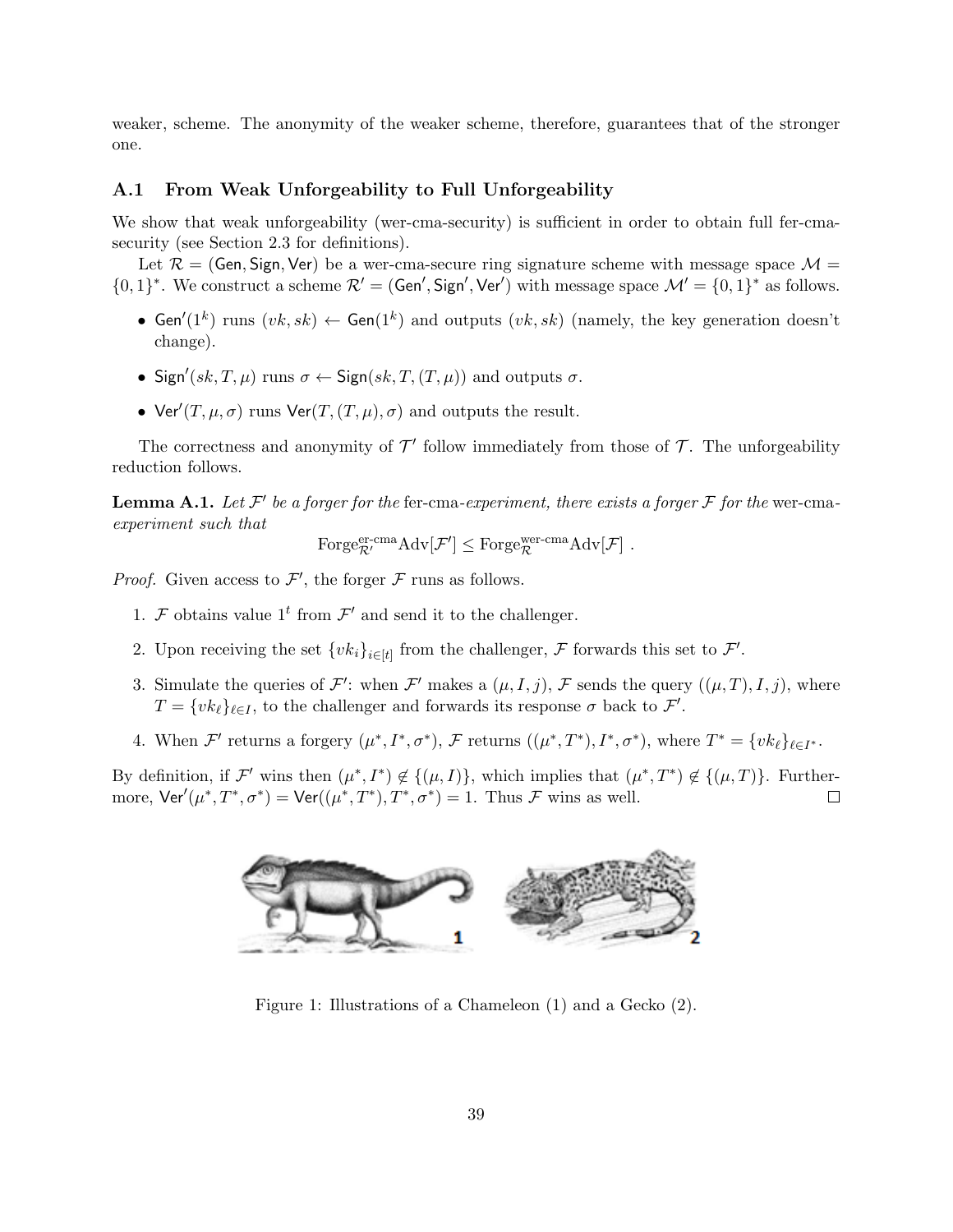weaker, scheme. The anonymity of the weaker scheme, therefore, guarantees that of the stronger one.

### A.1 From Weak Unforgeability to Full Unforgeability

We show that weak unforgeability (wer-cma-security) is sufficient in order to obtain full fer-cma-security (see Section 2.3 for definitions).

Let $\mathcal{R} = (\mathsf{Gen}, \mathsf{Sign}, \mathsf{Ver})$ be a wer-cma-secure ring signature scheme with message space $\mathcal{M} = \{0,1\}^*$. We construct a scheme $\mathcal{R}' = (\mathsf{Gen}', \mathsf{Sign}', \mathsf{Ver}')$ with message space $\mathcal{M}' = \{0,1\}^*$ as follows.

- $\mathsf{Gen}'(1^k)$ runs $(vk, sk) \leftarrow \mathsf{Gen}(1^k)$ and outputs $(vk, sk)$ (namely, the key generation doesn't change).
- $\mathsf{Sign}'(sk, T, \mu)$ runs $\sigma \leftarrow \mathsf{Sign}(sk, T, (T, \mu))$ and outputs $\sigma$.
- $\mathsf{Ver}'(T, \mu, \sigma)$ runs $\mathsf{Ver}(T, (T, \mu), \sigma)$ and outputs the result.

The correctness and anonymity of $\mathcal{T}'$ follow immediately from those of $\mathcal{T}$. The unforgeability reduction follows.

**Lemma A.1.** *Let $\mathcal{F}'$ be a forger for the* fer-cma*-experiment, there exists a forger $\mathcal{F}$ for the* wer-cma*-experiment such that*

$$\text{Forge}^{\text{er-cma}}_{\mathcal{R}'}\text{Adv}[\mathcal{F}'] \leq \text{Forge}^{\text{wer-cma}}_{\mathcal{R}}\text{Adv}[\mathcal{F}] \ .$$

*Proof.* Given access to $\mathcal{F}'$, the forger $\mathcal{F}$ runs as follows.

1. $\mathcal{F}$ obtains value $1^t$ from $\mathcal{F}'$ and send it to the challenger.
2. Upon receiving the set $\{vk_i\}_{i \in [t]}$ from the challenger, $\mathcal{F}$ forwards this set to $\mathcal{F}'$.
3. Simulate the queries of $\mathcal{F}'$: when $\mathcal{F}'$ makes a $(\mu, I, j)$, $\mathcal{F}$ sends the query $((\mu, T), I, j)$, where $T = \{vk_\ell\}_{\ell \in I}$, to the challenger and forwards its response $\sigma$ back to $\mathcal{F}'$.
4. When $\mathcal{F}'$ returns a forgery $(\mu^*, I^*, \sigma^*)$, $\mathcal{F}$ returns $((\mu^*, T^*), I^*, \sigma^*)$, where $T^* = \{vk_\ell\}_{\ell \in I^*}$.

By definition, if $\mathcal{F}'$ wins then $(\mu^*, I^*) \notin \{(\mu, I)\}$, which implies that $(\mu^*, T^*) \notin \{(\mu, T)\}$. Furthermore, $\mathsf{Ver}'(\mu^*, T^*, \sigma^*) = \mathsf{Ver}((\mu^*, T^*), T^*, \sigma^*) = 1$. Thus $\mathcal{F}$ wins as well. □

Figure 1: Illustrations of a Chameleon (1) and a Gecko (2).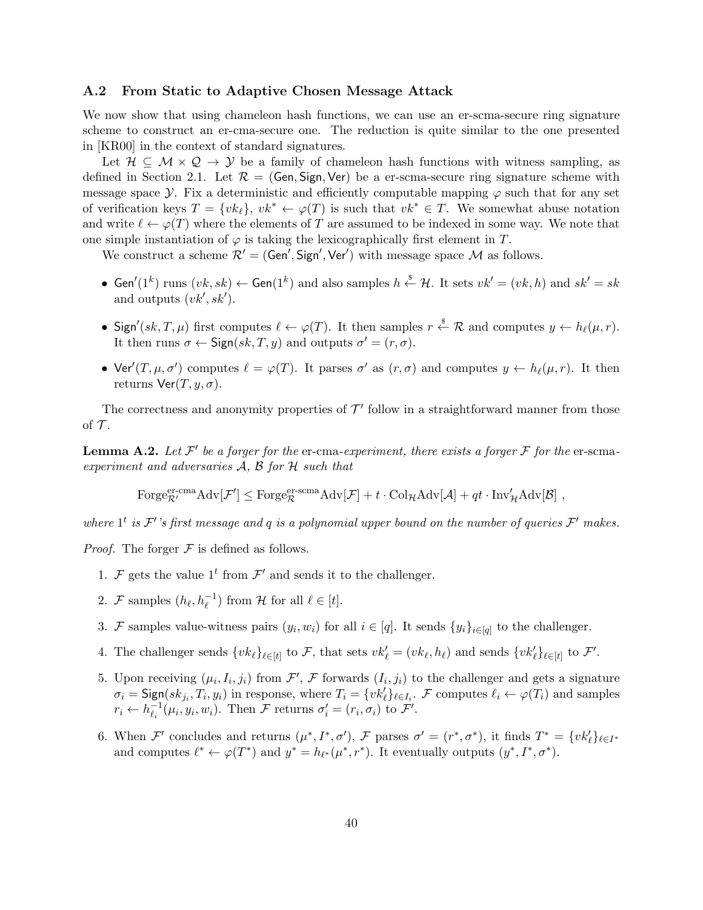### A.2 From Static to Adaptive Chosen Message Attack

We now show that using chameleon hash functions, we can use an er-scma-secure ring signature scheme to construct an er-cma-secure one. The reduction is quite similar to the one presented in [KR00] in the context of standard signatures.

Let $\mathcal{H} \subseteq \mathcal{M} \times \mathcal{Q} \to \mathcal{Y}$ be a family of chameleon hash functions with witness sampling, as defined in Section 2.1. Let $\mathcal{R} = (\mathsf{Gen}, \mathsf{Sign}, \mathsf{Ver})$ be a er-scma-secure ring signature scheme with message space $\mathcal{Y}$. Fix a deterministic and efficiently computable mapping $\varphi$ such that for any set of verification keys $T = \{vk_\ell\}$, $vk^* \leftarrow \varphi(T)$ is such that $vk^* \in T$. We somewhat abuse notation and write $\ell \leftarrow \varphi(T)$ where the elements of $T$ are assumed to be indexed in some way. We note that one simple instantiation of $\varphi$ is taking the lexicographically first element in $T$.

We construct a scheme $\mathcal{R}' = (\mathsf{Gen}', \mathsf{Sign}', \mathsf{Ver}')$ with message space $\mathcal{M}$ as follows.

- $\mathsf{Gen}'(1^k)$ runs $(vk, sk) \leftarrow \mathsf{Gen}(1^k)$ and also samples $h \xleftarrow{\$} \mathcal{H}$. It sets $vk' = (vk, h)$ and $sk' = sk$ and outputs $(vk', sk')$.
- $\mathsf{Sign}'(sk, T, \mu)$ first computes $\ell \leftarrow \varphi(T)$. It then samples $r \xleftarrow{\$} \mathcal{R}$ and computes $y \leftarrow h_\ell(\mu, r)$. It then runs $\sigma \leftarrow \mathsf{Sign}(sk, T, y)$ and outputs $\sigma' = (r, \sigma)$.
- $\mathsf{Ver}'(T, \mu, \sigma')$ computes $\ell = \varphi(T)$. It parses $\sigma'$ as $(r, \sigma)$ and computes $y \leftarrow h_\ell(\mu, r)$. It then returns $\mathsf{Ver}(T, y, \sigma)$.

The correctness and anonymity properties of $\mathcal{T}'$ follow in a straightforward manner from those of $\mathcal{T}$.

**Lemma A.2.** *Let $\mathcal{F}'$ be a forger for the* er-cma*-experiment, there exists a forger $\mathcal{F}$ for the* er-scma*-experiment and adversaries $\mathcal{A}$, $\mathcal{B}$ for $\mathcal{H}$ such that*

$$\text{Forge}^{\text{er-cma}}_{\mathcal{R}'}\text{Adv}[\mathcal{F}'] \leq \text{Forge}^{\text{er-scma}}_{\mathcal{R}}\text{Adv}[\mathcal{F}] + t \cdot \text{Col}_{\mathcal{H}}\text{Adv}[\mathcal{A}] + qt \cdot \text{Inv}'_{\mathcal{H}}\text{Adv}[\mathcal{B}] \ ,$$

*where $1^t$ is $\mathcal{F}'$'s first message and $q$ is a polynomial upper bound on the number of queries $\mathcal{F}'$ makes.*

*Proof.* The forger $\mathcal{F}$ is defined as follows.

1. $\mathcal{F}$ gets the value $1^t$ from $\mathcal{F}'$ and sends it to the challenger.
2. $\mathcal{F}$ samples $(h_\ell, h_\ell^{-1})$ from $\mathcal{H}$ for all $\ell \in [t]$.
3. $\mathcal{F}$ samples value-witness pairs $(y_i, w_i)$ for all $i \in [q]$. It sends $\{y_i\}_{i \in [q]}$ to the challenger.
4. The challenger sends $\{vk_\ell\}_{\ell \in [t]}$ to $\mathcal{F}$, that sets $vk'_\ell = (vk_\ell, h_\ell)$ and sends $\{vk'_\ell\}_{\ell \in [t]}$ to $\mathcal{F}'$.
5. Upon receiving $(\mu_i, I_i, j_i)$ from $\mathcal{F}'$, $\mathcal{F}$ forwards $(I_i, j_i)$ to the challenger and gets a signature $\sigma_i = \mathsf{Sign}(sk_{j_i}, T_i, y_i)$ in response, where $T_i = \{vk'_\ell\}_{\ell \in I_i}$. $\mathcal{F}$ computes $\ell_i \leftarrow \varphi(T_i)$ and samples $r_i \leftarrow h_{\ell_i}^{-1}(\mu_i, y_i, w_i)$. Then $\mathcal{F}$ returns $\sigma'_i = (r_i, \sigma_i)$ to $\mathcal{F}'$.
6. When $\mathcal{F}'$ concludes and returns $(\mu^*, I^*, \sigma')$, $\mathcal{F}$ parses $\sigma' = (r^*, \sigma^*)$, it finds $T^* = \{vk'_\ell\}_{\ell \in I^*}$ and computes $\ell^* \leftarrow \varphi(T^*)$ and $y^* = h_{\ell^*}(\mu^*, r^*)$. It eventually outputs $(y^*, I^*, \sigma^*)$.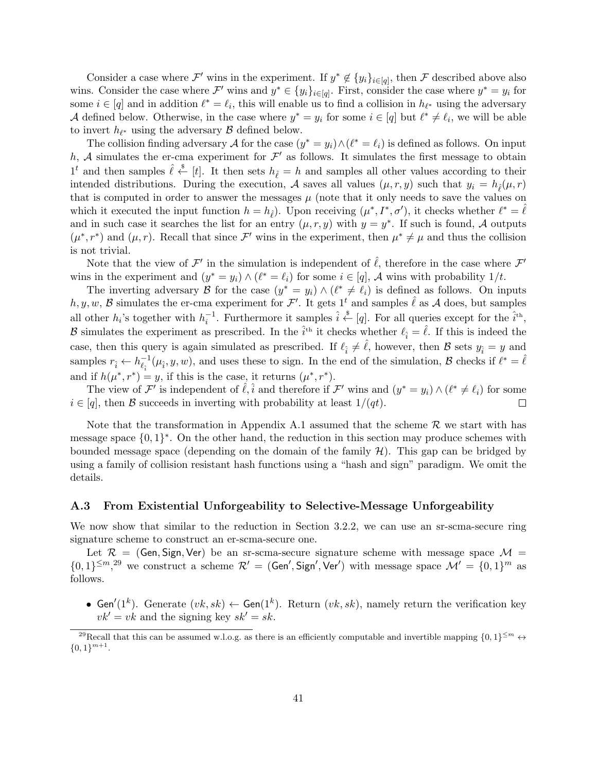Consider a case where $\mathcal{F}'$ wins in the experiment. If $y^* \notin \{y_i\}_{i\in[q]}$, then $\mathcal{F}$ described above also wins. Consider the case where $\mathcal{F}'$ wins and $y^* \in \{y_i\}_{i\in[q]}$. First, consider the case where $y^* = y_i$ for some $i \in [q]$ and in addition $\ell^* = \ell_i$, this will enable us to find a collision in $h_{\ell^*}$ using the adversary $\mathcal{A}$ defined below. Otherwise, in the case where $y^* = y_i$ for some $i \in [q]$ but $\ell^* \neq \ell_i$, we will be able to invert $h_{\ell^*}$ using the adversary $\mathcal{B}$ defined below.

The collision finding adversary $\mathcal{A}$ for the case $(y^* = y_i) \wedge (\ell^* = \ell_i)$ is defined as follows. On input $h$, $\mathcal{A}$ simulates the er-cma experiment for $\mathcal{F}'$ as follows. It simulates the first message to obtain $1^t$ and then samples $\hat{\ell} \xleftarrow{\$} [t]$. It then sets $h_{\hat{\ell}} = h$ and samples all other values according to their intended distributions. During the execution, $\mathcal{A}$ saves all values $(\mu, r, y)$ such that $y_i = h_{\hat{\ell}}(\mu, r)$ that is computed in order to answer the messages $\mu$ (note that it only needs to save the values on which it executed the input function $h = h_{\hat{\ell}}$). Upon receiving $(\mu^*, I^*, \sigma')$, it checks whether $\ell^* = \hat{\ell}$ and in such case it searches the list for an entry $(\mu, r, y)$ with $y = y^*$. If such is found, $\mathcal{A}$ outputs $(\mu^*, r^*)$ and $(\mu, r)$. Recall that since $\mathcal{F}'$ wins in the experiment, then $\mu^* \neq \mu$ and thus the collision is not trivial.

Note that the view of $\mathcal{F}'$ in the simulation is independent of $\hat{\ell}$, therefore in the case where $\mathcal{F}'$ wins in the experiment and $(y^* = y_i) \wedge (\ell^* = \ell_i)$ for some $i \in [q]$, $\mathcal{A}$ wins with probability $1/t$.

The inverting adversary $\mathcal{B}$ for the case $(y^* = y_i) \wedge (\ell^* \neq \ell_i)$ is defined as follows. On inputs $h, y, w$, $\mathcal{B}$ simulates the er-cma experiment for $\mathcal{F}'$. It gets $1^t$ and samples $\hat{\ell}$ as $\mathcal{A}$ does, but samples all other $h_i$'s together with $h_i^{-1}$. Furthermore it samples $\hat{i} \xleftarrow{\$} [q]$. For all queries except for the $\hat{i}^{\text{th}}$, $\mathcal{B}$ simulates the experiment as prescribed. In the $\hat{i}^{\text{th}}$ it checks whether $\ell_{\hat{i}} = \hat{\ell}$. If this is indeed the case, then this query is again simulated as prescribed. If $\ell_{\hat{i}} \neq \hat{\ell}$, however, then $\mathcal{B}$ sets $y_{\hat{i}} = y$ and samples $r_{\hat{i}} \leftarrow h^{-1}_{\ell_{\hat{i}}}(\mu_{\hat{i}}, y, w)$, and uses these to sign. In the end of the simulation, $\mathcal{B}$ checks if $\ell^* = \hat{\ell}$ and if $h(\mu^*, r^*) = y$, if this is the case, it returns $(\mu^*, r^*)$.

The view of $\mathcal{F}'$ is independent of $\hat{\ell}, \hat{i}$ and therefore if $\mathcal{F}'$ wins and $(y^* = y_i) \wedge (\ell^* \neq \ell_i)$ for some $i \in [q]$, then $\mathcal{B}$ succeeds in inverting with probability at least $1/(qt)$. □

Note that the transformation in Appendix A.1 assumed that the scheme $\mathcal{R}$ we start with has message space $\{0,1\}^*$. On the other hand, the reduction in this section may produce schemes with bounded message space (depending on the domain of the family $\mathcal{H}$). This gap can be bridged by using a family of collision resistant hash functions using a "hash and sign" paradigm. We omit the details.

### A.3 From Existential Unforgeability to Selective-Message Unforgeability

We now show that similar to the reduction in Section 3.2.2, we can use an sr-scma-secure ring signature scheme to construct an er-scma-secure one.

Let $\mathcal{R} = (\mathsf{Gen}, \mathsf{Sign}, \mathsf{Ver})$ be an sr-scma-secure signature scheme with message space $\mathcal{M} = \{0,1\}^{\leq m}$,[29] we construct a scheme $\mathcal{R}' = (\mathsf{Gen}', \mathsf{Sign}', \mathsf{Ver}')$ with message space $\mathcal{M}' = \{0,1\}^m$ as follows.

- $\mathsf{Gen}'(1^k)$. Generate $(vk, sk) \leftarrow \mathsf{Gen}(1^k)$. Return $(vk, sk)$, namely return the verification key $vk' = vk$ and the signing key $sk' = sk$.

[29] Recall that this can be assumed w.l.o.g. as there is an efficiently computable and invertible mapping $\{0,1\}^{\leq m} \leftrightarrow \{0,1\}^{m+1}$.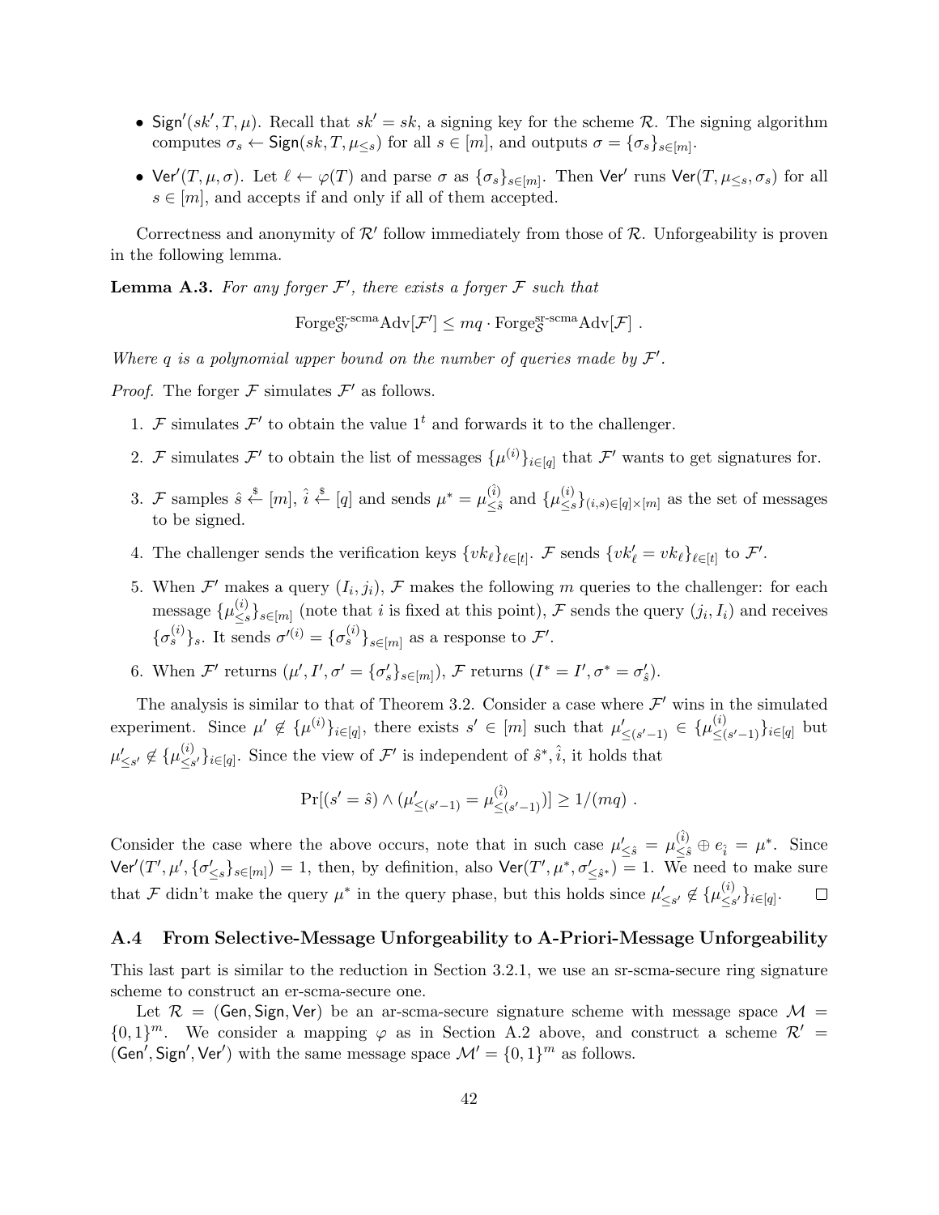- $\mathsf{Sign}'(sk', T, \mu)$. Recall that $sk' = sk$, a signing key for the scheme $\mathcal{R}$. The signing algorithm computes $\sigma_s \leftarrow \mathsf{Sign}(sk, T, \mu_{\leq s})$ for all $s \in [m]$, and outputs $\sigma = \{\sigma_s\}_{s \in [m]}$.
- $\mathsf{Ver}'(T, \mu, \sigma)$. Let $\ell \leftarrow \varphi(T)$ and parse $\sigma$ as $\{\sigma_s\}_{s \in [m]}$. Then $\mathsf{Ver}'$ runs $\mathsf{Ver}(T, \mu_{\leq s}, \sigma_s)$ for all $s \in [m]$, and accepts if and only if all of them accepted.

Correctness and anonymity of $\mathcal{R}'$ follow immediately from those of $\mathcal{R}$. Unforgeability is proven in the following lemma.

**Lemma A.3.** *For any forger $\mathcal{F}'$, there exists a forger $\mathcal{F}$ such that*

$$\mathrm{Forge}_{\mathcal{S}'}^{\text{er-scma}}\mathrm{Adv}[\mathcal{F}'] \leq mq \cdot \mathrm{Forge}_{\mathcal{S}}^{\text{sr-scma}}\mathrm{Adv}[\mathcal{F}] \ .$$

*Where $q$ is a polynomial upper bound on the number of queries made by $\mathcal{F}'$.*

*Proof.* The forger $\mathcal{F}$ simulates $\mathcal{F}'$ as follows.

1. $\mathcal{F}$ simulates $\mathcal{F}'$ to obtain the value $1^t$ and forwards it to the challenger.
2. $\mathcal{F}$ simulates $\mathcal{F}'$ to obtain the list of messages $\{\mu^{(i)}\}_{i \in [q]}$ that $\mathcal{F}'$ wants to get signatures for.
3. $\mathcal{F}$ samples $\hat{s} \xleftarrow{\$} [m]$, $\hat{i} \xleftarrow{\$} [q]$ and sends $\mu^* = \mu^{(\hat{i})}_{\leq \hat{s}}$ and $\{\mu^{(i)}_{\leq s}\}_{(i,s) \in [q] \times [m]}$ as the set of messages to be signed.
4. The challenger sends the verification keys $\{vk_\ell\}_{\ell \in [t]}$. $\mathcal{F}$ sends $\{vk'_\ell = vk_\ell\}_{\ell \in [t]}$ to $\mathcal{F}'$.
5. When $\mathcal{F}'$ makes a query $(I_i, j_i)$, $\mathcal{F}$ makes the following $m$ queries to the challenger: for each message $\{\mu^{(i)}_{\leq s}\}_{s \in [m]}$ (note that $i$ is fixed at this point), $\mathcal{F}$ sends the query $(j_i, I_i)$ and receives $\{\sigma^{(i)}_s\}_s$. It sends $\sigma'^{(i)} = \{\sigma^{(i)}_s\}_{s \in [m]}$ as a response to $\mathcal{F}'$.
6. When $\mathcal{F}'$ returns $(\mu', I', \sigma' = \{\sigma'_s\}_{s \in [m]})$, $\mathcal{F}$ returns $(I^* = I', \sigma^* = \sigma'_{\hat{s}})$.

The analysis is similar to that of Theorem 3.2. Consider a case where $\mathcal{F}'$ wins in the simulated experiment. Since $\mu' \notin \{\mu^{(i)}\}_{i \in [q]}$, there exists $s' \in [m]$ such that $\mu'_{\leq (s'-1)} \in \{\mu^{(i)}_{\leq (s'-1)}\}_{i \in [q]}$ but $\mu'_{\leq s'} \notin \{\mu^{(i)}_{\leq s'}\}_{i \in [q]}$. Since the view of $\mathcal{F}'$ is independent of $\hat{s}^*, \hat{i}$, it holds that

$$\Pr[(s' = \hat{s}) \wedge (\mu'_{\leq (s'-1)} = \mu^{(\hat{i})}_{\leq (s'-1)})] \geq 1/(mq) \ .$$

Consider the case where the above occurs, note that in such case $\mu'_{\leq \hat{s}} = \mu^{(\hat{i})}_{\leq \hat{s}} \oplus e_{\hat{i}} = \mu^*$. Since $\mathsf{Ver}'(T', \mu', \{\sigma'_{\leq s}\}_{s \in [m]}) = 1$, then, by definition, also $\mathsf{Ver}(T', \mu^*, \sigma'_{\leq \hat{s}^*}) = 1$. We need to make sure that $\mathcal{F}$ didn't make the query $\mu^*$ in the query phase, but this holds since $\mu'_{\leq s'} \notin \{\mu^{(i)}_{\leq s'}\}_{i \in [q]}$. $\square$

### A.4 From Selective-Message Unforgeability to A-Priori-Message Unforgeability

This last part is similar to the reduction in Section 3.2.1, we use an sr-scma-secure ring signature scheme to construct an er-scma-secure one.

Let $\mathcal{R} = (\mathsf{Gen}, \mathsf{Sign}, \mathsf{Ver})$ be an ar-scma-secure signature scheme with message space $\mathcal{M} = \{0,1\}^m$. We consider a mapping $\varphi$ as in Section A.2 above, and construct a scheme $\mathcal{R}' = (\mathsf{Gen}', \mathsf{Sign}', \mathsf{Ver}')$ with the same message space $\mathcal{M}' = \{0,1\}^m$ as follows.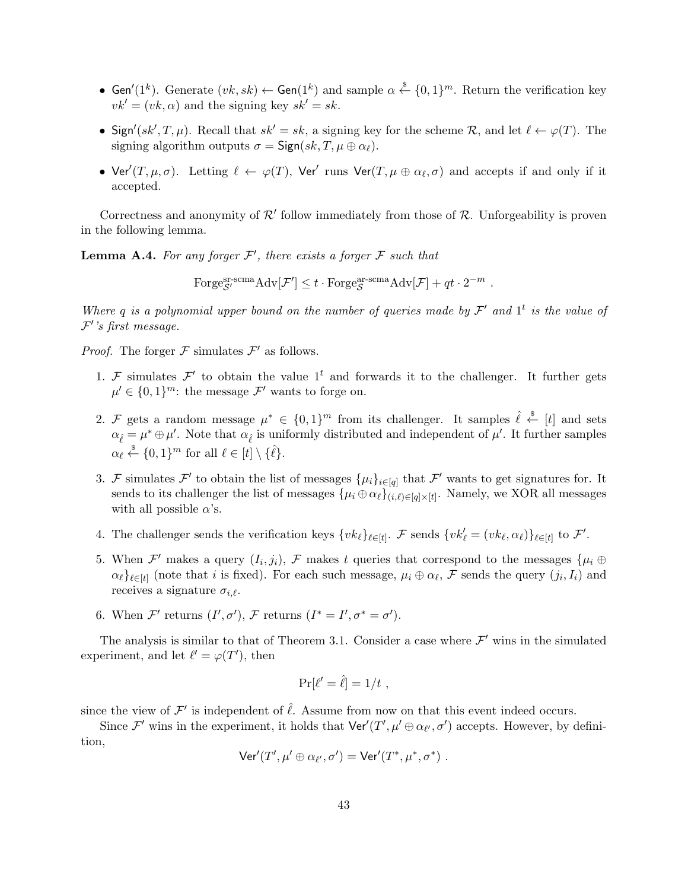- $\mathsf{Gen}'(1^k)$. Generate $(vk, sk) \leftarrow \mathsf{Gen}(1^k)$ and sample $\alpha \xleftarrow{\$} \{0,1\}^m$. Return the verification key $vk' = (vk, \alpha)$ and the signing key $sk' = sk$.
- $\mathsf{Sign}'(sk', T, \mu)$. Recall that $sk' = sk$, a signing key for the scheme $\mathcal{R}$, and let $\ell \leftarrow \varphi(T)$. The signing algorithm outputs $\sigma = \mathsf{Sign}(sk, T, \mu \oplus \alpha_\ell)$.
- $\mathsf{Ver}'(T, \mu, \sigma)$. Letting $\ell \leftarrow \varphi(T)$, $\mathsf{Ver}'$ runs $\mathsf{Ver}(T, \mu \oplus \alpha_\ell, \sigma)$ and accepts if and only if it accepted.

Correctness and anonymity of $\mathcal{R}'$ follow immediately from those of $\mathcal{R}$. Unforgeability is proven in the following lemma.

**Lemma A.4.** *For any forger $\mathcal{F}'$, there exists a forger $\mathcal{F}$ such that*

$$\text{Forge}_{\mathcal{S}'}^{\text{sr-scma}}\text{Adv}[\mathcal{F}'] \leq t \cdot \text{Forge}_{\mathcal{S}}^{\text{ar-scma}}\text{Adv}[\mathcal{F}] + qt \cdot 2^{-m} \ .$$

*Where $q$ is a polynomial upper bound on the number of queries made by $\mathcal{F}'$ and $1^t$ is the value of $\mathcal{F}'$'s first message.*

*Proof.* The forger $\mathcal{F}$ simulates $\mathcal{F}'$ as follows.

1. $\mathcal{F}$ simulates $\mathcal{F}'$ to obtain the value $1^t$ and forwards it to the challenger. It further gets $\mu' \in \{0,1\}^m$: the message $\mathcal{F}'$ wants to forge on.
2. $\mathcal{F}$ gets a random message $\mu^* \in \{0,1\}^m$ from its challenger. It samples $\hat{\ell} \xleftarrow{\$} [t]$ and sets $\alpha_{\hat{\ell}} = \mu^* \oplus \mu'$. Note that $\alpha_{\hat{\ell}}$ is uniformly distributed and independent of $\mu'$. It further samples $\alpha_\ell \xleftarrow{\$} \{0,1\}^m$ for all $\ell \in [t] \setminus \{\hat{\ell}\}$.
3. $\mathcal{F}$ simulates $\mathcal{F}'$ to obtain the list of messages $\{\mu_i\}_{i\in[q]}$ that $\mathcal{F}'$ wants to get signatures for. It sends to its challenger the list of messages $\{\mu_i \oplus \alpha_\ell\}_{(i,\ell)\in[q]\times[t]}$. Namely, we XOR all messages with all possible $\alpha$'s.
4. The challenger sends the verification keys $\{vk_\ell\}_{\ell\in[t]}$. $\mathcal{F}$ sends $\{vk'_\ell = (vk_\ell, \alpha_\ell)\}_{\ell\in[t]}$ to $\mathcal{F}'$.
5. When $\mathcal{F}'$ makes a query $(I_i, j_i)$, $\mathcal{F}$ makes $t$ queries that correspond to the messages $\{\mu_i \oplus \alpha_\ell\}_{\ell\in[t]}$ (note that $i$ is fixed). For each such message, $\mu_i \oplus \alpha_\ell$, $\mathcal{F}$ sends the query $(j_i, I_i)$ and receives a signature $\sigma_{i,\ell}$.
6. When $\mathcal{F}'$ returns $(I', \sigma')$, $\mathcal{F}$ returns $(I^* = I', \sigma^* = \sigma')$.

The analysis is similar to that of Theorem 3.1. Consider a case where $\mathcal{F}'$ wins in the simulated experiment, and let $\ell' = \varphi(T')$, then

$$\Pr[\ell' = \hat{\ell}] = 1/t \ ,$$

since the view of $\mathcal{F}'$ is independent of $\hat{\ell}$. Assume from now on that this event indeed occurs.

Since $\mathcal{F}'$ wins in the experiment, it holds that $\mathsf{Ver}'(T', \mu' \oplus \alpha_{\ell'}, \sigma')$ accepts. However, by definition,

$$\mathsf{Ver}'(T', \mu' \oplus \alpha_{\ell'}, \sigma') = \mathsf{Ver}'(T^*, \mu^*, \sigma^*) \ .$$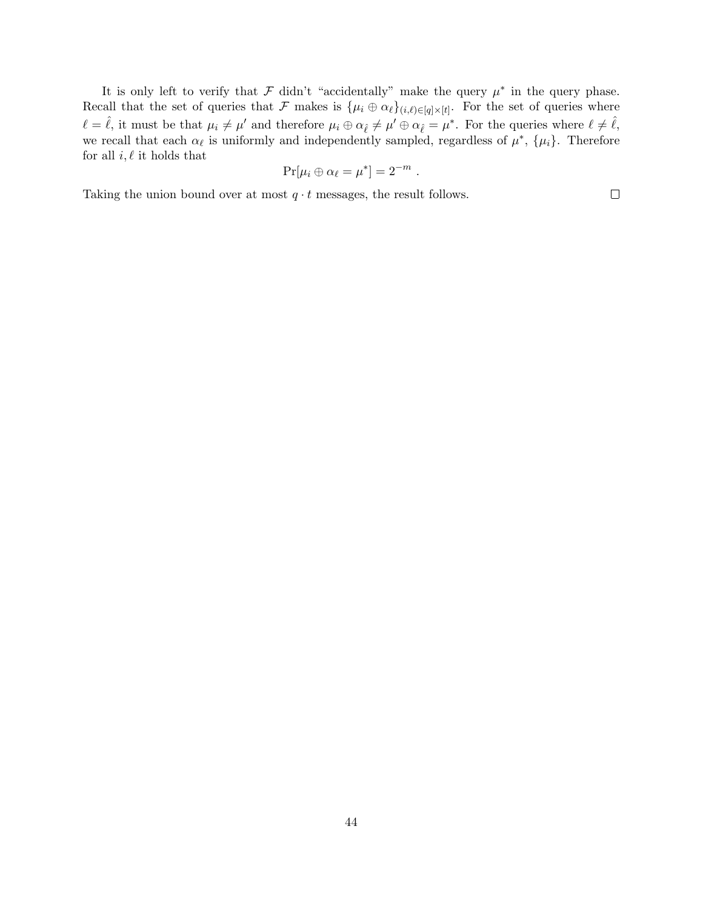It is only left to verify that $\mathcal{F}$ didn't "accidentally" make the query $\mu^*$ in the query phase. Recall that the set of queries that $\mathcal{F}$ makes is $\{\mu_i \oplus \alpha_\ell\}_{(i,\ell)\in[q]\times[t]}$. For the set of queries where $\ell = \hat{\ell}$, it must be that $\mu_i \neq \mu'$ and therefore $\mu_i \oplus \alpha_{\hat{\ell}} \neq \mu' \oplus \alpha_{\hat{\ell}} = \mu^*$. For the queries where $\ell \neq \hat{\ell}$, we recall that each $\alpha_\ell$ is uniformly and independently sampled, regardless of $\mu^*$, $\{\mu_i\}$. Therefore for all $i, \ell$ it holds that

$$\Pr[\mu_i \oplus \alpha_\ell = \mu^*] = 2^{-m} \ .$$

Taking the union bound over at most $q \cdot t$ messages, the result follows. □